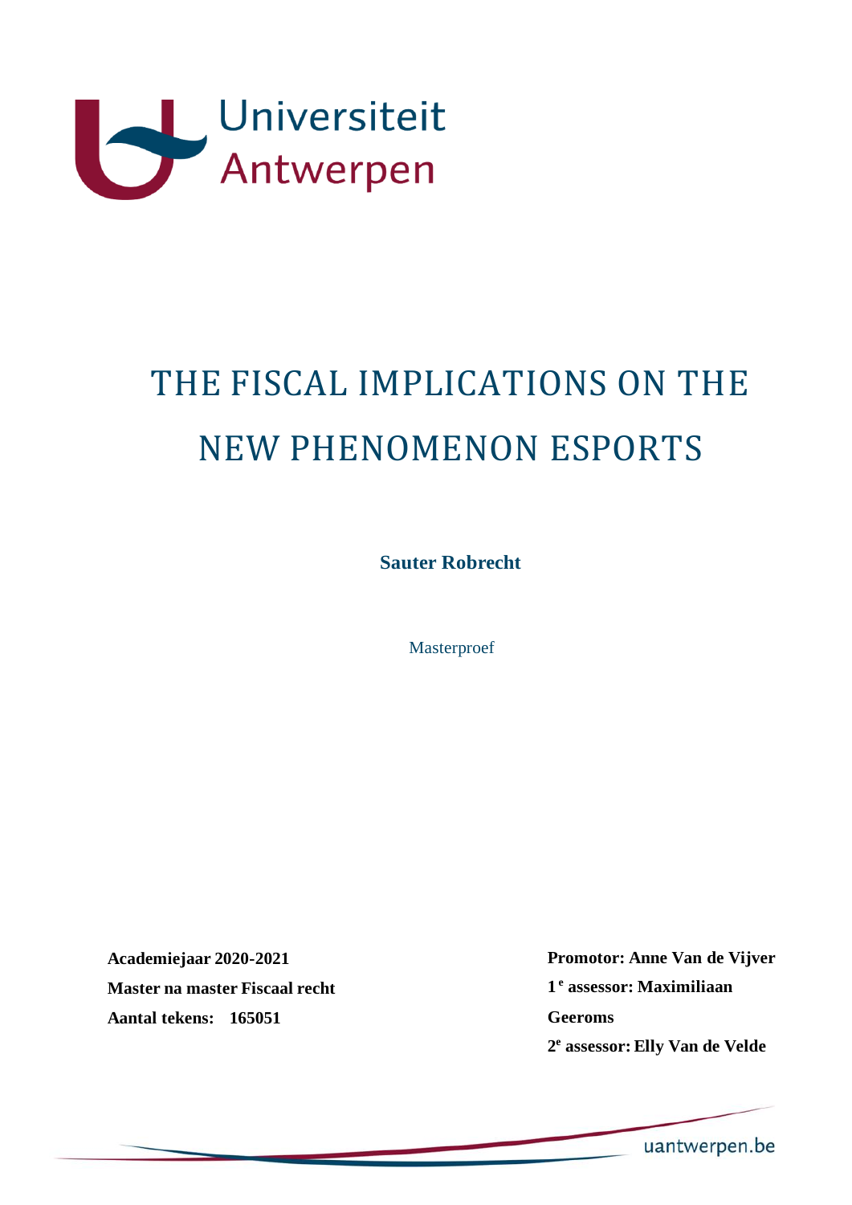Universiteit Antwerpen

# THE FISCAL IMPLICATIONS ON THE NEW PHENOMENON ESPORTS

**Sauter Robrecht**

Masterproef

**Academiejaar 2020-2021**
**Master na master Fiscaal recht**
**Aantal tekens: 165051**

**Promotor: Anne Van de Vijver**
**1[e] assessor: Maximiliaan Geeroms**
**2[e] assessor: Elly Van de Velde**

uantwerpen.be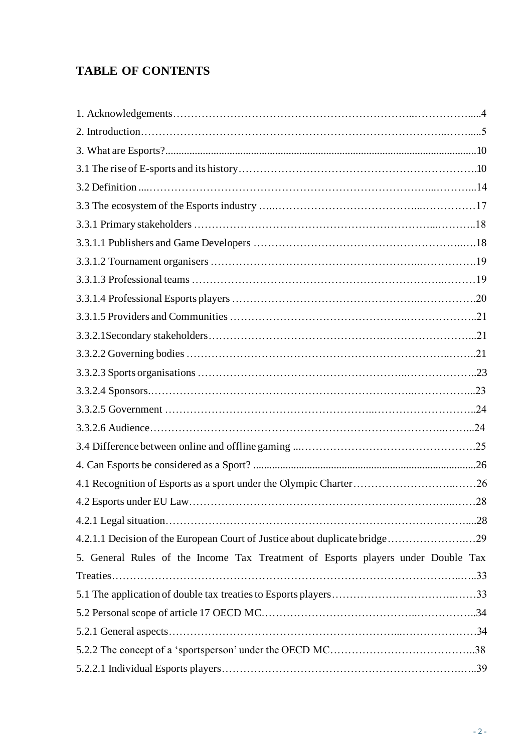## TABLE OF CONTENTS

1. Acknowledgements……………………………………………………………..……………......4
2. Introduction………………………………………………………………………..…….....5
3. What are Esports?....................................................................................................................10
3.1 The rise of E-sports and its history………………………………………………………….10
3.2 Definition ....………………………………………………………………….…..………...14
3.3 The ecosystem of the Esports industry …..…………………………………...…………….17
3.3.1 Primary stakeholders …………………………………………………………...………..18
3.3.1.1 Publishers and Game Developers ………………………………………………….....…..18
3.3.1.2 Tournament organisers …………………….……………………………..…………….19
3.3.1.3 Professional teams …………………………………….……………………..………19
3.3.1.4 Professional Esports players …………………………………………….…………….20
3.3.1.5 Providers and Communities ………………………………………..………………..21
3.3.2.1Secondary stakeholders……………………………………….……………………...21
3.3.2.2 Governing bodies …………………………………………………………………..……..21
3.3.2.3 Sports organisations …………………………………………….…………………..23
3.3.2.4 Sponsors.…………………………………………………………..……………...23
3.3.2.5 Government ………………….……………………………...………………………..24
3.3.2.6 Audience…………………………………………………………………………..……...24
3.4 Difference between online and offline gaming ...………………………………………….25
4. Can Esports be considered as a Sport? ..................................................................................26
4.1 Recognition of Esports as a sport under the Olympic Charter…………………………..……26
4.2 Esports under EU Law………………………………………………………………...……28
4.2.1 Legal situation……………………………………………………………………….....28
4.2.1.1 Decision of the European Court of Justice about duplicate bridge………………….…29
5. General Rules of the Income Tax Treatment of Esports players under Double Tax Treaties……………………………………………………………………………….…...…..33
5.1 The application of double tax treaties to Esports players……………………………..……33
5.2 Personal scope of article 17 OECD MC……………………………………..……………..34
5.2.1 General aspects…………………………………………………...…………………34
5.2.2 The concept of a 'sportsperson' under the OECD MC…………………………………..38
5.2.2.1 Individual Esports players…………………………………………………………….…..39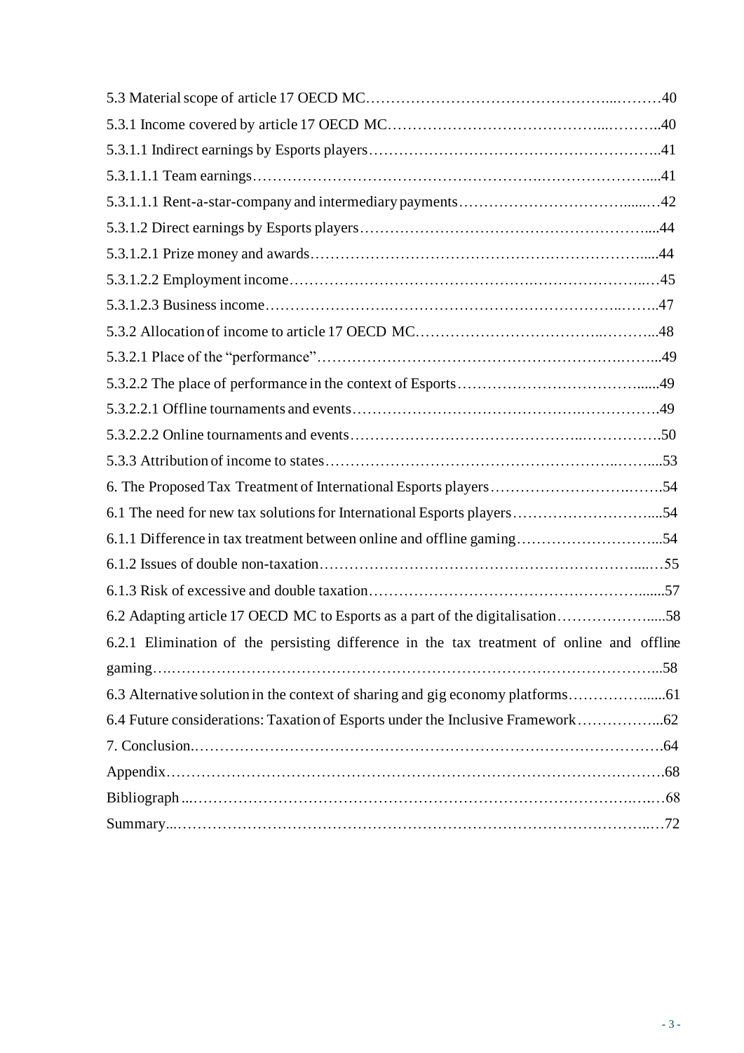5.3 Material scope of article 17 OECD MC…………………………………………...………40

5.3.1 Income covered by article 17 OECD MC……………………………………...………..40

5.3.1.1 Indirect earnings by Esports players…………………….………………………….…..41

5.3.1.1.1 Team earnings……………………………………………….…………………....41

5.3.1.1.1 Rent-a-star-company and intermediary payments……………………………......…42

5.3.1.2 Direct earnings by Esports players……………………………………………….....44

5.3.1.2.1 Prize money and awards…………………………………………………………......44

5.3.1.2.2 Employment income…………………………………….…………………..…45

5.3.1.2.3 Business income……………………..……………………………………..……..47

5.3.2 Allocation of income to article 17 OECD MC……………………………….………...48

5.3.2.1 Place of the "performance"……………………………………………………….……...49

5.3.2.2 The place of performance in the context of Esports………………………………......49

5.3.2.2.1 Offline tournaments and events…………………………………….……………….49

5.3.2.2.2 Online tournaments and events………….……………………………..…………….50

5.3.3 Attribution of income to states………………………………………………..……....53

6. The Proposed Tax Treatment of International Esports players……………………….…….54

6.1 The need for new tax solutions for International Esports players………………………....54

6.1.1 Difference in tax treatment between online and offline gaming………………………...54

6.1.2 Issues of double non-taxation………………………………………………………....…55

6.1.3 Risk of excessive and double taxation……………………………………………….......57

6.2 Adapting article 17 OECD MC to Esports as a part of the digitalisation………………….....58

6.2.1 Elimination of the persisting difference in the tax treatment of online and offline gaming….…………………………………………………………………….……………...58

6.3 Alternative solution in the context of sharing and gig economy platforms……………......61

6.4 Future considerations: Taxation of Esports under the Inclusive Framework……………...62

7. Conclusion.……………………………………………………………………………….64

Appendix………………………………………………………………………….………….68

Bibliograph ...……………………………………………………………………….….….…68

Summary...…………………………………………………………………………………..…72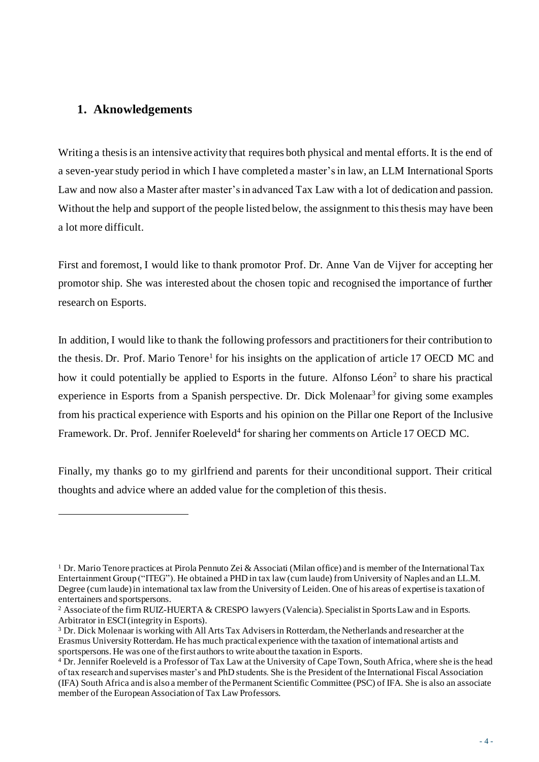## 1. Aknowledgements

Writing a thesis is an intensive activity that requires both physical and mental efforts. It is the end of a seven-year study period in which I have completed a master's in law, an LLM International Sports Law and now also a Master after master's in advanced Tax Law with a lot of dedication and passion. Without the help and support of the people listed below, the assignment to this thesis may have been a lot more difficult.

First and foremost, I would like to thank promotor Prof. Dr. Anne Van de Vijver for accepting her promotor ship. She was interested about the chosen topic and recognised the importance of further research on Esports.

In addition, I would like to thank the following professors and practitioners for their contribution to the thesis. Dr. Prof. Mario Tenore[1] for his insights on the application of article 17 OECD MC and how it could potentially be applied to Esports in the future. Alfonso Léon[2] to share his practical experience in Esports from a Spanish perspective. Dr. Dick Molenaar[3] for giving some examples from his practical experience with Esports and his opinion on the Pillar one Report of the Inclusive Framework. Dr. Prof. Jennifer Roeleveld[4] for sharing her comments on Article 17 OECD MC.

Finally, my thanks go to my girlfriend and parents for their unconditional support. Their critical thoughts and advice where an added value for the completion of this thesis.

---

[1] Dr. Mario Tenore practices at Pirola Pennuto Zei & Associati (Milan office) and is member of the International Tax Entertainment Group ("ITEG"). He obtained a PHD in tax law (cum laude) from University of Naples and an LL.M. Degree (cum laude) in international tax law from the University of Leiden. One of his areas of expertise is taxation of entertainers and sportspersons.

[2] Associate of the firm RUIZ-HUERTA & CRESPO lawyers (Valencia). Specialist in Sports Law and in Esports. Arbitrator in ESCI (integrity in Esports).

[3] Dr. Dick Molenaar is working with All Arts Tax Advisers in Rotterdam, the Netherlands and researcher at the Erasmus University Rotterdam. He has much practical experience with the taxation of international artists and sportspersons. He was one of the first authors to write about the taxation in Esports.

[4] Dr. Jennifer Roeleveld is a Professor of Tax Law at the University of Cape Town, South Africa, where she is the head of tax research and supervises master's and PhD students. She is the President of the International Fiscal Association (IFA) South Africa and is also a member of the Permanent Scientific Committee (PSC) of IFA. She is also an associate member of the European Association of Tax Law Professors.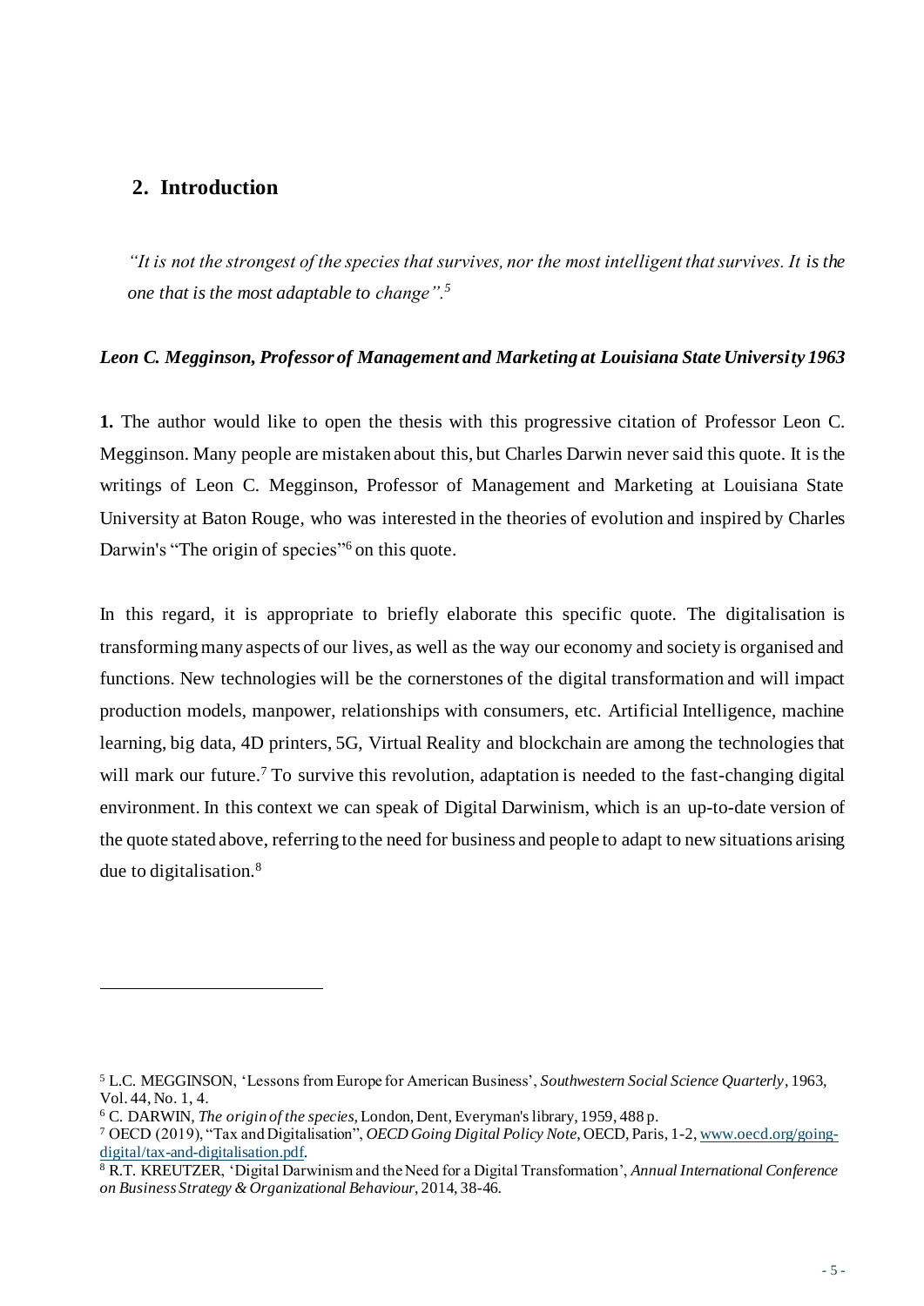## 2. Introduction

*"It is not the strongest of the species that survives, nor the most intelligent that survives. It is the one that is the most adaptable to change".*[5]

***Leon C. Megginson, Professor of Management and Marketing at Louisiana State University 1963***

**1.** The author would like to open the thesis with this progressive citation of Professor Leon C. Megginson. Many people are mistaken about this, but Charles Darwin never said this quote. It is the writings of Leon C. Megginson, Professor of Management and Marketing at Louisiana State University at Baton Rouge, who was interested in the theories of evolution and inspired by Charles Darwin's "The origin of species"[6] on this quote.

In this regard, it is appropriate to briefly elaborate this specific quote. The digitalisation is transforming many aspects of our lives, as well as the way our economy and society is organised and functions. New technologies will be the cornerstones of the digital transformation and will impact production models, manpower, relationships with consumers, etc. Artificial Intelligence, machine learning, big data, 4D printers, 5G, Virtual Reality and blockchain are among the technologies that will mark our future.[7] To survive this revolution, adaptation is needed to the fast-changing digital environment. In this context we can speak of Digital Darwinism, which is an up-to-date version of the quote stated above, referring to the need for business and people to adapt to new situations arising due to digitalisation.[8]

---

[5] L.C. MEGGINSON, 'Lessons from Europe for American Business', *Southwestern Social Science Quarterly*, 1963, Vol. 44, No. 1, 4.

[6] C. DARWIN, *The origin of the species*, London, Dent, Everyman's library, 1959, 488 p.

[7] OECD (2019), "Tax and Digitalisation", *OECD Going Digital Policy Note*, OECD, Paris, 1-2, www.oecd.org/going-digital/tax-and-digitalisation.pdf.

[8] R.T. KREUTZER, 'Digital Darwinism and the Need for a Digital Transformation', *Annual International Conference on Business Strategy & Organizational Behaviour*, 2014, 38-46.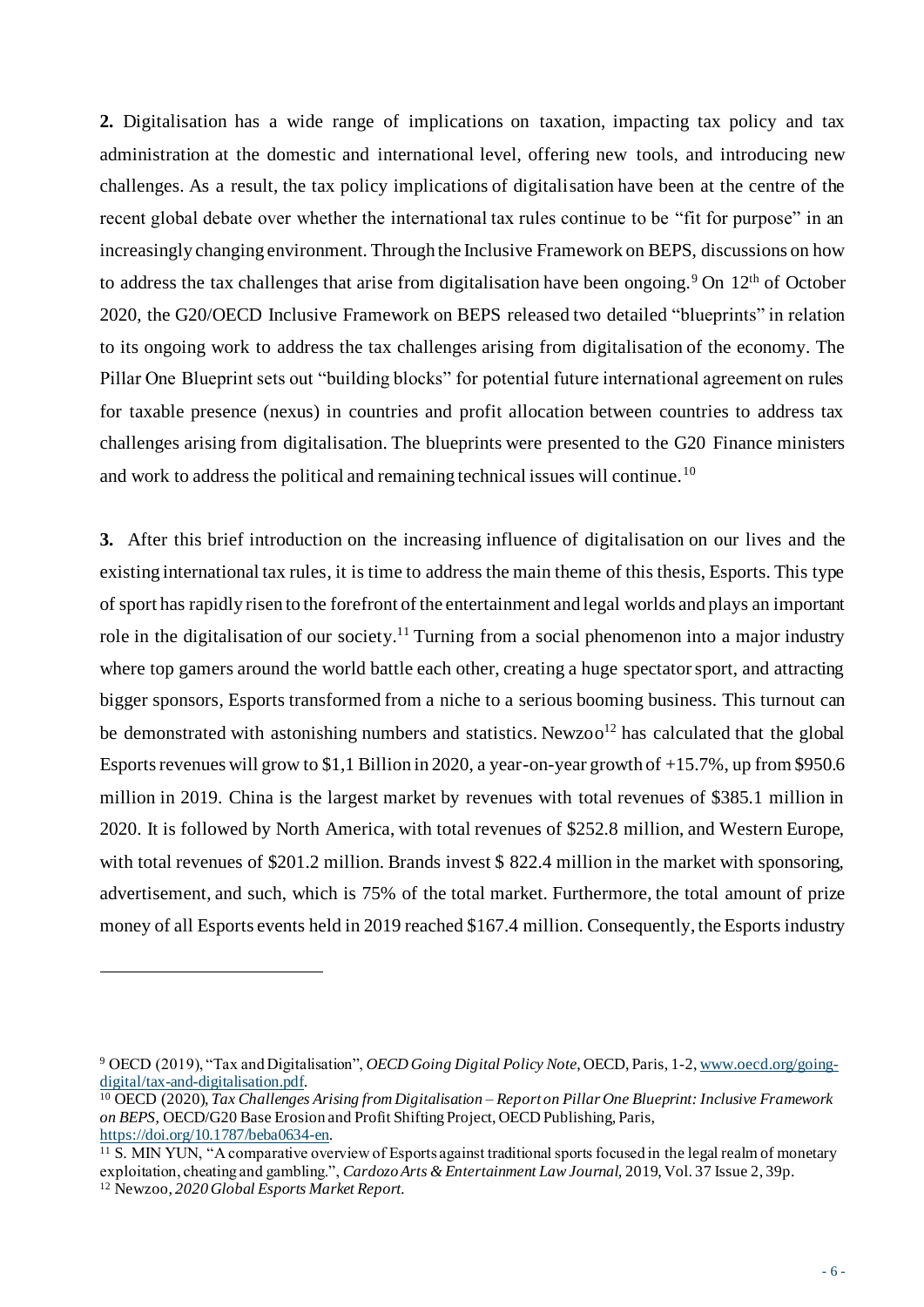**2.** Digitalisation has a wide range of implications on taxation, impacting tax policy and tax administration at the domestic and international level, offering new tools, and introducing new challenges. As a result, the tax policy implications of digitalisation have been at the centre of the recent global debate over whether the international tax rules continue to be "fit for purpose" in an increasingly changing environment. Through the Inclusive Framework on BEPS, discussions on how to address the tax challenges that arise from digitalisation have been ongoing.[9] On 12th of October 2020, the G20/OECD Inclusive Framework on BEPS released two detailed "blueprints" in relation to its ongoing work to address the tax challenges arising from digitalisation of the economy. The Pillar One Blueprint sets out "building blocks" for potential future international agreement on rules for taxable presence (nexus) in countries and profit allocation between countries to address tax challenges arising from digitalisation. The blueprints were presented to the G20 Finance ministers and work to address the political and remaining technical issues will continue.[10]

**3.** After this brief introduction on the increasing influence of digitalisation on our lives and the existing international tax rules, it is time to address the main theme of this thesis, Esports. This type of sport has rapidly risen to the forefront of the entertainment and legal worlds and plays an important role in the digitalisation of our society.[11] Turning from a social phenomenon into a major industry where top gamers around the world battle each other, creating a huge spectator sport, and attracting bigger sponsors, Esports transformed from a niche to a serious booming business. This turnout can be demonstrated with astonishing numbers and statistics. Newzoo[12] has calculated that the global Esports revenues will grow to $1,1 Billion in 2020, a year-on-year growth of +15.7%, up from $950.6 million in 2019. China is the largest market by revenues with total revenues of $385.1 million in 2020. It is followed by North America, with total revenues of $252.8 million, and Western Europe, with total revenues of $201.2 million. Brands invest $ 822.4 million in the market with sponsoring, advertisement, and such, which is 75% of the total market. Furthermore, the total amount of prize money of all Esports events held in 2019 reached $167.4 million. Consequently, the Esports industry

---

[9] OECD (2019), "Tax and Digitalisation", *OECD Going Digital Policy Note*, OECD, Paris, 1-2, www.oecd.org/going-digital/tax-and-digitalisation.pdf.

[10] OECD (2020), *Tax Challenges Arising from Digitalisation – Report on Pillar One Blueprint: Inclusive Framework on BEPS*, OECD/G20 Base Erosion and Profit Shifting Project, OECD Publishing, Paris, https://doi.org/10.1787/beba0634-en.

[11] S. MIN YUN, "A comparative overview of Esports against traditional sports focused in the legal realm of monetary exploitation, cheating and gambling.", *Cardozo Arts & Entertainment Law Journal*, 2019, Vol. 37 Issue 2, 39p.

[12] Newzoo, *2020 Global Esports Market Report*.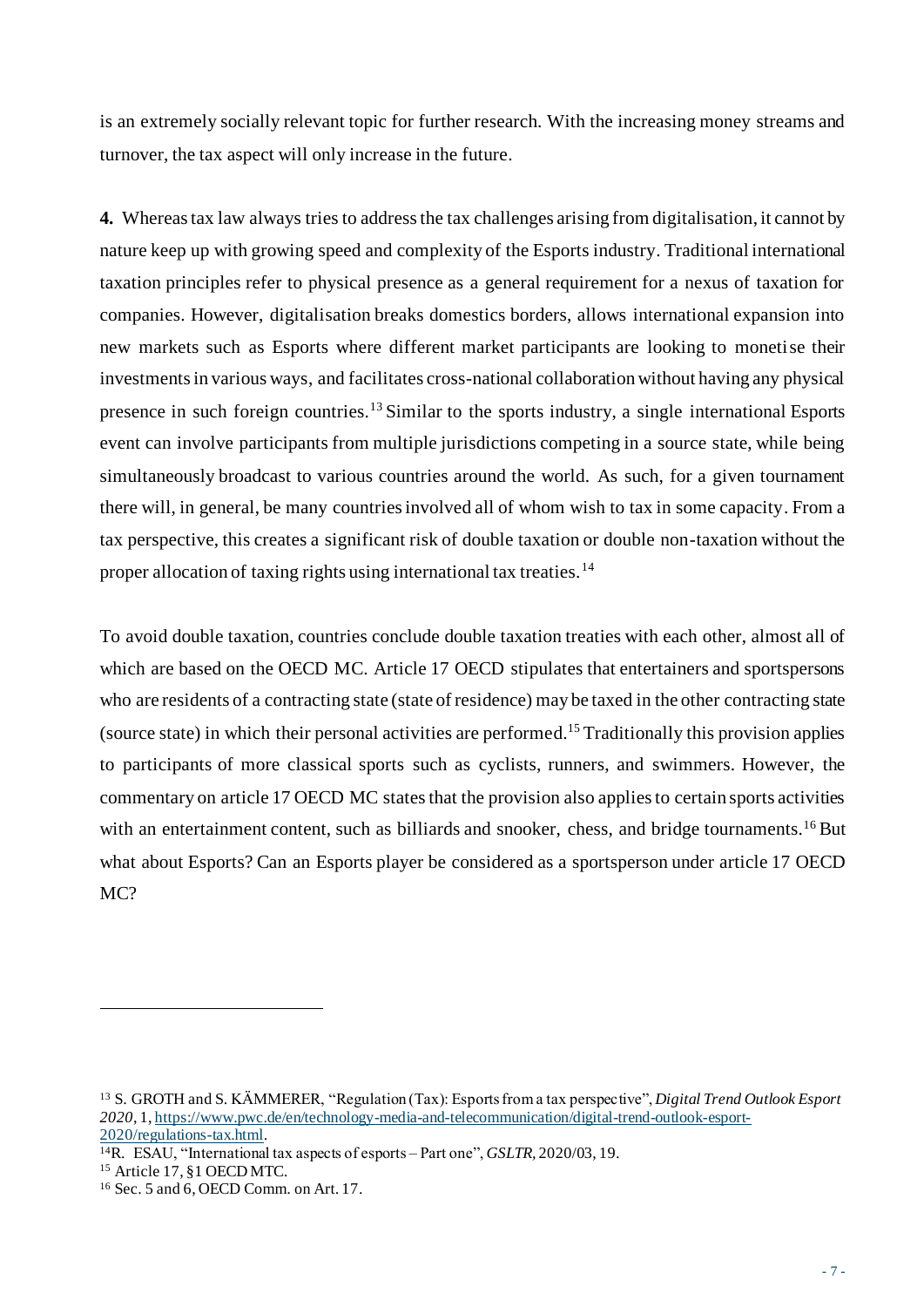is an extremely socially relevant topic for further research. With the increasing money streams and turnover, the tax aspect will only increase in the future.

**4.** Whereas tax law always tries to address the tax challenges arising from digitalisation, it cannot by nature keep up with growing speed and complexity of the Esports industry. Traditional international taxation principles refer to physical presence as a general requirement for a nexus of taxation for companies. However, digitalisation breaks domestics borders, allows international expansion into new markets such as Esports where different market participants are looking to monetise their investments in various ways, and facilitates cross-national collaboration without having any physical presence in such foreign countries.[13] Similar to the sports industry, a single international Esports event can involve participants from multiple jurisdictions competing in a source state, while being simultaneously broadcast to various countries around the world. As such, for a given tournament there will, in general, be many countries involved all of whom wish to tax in some capacity. From a tax perspective, this creates a significant risk of double taxation or double non-taxation without the proper allocation of taxing rights using international tax treaties.[14]

To avoid double taxation, countries conclude double taxation treaties with each other, almost all of which are based on the OECD MC. Article 17 OECD stipulates that entertainers and sportspersons who are residents of a contracting state (state of residence) may be taxed in the other contracting state (source state) in which their personal activities are performed.[15] Traditionally this provision applies to participants of more classical sports such as cyclists, runners, and swimmers. However, the commentary on article 17 OECD MC states that the provision also applies to certain sports activities with an entertainment content, such as billiards and snooker, chess, and bridge tournaments.[16] But what about Esports? Can an Esports player be considered as a sportsperson under article 17 OECD MC?

---

[13] S. GROTH and S. KÄMMERER, "Regulation (Tax): Esports from a tax perspective", *Digital Trend Outlook Esport 2020*, 1, https://www.pwc.de/en/technology-media-and-telecommunication/digital-trend-outlook-esport-2020/regulations-tax.html.

[14] R. ESAU, "International tax aspects of esports – Part one", *GSLTR*, 2020/03, 19.

[15] Article 17, §1 OECD MTC.

[16] Sec. 5 and 6, OECD Comm. on Art. 17.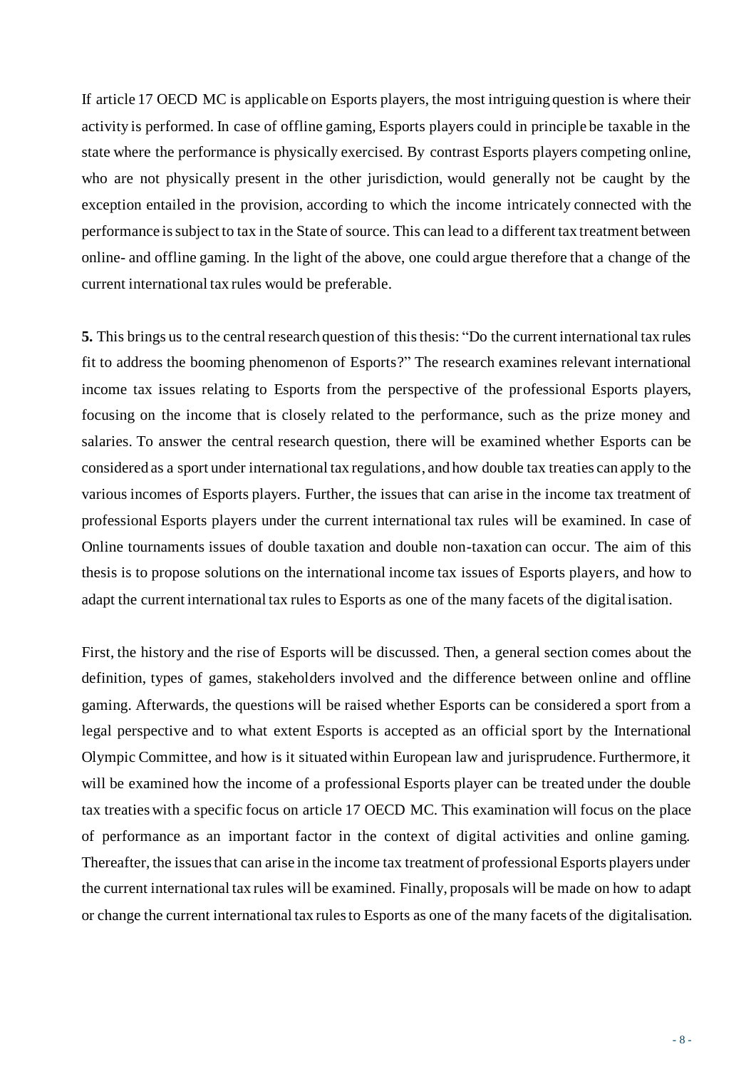If article 17 OECD MC is applicable on Esports players, the most intriguing question is where their activity is performed. In case of offline gaming, Esports players could in principle be taxable in the state where the performance is physically exercised. By contrast Esports players competing online, who are not physically present in the other jurisdiction, would generally not be caught by the exception entailed in the provision, according to which the income intricately connected with the performance is subject to tax in the State of source. This can lead to a different tax treatment between online- and offline gaming. In the light of the above, one could argue therefore that a change of the current international tax rules would be preferable.

**5.** This brings us to the central research question of this thesis: "Do the current international tax rules fit to address the booming phenomenon of Esports?" The research examines relevant international income tax issues relating to Esports from the perspective of the professional Esports players, focusing on the income that is closely related to the performance, such as the prize money and salaries. To answer the central research question, there will be examined whether Esports can be considered as a sport under international tax regulations, and how double tax treaties can apply to the various incomes of Esports players. Further, the issues that can arise in the income tax treatment of professional Esports players under the current international tax rules will be examined. In case of Online tournaments issues of double taxation and double non-taxation can occur. The aim of this thesis is to propose solutions on the international income tax issues of Esports players, and how to adapt the current international tax rules to Esports as one of the many facets of the digitalisation.

First, the history and the rise of Esports will be discussed. Then, a general section comes about the definition, types of games, stakeholders involved and the difference between online and offline gaming. Afterwards, the questions will be raised whether Esports can be considered a sport from a legal perspective and to what extent Esports is accepted as an official sport by the International Olympic Committee, and how is it situated within European law and jurisprudence. Furthermore, it will be examined how the income of a professional Esports player can be treated under the double tax treaties with a specific focus on article 17 OECD MC. This examination will focus on the place of performance as an important factor in the context of digital activities and online gaming. Thereafter, the issues that can arise in the income tax treatment of professional Esports players under the current international tax rules will be examined. Finally, proposals will be made on how to adapt or change the current international tax rules to Esports as one of the many facets of the digitalisation.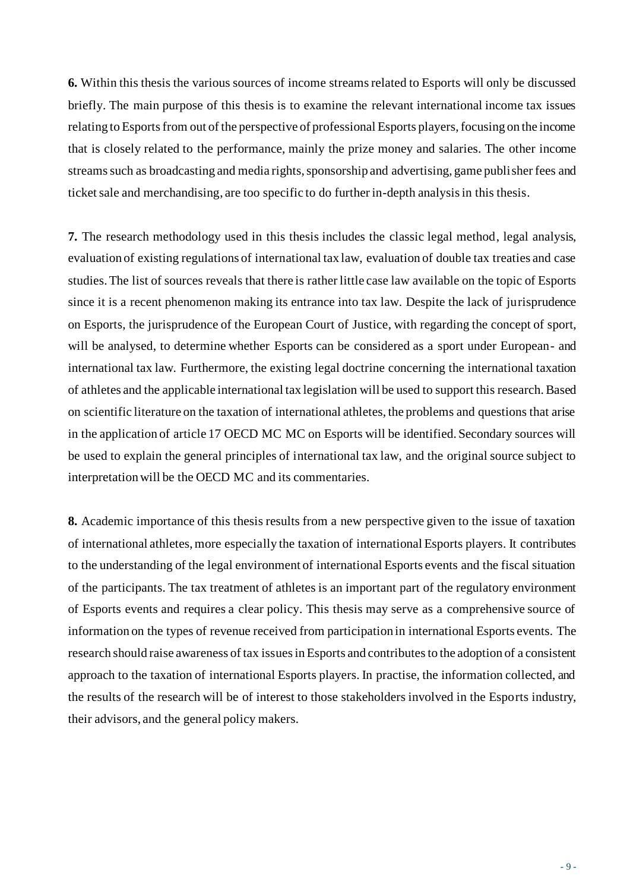**6.** Within this thesis the various sources of income streams related to Esports will only be discussed briefly. The main purpose of this thesis is to examine the relevant international income tax issues relating to Esports from out of the perspective of professional Esports players, focusing on the income that is closely related to the performance, mainly the prize money and salaries. The other income streams such as broadcasting and media rights, sponsorship and advertising, game publisher fees and ticket sale and merchandising, are too specific to do further in-depth analysis in this thesis.

**7.** The research methodology used in this thesis includes the classic legal method, legal analysis, evaluation of existing regulations of international tax law, evaluation of double tax treaties and case studies. The list of sources reveals that there is rather little case law available on the topic of Esports since it is a recent phenomenon making its entrance into tax law. Despite the lack of jurisprudence on Esports, the jurisprudence of the European Court of Justice, with regarding the concept of sport, will be analysed, to determine whether Esports can be considered as a sport under European- and international tax law. Furthermore, the existing legal doctrine concerning the international taxation of athletes and the applicable international tax legislation will be used to support this research. Based on scientific literature on the taxation of international athletes, the problems and questions that arise in the application of article 17 OECD MC MC on Esports will be identified. Secondary sources will be used to explain the general principles of international tax law, and the original source subject to interpretation will be the OECD MC and its commentaries.

**8.** Academic importance of this thesis results from a new perspective given to the issue of taxation of international athletes, more especially the taxation of international Esports players. It contributes to the understanding of the legal environment of international Esports events and the fiscal situation of the participants. The tax treatment of athletes is an important part of the regulatory environment of Esports events and requires a clear policy. This thesis may serve as a comprehensive source of information on the types of revenue received from participation in international Esports events. The research should raise awareness of tax issues in Esports and contributes to the adoption of a consistent approach to the taxation of international Esports players. In practise, the information collected, and the results of the research will be of interest to those stakeholders involved in the Esports industry, their advisors, and the general policy makers.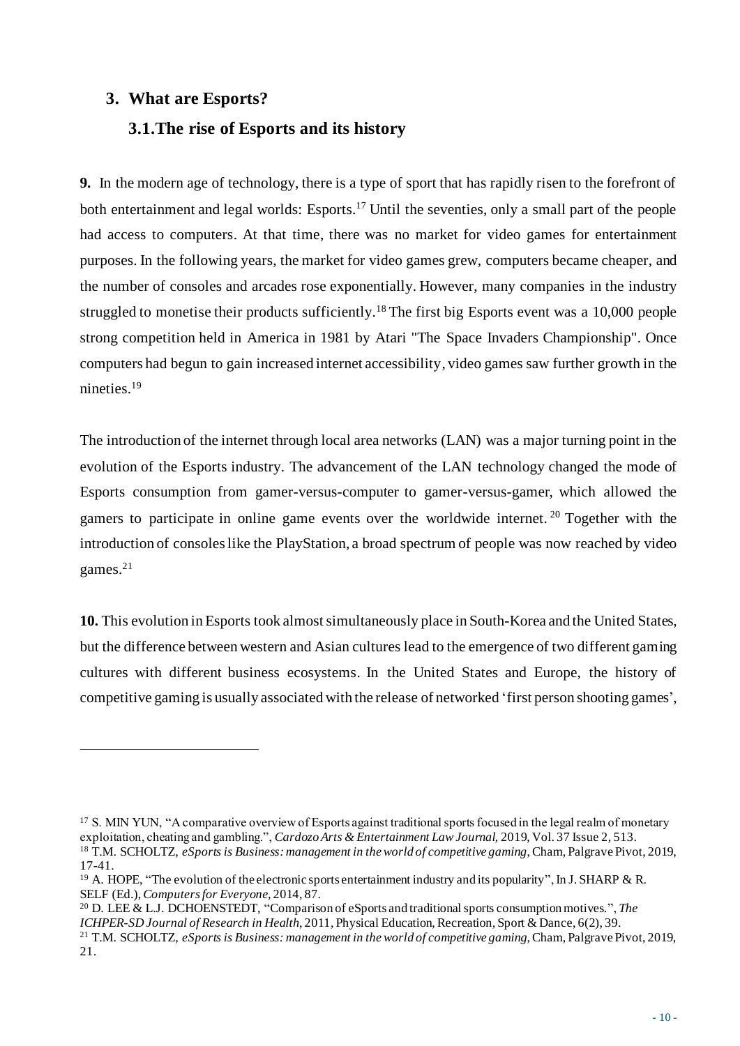## 3. What are Esports?

### 3.1. The rise of Esports and its history

**9.** In the modern age of technology, there is a type of sport that has rapidly risen to the forefront of both entertainment and legal worlds: Esports.[17] Until the seventies, only a small part of the people had access to computers. At that time, there was no market for video games for entertainment purposes. In the following years, the market for video games grew, computers became cheaper, and the number of consoles and arcades rose exponentially. However, many companies in the industry struggled to monetise their products sufficiently.[18] The first big Esports event was a 10,000 people strong competition held in America in 1981 by Atari "The Space Invaders Championship". Once computers had begun to gain increased internet accessibility, video games saw further growth in the nineties.[19]

The introduction of the internet through local area networks (LAN) was a major turning point in the evolution of the Esports industry. The advancement of the LAN technology changed the mode of Esports consumption from gamer-versus-computer to gamer-versus-gamer, which allowed the gamers to participate in online game events over the worldwide internet.[20] Together with the introduction of consoles like the PlayStation, a broad spectrum of people was now reached by video games.[21]

**10.** This evolution in Esports took almost simultaneously place in South-Korea and the United States, but the difference between western and Asian cultures lead to the emergence of two different gaming cultures with different business ecosystems. In the United States and Europe, the history of competitive gaming is usually associated with the release of networked 'first person shooting games',

---

[17] S. MIN YUN, "A comparative overview of Esports against traditional sports focused in the legal realm of monetary exploitation, cheating and gambling.", *Cardozo Arts & Entertainment Law Journal*, 2019, Vol. 37 Issue 2, 513.

[18] T.M. SCHOLTZ, *eSports is Business: management in the world of competitive gaming*, Cham, Palgrave Pivot, 2019, 17-41.

[19] A. HOPE, "The evolution of the electronic sports entertainment industry and its popularity", In J. SHARP & R. SELF (Ed.), *Computers for Everyone*, 2014, 87.

[20] D. LEE & L.J. DCHOENSTEDT, "Comparison of eSports and traditional sports consumption motives.", *The ICHPER-SD Journal of Research in Health*, 2011, Physical Education, Recreation, Sport & Dance, 6(2), 39.

[21] T.M. SCHOLTZ, *eSports is Business: management in the world of competitive gaming*, Cham, Palgrave Pivot, 2019, 21.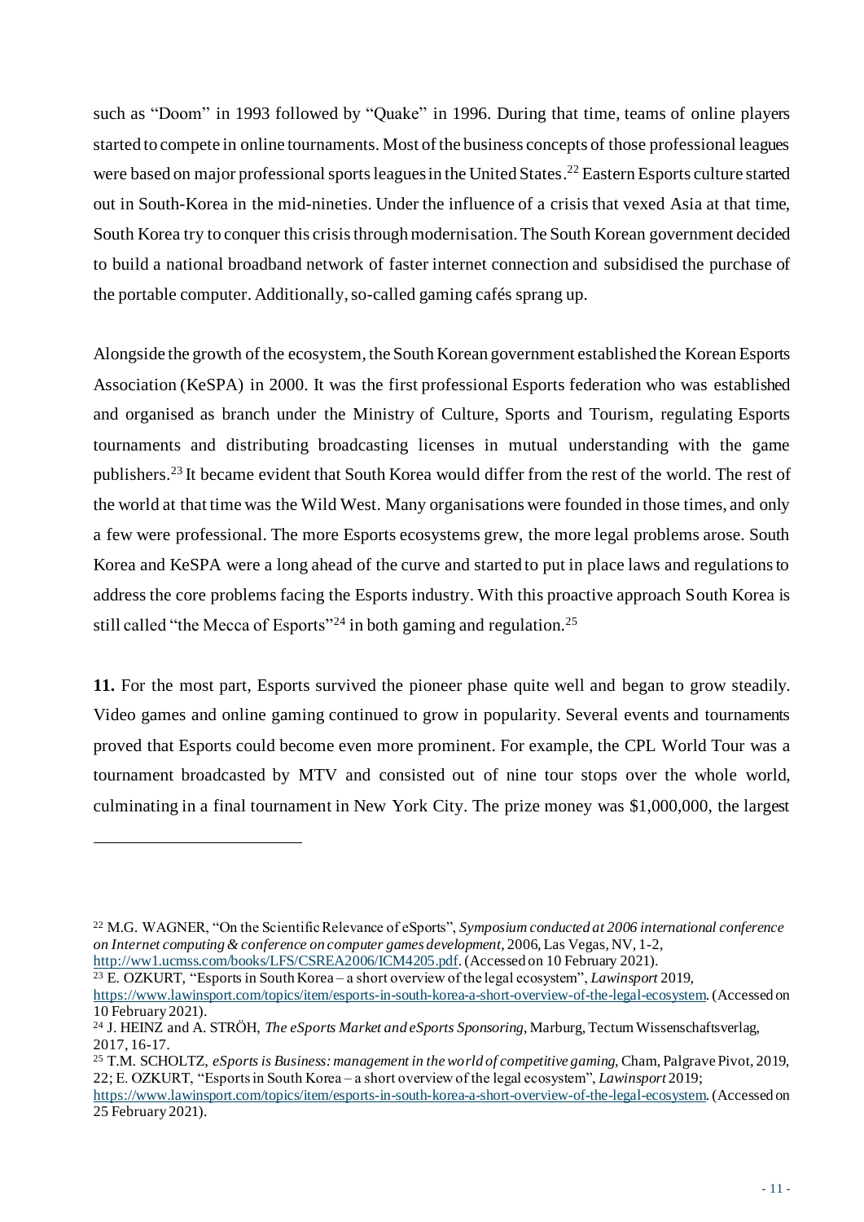such as "Doom" in 1993 followed by "Quake" in 1996. During that time, teams of online players started to compete in online tournaments. Most of the business concepts of those professional leagues were based on major professional sports leagues in the United States.[22] Eastern Esports culture started out in South-Korea in the mid-nineties. Under the influence of a crisis that vexed Asia at that time, South Korea try to conquer this crisis through modernisation. The South Korean government decided to build a national broadband network of faster internet connection and subsidised the purchase of the portable computer. Additionally, so-called gaming cafés sprang up.

Alongside the growth of the ecosystem, the South Korean government established the Korean Esports Association (KeSPA) in 2000. It was the first professional Esports federation who was established and organised as branch under the Ministry of Culture, Sports and Tourism, regulating Esports tournaments and distributing broadcasting licenses in mutual understanding with the game publishers.[23] It became evident that South Korea would differ from the rest of the world. The rest of the world at that time was the Wild West. Many organisations were founded in those times, and only a few were professional. The more Esports ecosystems grew, the more legal problems arose. South Korea and KeSPA were a long ahead of the curve and started to put in place laws and regulations to address the core problems facing the Esports industry. With this proactive approach South Korea is still called "the Mecca of Esports"[24] in both gaming and regulation.[25]

**11.** For the most part, Esports survived the pioneer phase quite well and began to grow steadily. Video games and online gaming continued to grow in popularity. Several events and tournaments proved that Esports could become even more prominent. For example, the CPL World Tour was a tournament broadcasted by MTV and consisted out of nine tour stops over the whole world, culminating in a final tournament in New York City. The prize money was $1,000,000, the largest

---

[22] M.G. WAGNER, "On the Scientific Relevance of eSports", *Symposium conducted at 2006 international conference on Internet computing & conference on computer games development*, 2006, Las Vegas, NV, 1-2, http://ww1.ucmss.com/books/LFS/CSREA2006/ICM4205.pdf. (Accessed on 10 February 2021).

[23] E. OZKURT, "Esports in South Korea – a short overview of the legal ecosystem", *Lawinsport* 2019, https://www.lawinsport.com/topics/item/esports-in-south-korea-a-short-overview-of-the-legal-ecosystem. (Accessed on 10 February 2021).

[24] J. HEINZ and A. STRÖH, *The eSports Market and eSports Sponsoring*, Marburg, Tectum Wissenschaftsverlag, 2017, 16-17.

[25] T.M. SCHOLTZ, *eSports is Business: management in the world of competitive gaming*, Cham, Palgrave Pivot, 2019, 22; E. OZKURT, "Esports in South Korea – a short overview of the legal ecosystem", *Lawinsport* 2019; https://www.lawinsport.com/topics/item/esports-in-south-korea-a-short-overview-of-the-legal-ecosystem. (Accessed on 25 February 2021).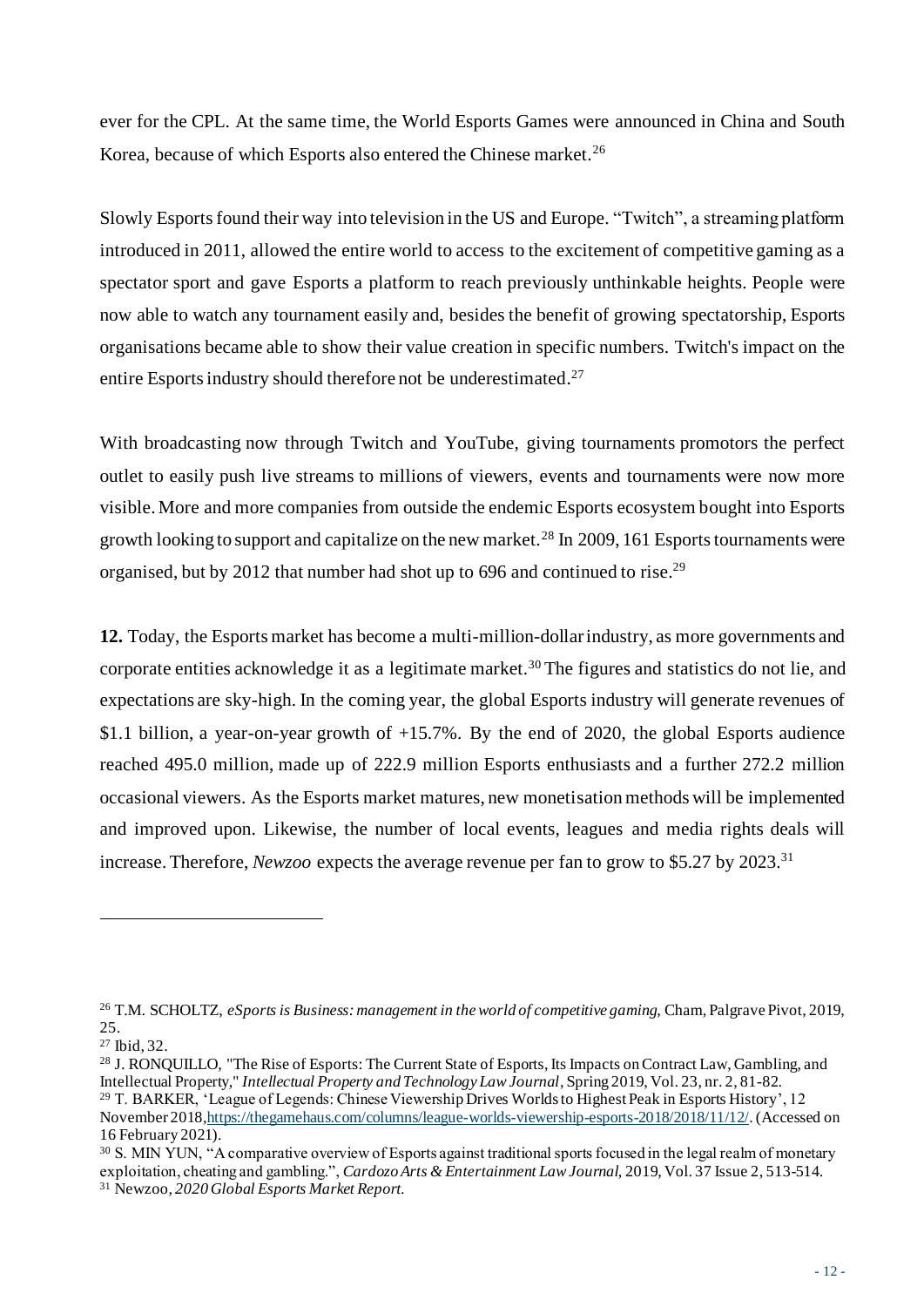ever for the CPL. At the same time, the World Esports Games were announced in China and South Korea, because of which Esports also entered the Chinese market.[26]

Slowly Esports found their way into television in the US and Europe. "Twitch", a streaming platform introduced in 2011, allowed the entire world to access to the excitement of competitive gaming as a spectator sport and gave Esports a platform to reach previously unthinkable heights. People were now able to watch any tournament easily and, besides the benefit of growing spectatorship, Esports organisations became able to show their value creation in specific numbers. Twitch's impact on the entire Esports industry should therefore not be underestimated.[27]

With broadcasting now through Twitch and YouTube, giving tournaments promotors the perfect outlet to easily push live streams to millions of viewers, events and tournaments were now more visible. More and more companies from outside the endemic Esports ecosystem bought into Esports growth looking to support and capitalize on the new market.[28] In 2009, 161 Esports tournaments were organised, but by 2012 that number had shot up to 696 and continued to rise.[29]

**12.** Today, the Esports market has become a multi-million-dollar industry, as more governments and corporate entities acknowledge it as a legitimate market.[30] The figures and statistics do not lie, and expectations are sky-high. In the coming year, the global Esports industry will generate revenues of $1.1 billion, a year-on-year growth of +15.7%. By the end of 2020, the global Esports audience reached 495.0 million, made up of 222.9 million Esports enthusiasts and a further 272.2 million occasional viewers. As the Esports market matures, new monetisation methods will be implemented and improved upon. Likewise, the number of local events, leagues and media rights deals will increase. Therefore, *Newzoo* expects the average revenue per fan to grow to $5.27 by 2023.[31]

---

[26] T.M. SCHOLTZ, *eSports is Business: management in the world of competitive gaming,* Cham, Palgrave Pivot, 2019, 25.

[27] Ibid, 32.

[28] J. RONQUILLO, "The Rise of Esports: The Current State of Esports, Its Impacts on Contract Law, Gambling, and Intellectual Property," *Intellectual Property and Technology Law Journal*, Spring 2019, Vol. 23, nr. 2, 81-82.

[29] T. BARKER, 'League of Legends: Chinese Viewership Drives Worlds to Highest Peak in Esports History', 12 November 2018, https://thegamehaus.com/columns/league-worlds-viewership-esports-2018/2018/11/12/. (Accessed on 16 February 2021).

[30] S. MIN YUN, "A comparative overview of Esports against traditional sports focused in the legal realm of monetary exploitation, cheating and gambling.", *Cardozo Arts & Entertainment Law Journal,* 2019, Vol. 37 Issue 2, 513-514.

[31] Newzoo, *2020 Global Esports Market Report.*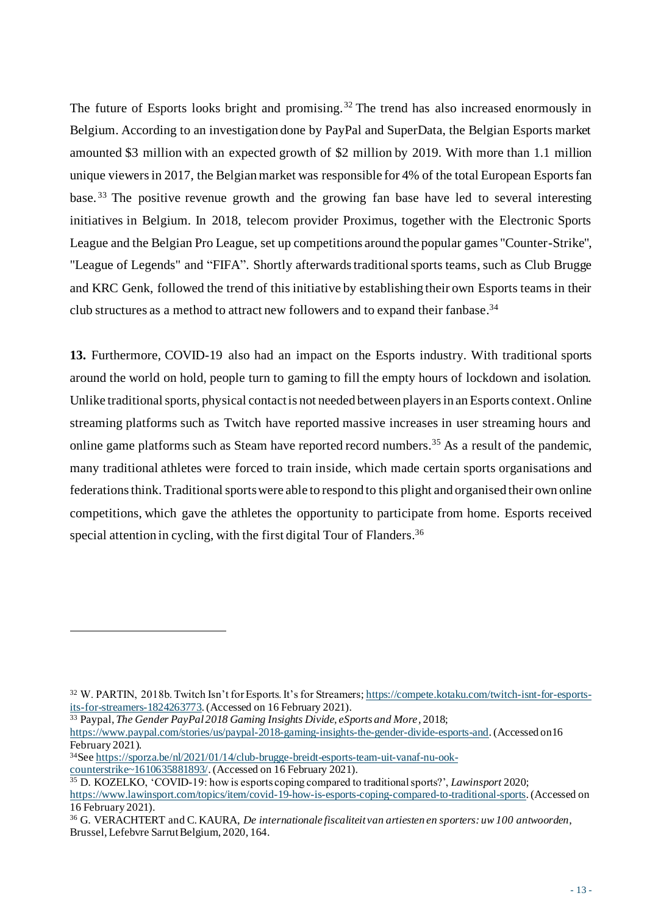The future of Esports looks bright and promising.[32] The trend has also increased enormously in Belgium. According to an investigation done by PayPal and SuperData, the Belgian Esports market amounted $3 million with an expected growth of $2 million by 2019. With more than 1.1 million unique viewers in 2017, the Belgian market was responsible for 4% of the total European Esports fan base.[33] The positive revenue growth and the growing fan base have led to several interesting initiatives in Belgium. In 2018, telecom provider Proximus, together with the Electronic Sports League and the Belgian Pro League, set up competitions around the popular games "Counter-Strike", "League of Legends" and "FIFA". Shortly afterwards traditional sports teams, such as Club Brugge and KRC Genk, followed the trend of this initiative by establishing their own Esports teams in their club structures as a method to attract new followers and to expand their fanbase.[34]

**13.** Furthermore, COVID-19 also had an impact on the Esports industry. With traditional sports around the world on hold, people turn to gaming to fill the empty hours of lockdown and isolation. Unlike traditional sports, physical contact is not needed between players in an Esports context. Online streaming platforms such as Twitch have reported massive increases in user streaming hours and online game platforms such as Steam have reported record numbers.[35] As a result of the pandemic, many traditional athletes were forced to train inside, which made certain sports organisations and federations think. Traditional sports were able to respond to this plight and organised their own online competitions, which gave the athletes the opportunity to participate from home. Esports received special attention in cycling, with the first digital Tour of Flanders.[36]

---

[32] W. PARTIN, 2018b. Twitch Isn't for Esports. It's for Streamers; https://compete.kotaku.com/twitch-isnt-for-esports-its-for-streamers-1824263773. (Accessed on 16 February 2021).

[33] Paypal, *The Gender PayPal 2018 Gaming Insights Divide, eSports and More*, 2018; https://www.paypal.com/stories/us/paypal-2018-gaming-insights-the-gender-divide-esports-and. (Accessed on16 February 2021).

[34] See https://sporza.be/nl/2021/01/14/club-brugge-breidt-esports-team-uit-vanaf-nu-ook-counterstrike~1610635881893/. (Accessed on 16 February 2021).

[35] D. KOZELKO, 'COVID-19: how is esports coping compared to traditional sports?', *Lawinsport* 2020; https://www.lawinsport.com/topics/item/covid-19-how-is-esports-coping-compared-to-traditional-sports. (Accessed on 16 February 2021).

[36] G. VERACHTERT and C. KAURA, *De internationale fiscaliteit van artiesten en sporters: uw 100 antwoorden*, Brussel, Lefebvre Sarrut Belgium, 2020, 164.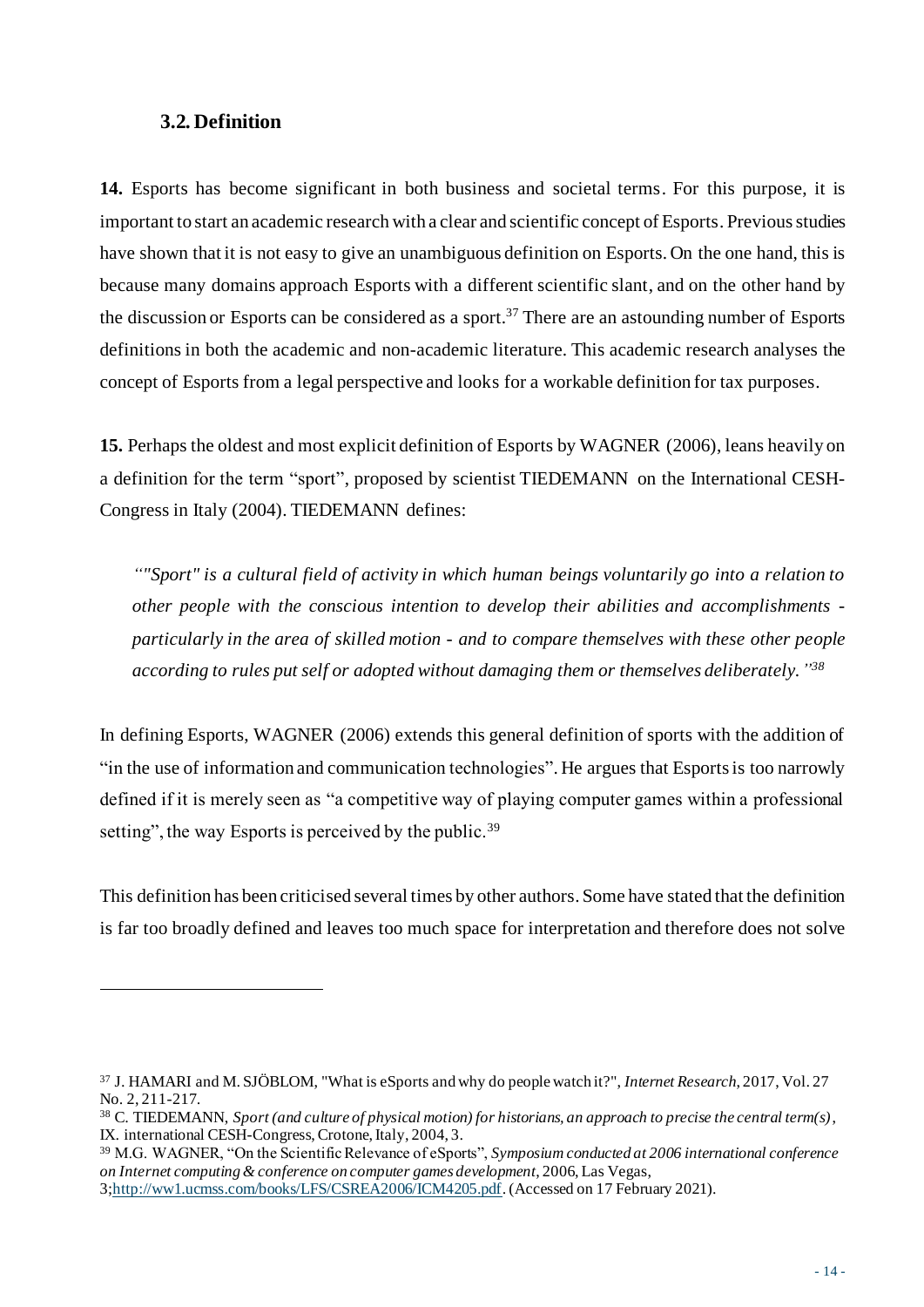### 3.2. Definition

**14.** Esports has become significant in both business and societal terms. For this purpose, it is important to start an academic research with a clear and scientific concept of Esports. Previous studies have shown that it is not easy to give an unambiguous definition on Esports. On the one hand, this is because many domains approach Esports with a different scientific slant, and on the other hand by the discussion or Esports can be considered as a sport.[37] There are an astounding number of Esports definitions in both the academic and non-academic literature. This academic research analyses the concept of Esports from a legal perspective and looks for a workable definition for tax purposes.

**15.** Perhaps the oldest and most explicit definition of Esports by WAGNER (2006), leans heavily on a definition for the term "sport", proposed by scientist TIEDEMANN on the International CESH-Congress in Italy (2004). TIEDEMANN defines:

> *""Sport" is a cultural field of activity in which human beings voluntarily go into a relation to other people with the conscious intention to develop their abilities and accomplishments - particularly in the area of skilled motion - and to compare themselves with these other people according to rules put self or adopted without damaging them or themselves deliberately."*[38]

In defining Esports, WAGNER (2006) extends this general definition of sports with the addition of "in the use of information and communication technologies". He argues that Esports is too narrowly defined if it is merely seen as "a competitive way of playing computer games within a professional setting", the way Esports is perceived by the public.[39]

This definition has been criticised several times by other authors. Some have stated that the definition is far too broadly defined and leaves too much space for interpretation and therefore does not solve

---

[37] J. HAMARI and M. SJÖBLOM, "What is eSports and why do people watch it?", *Internet Research*, 2017, Vol. 27 No. 2, 211-217.

[38] C. TIEDEMANN, *Sport (and culture of physical motion) for historians, an approach to precise the central term(s)*, IX. international CESH-Congress, Crotone, Italy, 2004, 3.

[39] M.G. WAGNER, "On the Scientific Relevance of eSports", *Symposium conducted at 2006 international conference on Internet computing & conference on computer games development*, 2006, Las Vegas, 3;http://ww1.ucmss.com/books/LFS/CSREA2006/ICM4205.pdf. (Accessed on 17 February 2021).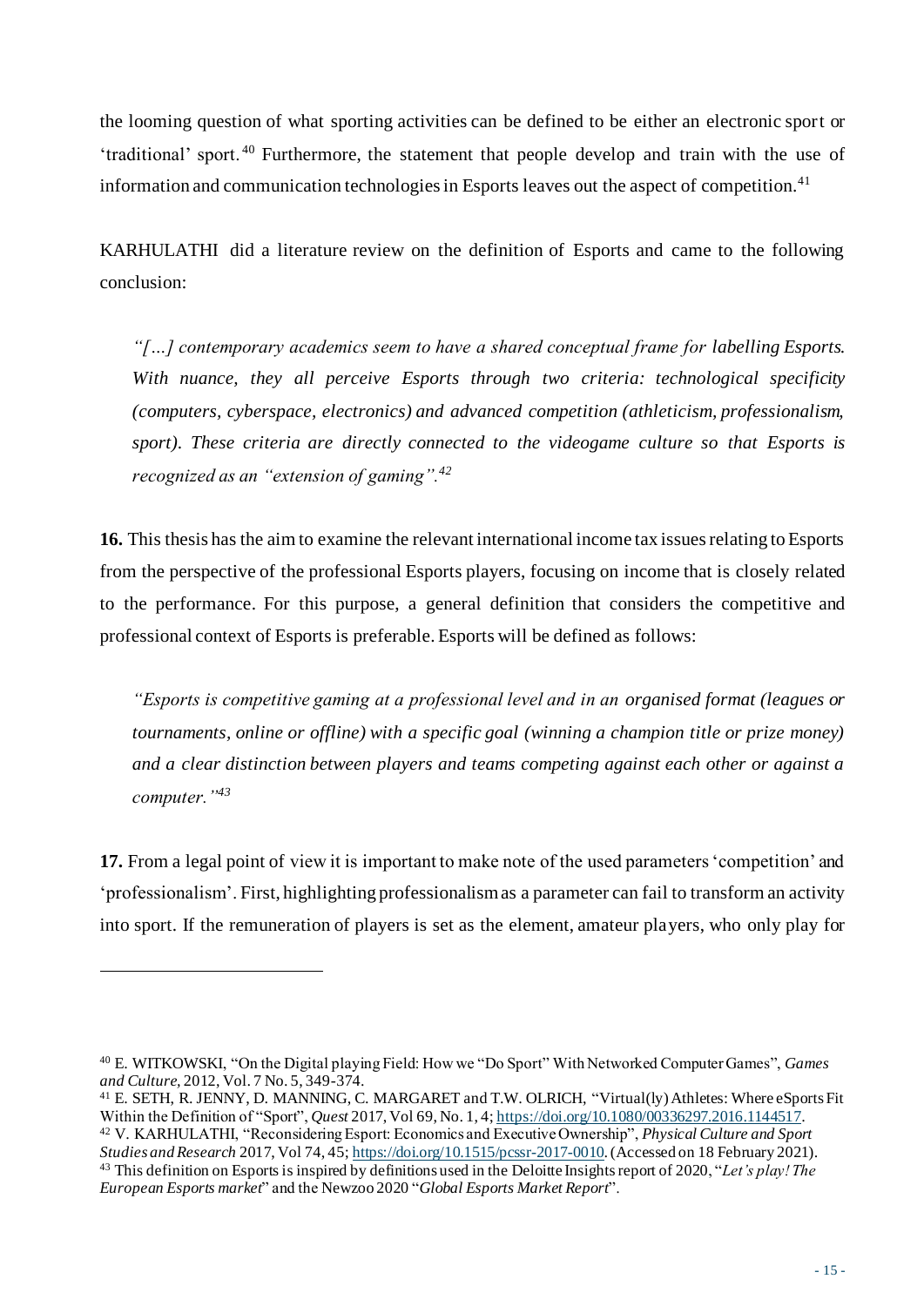the looming question of what sporting activities can be defined to be either an electronic sport or 'traditional' sport.[40] Furthermore, the statement that people develop and train with the use of information and communication technologies in Esports leaves out the aspect of competition.[41]

KARHULATHI did a literature review on the definition of Esports and came to the following conclusion:

> *"[…] contemporary academics seem to have a shared conceptual frame for labelling Esports. With nuance, they all perceive Esports through two criteria: technological specificity (computers, cyberspace, electronics) and advanced competition (athleticism, professionalism, sport). These criteria are directly connected to the videogame culture so that Esports is recognized as an "extension of gaming".[42]*

**16.** This thesis has the aim to examine the relevant international income tax issues relating to Esports from the perspective of the professional Esports players, focusing on income that is closely related to the performance. For this purpose, a general definition that considers the competitive and professional context of Esports is preferable. Esports will be defined as follows:

> *"Esports is competitive gaming at a professional level and in an organised format (leagues or tournaments, online or offline) with a specific goal (winning a champion title or prize money) and a clear distinction between players and teams competing against each other or against a computer."[43]*

**17.** From a legal point of view it is important to make note of the used parameters 'competition' and 'professionalism'. First, highlighting professionalism as a parameter can fail to transform an activity into sport. If the remuneration of players is set as the element, amateur players, who only play for

---

[40] E. WITKOWSKI, "On the Digital playing Field: How we "Do Sport" With Networked Computer Games", *Games and Culture*, 2012, Vol. 7 No. 5, 349-374.

[41] E. SETH, R. JENNY, D. MANNING, C. MARGARET and T.W. OLRICH, "Virtual(ly) Athletes: Where eSports Fit Within the Definition of "Sport", *Quest* 2017, Vol 69, No. 1, 4; https://doi.org/10.1080/00336297.2016.1144517.

[42] V. KARHULATHI, "Reconsidering Esport: Economics and Executive Ownership", *Physical Culture and Sport Studies and Research* 2017, Vol 74, 45; https://doi.org/10.1515/pcssr-2017-0010. (Accessed on 18 February 2021).

[43] This definition on Esports is inspired by definitions used in the Deloitte Insights report of 2020, "*Let's play! The European Esports market*" and the Newzoo 2020 "*Global Esports Market Report*".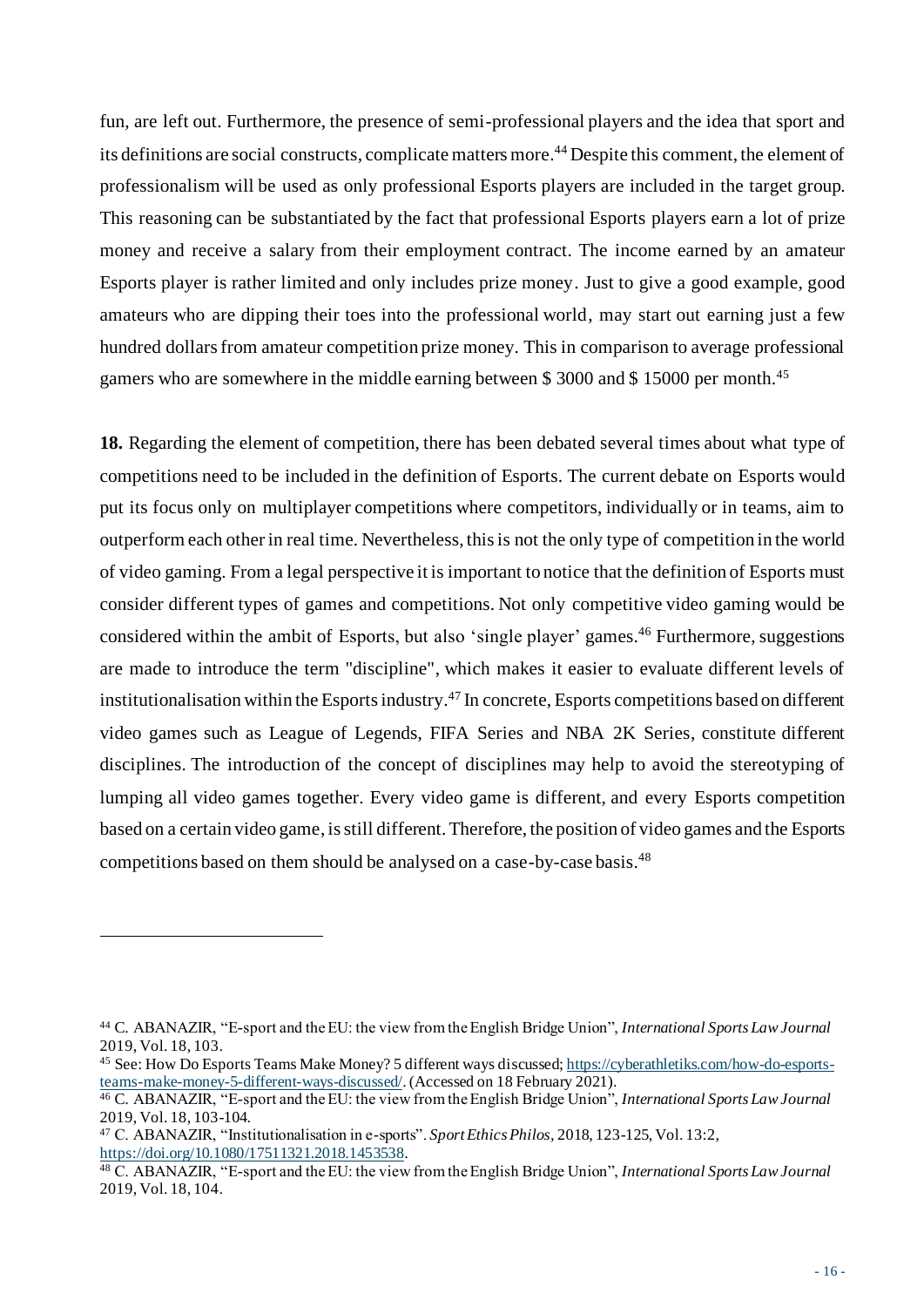fun, are left out. Furthermore, the presence of semi-professional players and the idea that sport and its definitions are social constructs, complicate matters more.[44] Despite this comment, the element of professionalism will be used as only professional Esports players are included in the target group. This reasoning can be substantiated by the fact that professional Esports players earn a lot of prize money and receive a salary from their employment contract. The income earned by an amateur Esports player is rather limited and only includes prize money. Just to give a good example, good amateurs who are dipping their toes into the professional world, may start out earning just a few hundred dollars from amateur competition prize money. This in comparison to average professional gamers who are somewhere in the middle earning between $ 3000 and $ 15000 per month.[45]

**18.** Regarding the element of competition, there has been debated several times about what type of competitions need to be included in the definition of Esports. The current debate on Esports would put its focus only on multiplayer competitions where competitors, individually or in teams, aim to outperform each other in real time. Nevertheless, this is not the only type of competition in the world of video gaming. From a legal perspective it is important to notice that the definition of Esports must consider different types of games and competitions. Not only competitive video gaming would be considered within the ambit of Esports, but also 'single player' games.[46] Furthermore, suggestions are made to introduce the term "discipline", which makes it easier to evaluate different levels of institutionalisation within the Esports industry.[47] In concrete, Esports competitions based on different video games such as League of Legends, FIFA Series and NBA 2K Series, constitute different disciplines. The introduction of the concept of disciplines may help to avoid the stereotyping of lumping all video games together. Every video game is different, and every Esports competition based on a certain video game, is still different. Therefore, the position of video games and the Esports competitions based on them should be analysed on a case-by-case basis.[48]

---

[44] C. ABANAZIR, "E-sport and the EU: the view from the English Bridge Union", *International Sports Law Journal* 2019, Vol. 18, 103.

[45] See: How Do Esports Teams Make Money? 5 different ways discussed; https://cyberathletiks.com/how-do-esports-teams-make-money-5-different-ways-discussed/. (Accessed on 18 February 2021).

[46] C. ABANAZIR, "E-sport and the EU: the view from the English Bridge Union", *International Sports Law Journal* 2019, Vol. 18, 103-104.

[47] C. ABANAZIR, "Institutionalisation in e-sports". *Sport Ethics Philos*, 2018, 123-125, Vol. 13:2, https://doi.org/10.1080/17511321.2018.1453538.

[48] C. ABANAZIR, "E-sport and the EU: the view from the English Bridge Union", *International Sports Law Journal* 2019, Vol. 18, 104.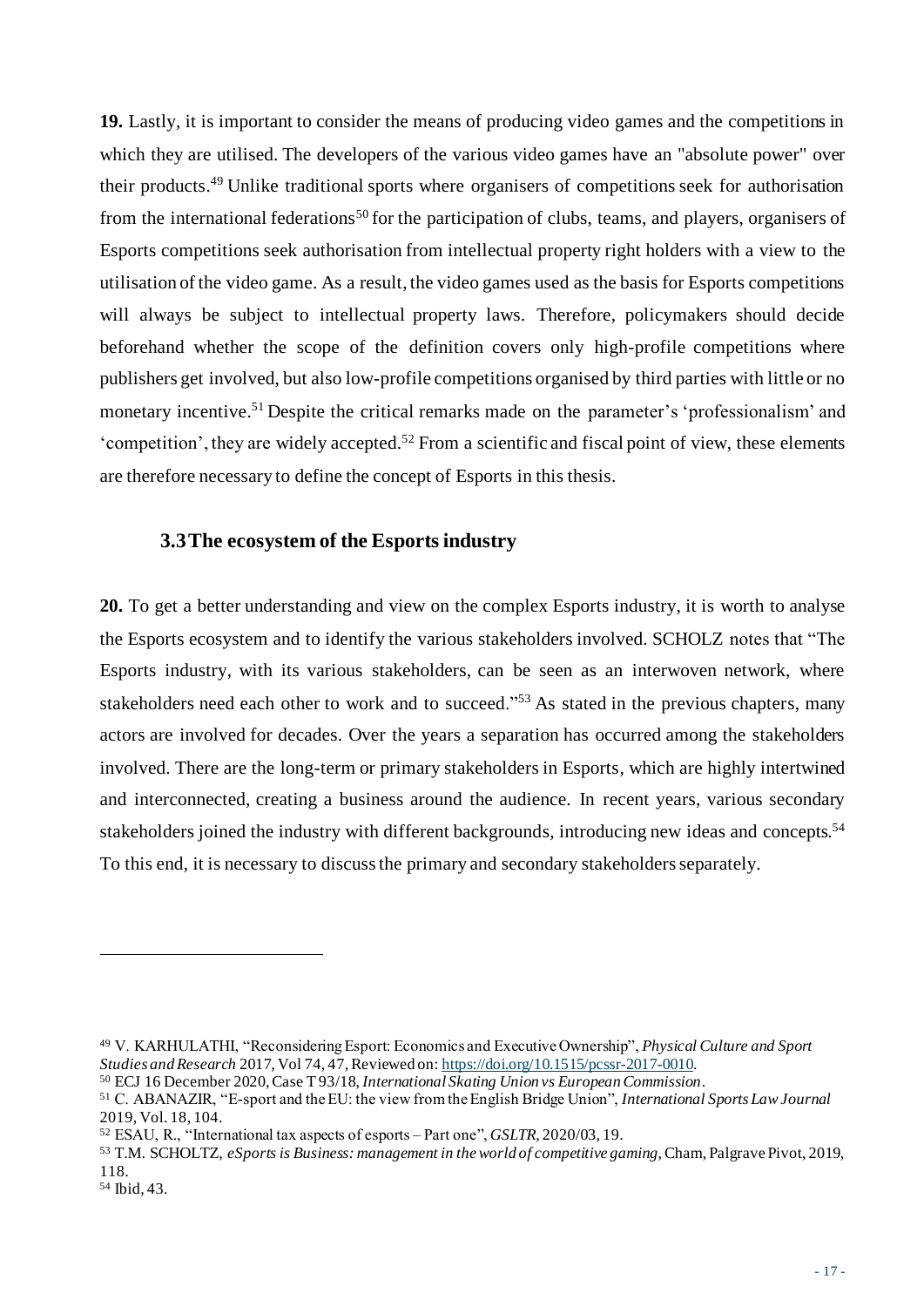**19.** Lastly, it is important to consider the means of producing video games and the competitions in which they are utilised. The developers of the various video games have an "absolute power" over their products.[49] Unlike traditional sports where organisers of competitions seek for authorisation from the international federations[50] for the participation of clubs, teams, and players, organisers of Esports competitions seek authorisation from intellectual property right holders with a view to the utilisation of the video game. As a result, the video games used as the basis for Esports competitions will always be subject to intellectual property laws. Therefore, policymakers should decide beforehand whether the scope of the definition covers only high-profile competitions where publishers get involved, but also low-profile competitions organised by third parties with little or no monetary incentive.[51] Despite the critical remarks made on the parameter's 'professionalism' and 'competition', they are widely accepted.[52] From a scientific and fiscal point of view, these elements are therefore necessary to define the concept of Esports in this thesis.

### 3.3 The ecosystem of the Esports industry

**20.** To get a better understanding and view on the complex Esports industry, it is worth to analyse the Esports ecosystem and to identify the various stakeholders involved. SCHOLZ notes that "The Esports industry, with its various stakeholders, can be seen as an interwoven network, where stakeholders need each other to work and to succeed."[53] As stated in the previous chapters, many actors are involved for decades. Over the years a separation has occurred among the stakeholders involved. There are the long-term or primary stakeholders in Esports, which are highly intertwined and interconnected, creating a business around the audience. In recent years, various secondary stakeholders joined the industry with different backgrounds, introducing new ideas and concepts.[54] To this end, it is necessary to discuss the primary and secondary stakeholders separately.

---

[49] V. KARHULATHI, "Reconsidering Esport: Economics and Executive Ownership", *Physical Culture and Sport Studies and Research* 2017, Vol 74, 47, Reviewed on: https://doi.org/10.1515/pcssr-2017-0010.

[50] ECJ 16 December 2020, Case T 93/18, *International Skating Union vs European Commission*.

[51] C. ABANAZIR, "E-sport and the EU: the view from the English Bridge Union", *International Sports Law Journal* 2019, Vol. 18, 104.

[52] ESAU, R., "International tax aspects of esports – Part one", *GSLTR*, 2020/03, 19.

[53] T.M. SCHOLTZ, *eSports is Business: management in the world of competitive gaming*, Cham, Palgrave Pivot, 2019, 118.

[54] Ibid, 43.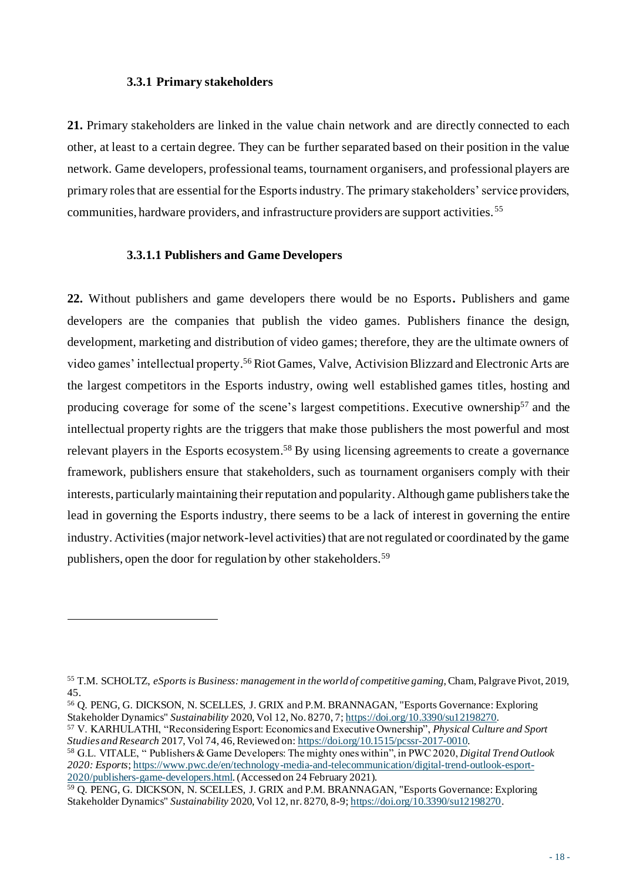### 3.3.1 Primary stakeholders

**21.** Primary stakeholders are linked in the value chain network and are directly connected to each other, at least to a certain degree. They can be further separated based on their position in the value network. Game developers, professional teams, tournament organisers, and professional players are primary roles that are essential for the Esports industry. The primary stakeholders' service providers, communities, hardware providers, and infrastructure providers are support activities.[55]

#### 3.3.1.1 Publishers and Game Developers

**22.** Without publishers and game developers there would be no Esports**.** Publishers and game developers are the companies that publish the video games. Publishers finance the design, development, marketing and distribution of video games; therefore, they are the ultimate owners of video games' intellectual property.[56] Riot Games, Valve, Activision Blizzard and Electronic Arts are the largest competitors in the Esports industry, owing well established games titles, hosting and producing coverage for some of the scene's largest competitions. Executive ownership[57] and the intellectual property rights are the triggers that make those publishers the most powerful and most relevant players in the Esports ecosystem.[58] By using licensing agreements to create a governance framework, publishers ensure that stakeholders, such as tournament organisers comply with their interests, particularly maintaining their reputation and popularity. Although game publishers take the lead in governing the Esports industry, there seems to be a lack of interest in governing the entire industry. Activities (major network-level activities) that are not regulated or coordinated by the game publishers, open the door for regulation by other stakeholders.[59]

---

[55] T.M. SCHOLTZ, *eSports is Business: management in the world of competitive gaming*, Cham, Palgrave Pivot, 2019, 45.

[56] Q. PENG, G. DICKSON, N. SCELLES, J. GRIX and P.M. BRANNAGAN, "Esports Governance: Exploring Stakeholder Dynamics" *Sustainability* 2020, Vol 12, No. 8270, 7; https://doi.org/10.3390/su12198270.

[57] V. KARHULATHI, "Reconsidering Esport: Economics and Executive Ownership", *Physical Culture and Sport Studies and Research* 2017, Vol 74, 46, Reviewed on: https://doi.org/10.1515/pcssr-2017-0010.

[58] G.L. VITALE, " Publishers & Game Developers: The mighty ones within", in PWC 2020, *Digital Trend Outlook 2020: Esports*; https://www.pwc.de/en/technology-media-and-telecommunication/digital-trend-outlook-esport-2020/publishers-game-developers.html. (Accessed on 24 February 2021).

[59] Q. PENG, G. DICKSON, N. SCELLES, J. GRIX and P.M. BRANNAGAN, "Esports Governance: Exploring Stakeholder Dynamics" *Sustainability* 2020, Vol 12, nr. 8270, 8-9; https://doi.org/10.3390/su12198270.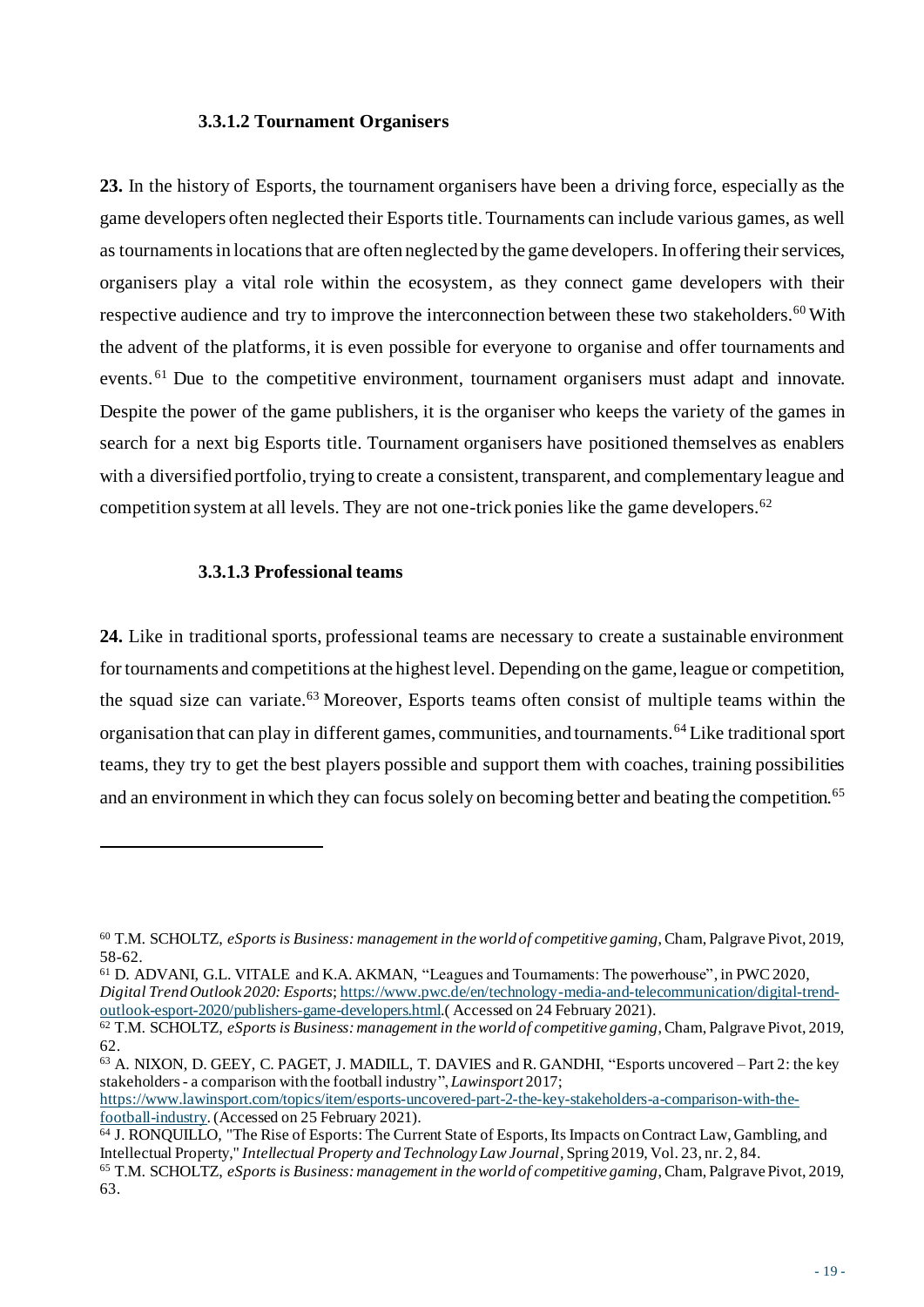#### 3.3.1.2 Tournament Organisers

**23.** In the history of Esports, the tournament organisers have been a driving force, especially as the game developers often neglected their Esports title. Tournaments can include various games, as well as tournaments in locations that are often neglected by the game developers. In offering their services, organisers play a vital role within the ecosystem, as they connect game developers with their respective audience and try to improve the interconnection between these two stakeholders.[60] With the advent of the platforms, it is even possible for everyone to organise and offer tournaments and events.[61] Due to the competitive environment, tournament organisers must adapt and innovate. Despite the power of the game publishers, it is the organiser who keeps the variety of the games in search for a next big Esports title. Tournament organisers have positioned themselves as enablers with a diversified portfolio, trying to create a consistent, transparent, and complementary league and competition system at all levels. They are not one-trick ponies like the game developers.[62]

#### 3.3.1.3 Professional teams

**24.** Like in traditional sports, professional teams are necessary to create a sustainable environment for tournaments and competitions at the highest level. Depending on the game, league or competition, the squad size can variate.[63] Moreover, Esports teams often consist of multiple teams within the organisation that can play in different games, communities, and tournaments.[64] Like traditional sport teams, they try to get the best players possible and support them with coaches, training possibilities and an environment in which they can focus solely on becoming better and beating the competition.[65]

---

[60] T.M. SCHOLTZ, *eSports is Business: management in the world of competitive gaming*, Cham, Palgrave Pivot, 2019, 58-62.

[61] D. ADVANI, G.L. VITALE and K.A. AKMAN, "Leagues and Tournaments: The powerhouse", in PWC 2020, *Digital Trend Outlook 2020: Esports*; https://www.pwc.de/en/technology-media-and-telecommunication/digital-trend-outlook-esport-2020/publishers-game-developers.html.( Accessed on 24 February 2021).

[62] T.M. SCHOLTZ, *eSports is Business: management in the world of competitive gaming*, Cham, Palgrave Pivot, 2019, 62.

[63] A. NIXON, D. GEEY, C. PAGET, J. MADILL, T. DAVIES and R. GANDHI, "Esports uncovered – Part 2: the key stakeholders - a comparison with the football industry", *Lawinsport* 2017; https://www.lawinsport.com/topics/item/esports-uncovered-part-2-the-key-stakeholders-a-comparison-with-the-football-industry. (Accessed on 25 February 2021).

[64] J. RONQUILLO, "The Rise of Esports: The Current State of Esports, Its Impacts on Contract Law, Gambling, and Intellectual Property," *Intellectual Property and Technology Law Journal*, Spring 2019, Vol. 23, nr. 2, 84.

[65] T.M. SCHOLTZ, *eSports is Business: management in the world of competitive gaming*, Cham, Palgrave Pivot, 2019, 63.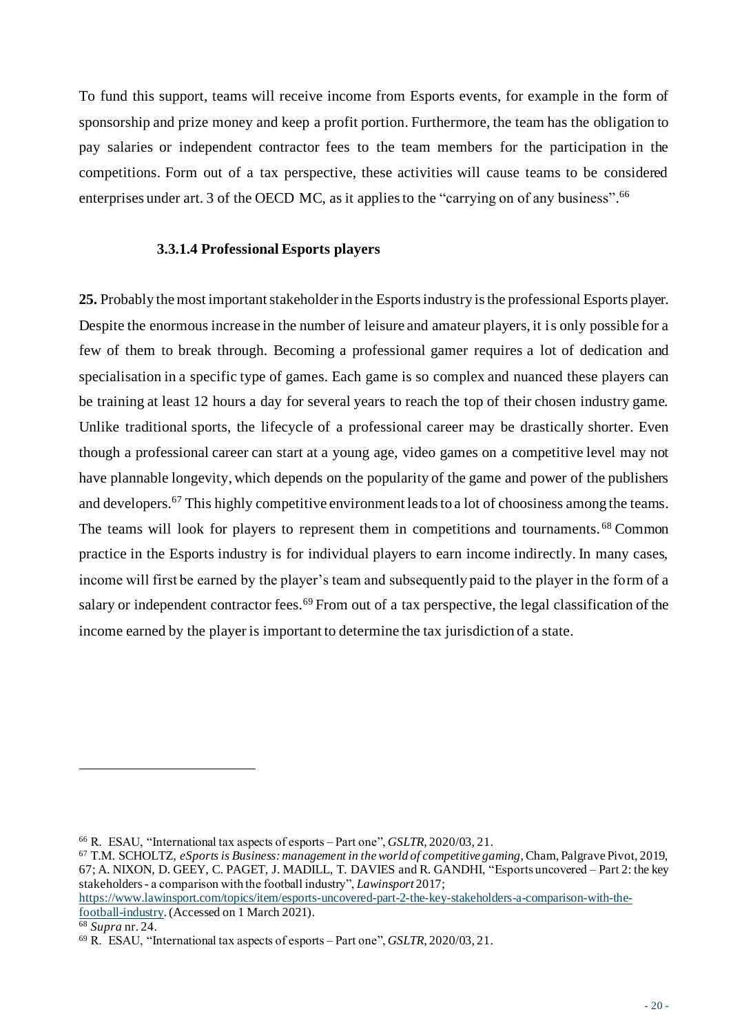To fund this support, teams will receive income from Esports events, for example in the form of sponsorship and prize money and keep a profit portion. Furthermore, the team has the obligation to pay salaries or independent contractor fees to the team members for the participation in the competitions. Form out of a tax perspective, these activities will cause teams to be considered enterprises under art. 3 of the OECD MC, as it applies to the "carrying on of any business".[66]

#### 3.3.1.4 Professional Esports players

**25.** Probably the most important stakeholder in the Esports industry is the professional Esports player. Despite the enormous increase in the number of leisure and amateur players, it is only possible for a few of them to break through. Becoming a professional gamer requires a lot of dedication and specialisation in a specific type of games. Each game is so complex and nuanced these players can be training at least 12 hours a day for several years to reach the top of their chosen industry game. Unlike traditional sports, the lifecycle of a professional career may be drastically shorter. Even though a professional career can start at a young age, video games on a competitive level may not have plannable longevity, which depends on the popularity of the game and power of the publishers and developers.[67] This highly competitive environment leads to a lot of choosiness among the teams. The teams will look for players to represent them in competitions and tournaments.[68] Common practice in the Esports industry is for individual players to earn income indirectly. In many cases, income will first be earned by the player's team and subsequently paid to the player in the form of a salary or independent contractor fees.[69] From out of a tax perspective, the legal classification of the income earned by the player is important to determine the tax jurisdiction of a state.

---

[66] R. ESAU, "International tax aspects of esports – Part one", *GSLTR*, 2020/03, 21.

[67] T.M. SCHOLTZ, *eSports is Business: management in the world of competitive gaming*, Cham, Palgrave Pivot, 2019, 67; A. NIXON, D. GEEY, C. PAGET, J. MADILL, T. DAVIES and R. GANDHI, "Esports uncovered – Part 2: the key stakeholders - a comparison with the football industry", *Lawinsport* 2017; https://www.lawinsport.com/topics/item/esports-uncovered-part-2-the-key-stakeholders-a-comparison-with-the-football-industry. (Accessed on 1 March 2021).

[68] *Supra* nr. 24.

[69] R. ESAU, "International tax aspects of esports – Part one", *GSLTR*, 2020/03, 21.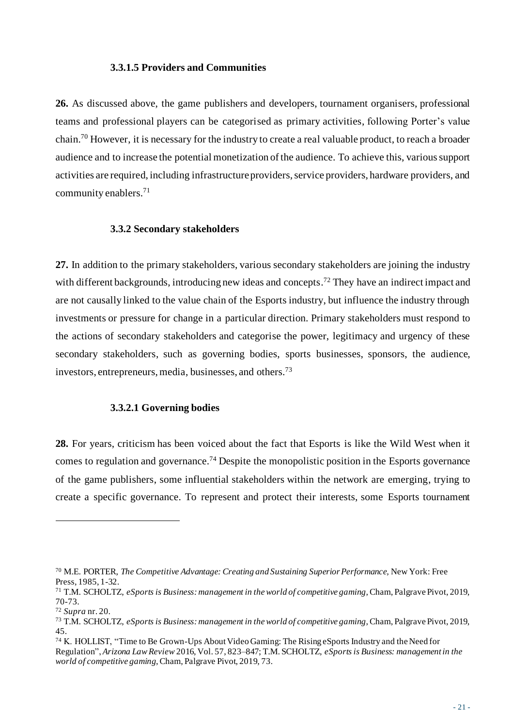#### 3.3.1.5 Providers and Communities

**26.** As discussed above, the game publishers and developers, tournament organisers, professional teams and professional players can be categorised as primary activities, following Porter's value chain.[70] However, it is necessary for the industry to create a real valuable product, to reach a broader audience and to increase the potential monetization of the audience. To achieve this, various support activities are required, including infrastructure providers, service providers, hardware providers, and community enablers.[71]

### 3.3.2 Secondary stakeholders

**27.** In addition to the primary stakeholders, various secondary stakeholders are joining the industry with different backgrounds, introducing new ideas and concepts.[72] They have an indirect impact and are not causally linked to the value chain of the Esports industry, but influence the industry through investments or pressure for change in a particular direction. Primary stakeholders must respond to the actions of secondary stakeholders and categorise the power, legitimacy and urgency of these secondary stakeholders, such as governing bodies, sports businesses, sponsors, the audience, investors, entrepreneurs, media, businesses, and others.[73]

#### 3.3.2.1 Governing bodies

**28.** For years, criticism has been voiced about the fact that Esports is like the Wild West when it comes to regulation and governance.[74] Despite the monopolistic position in the Esports governance of the game publishers, some influential stakeholders within the network are emerging, trying to create a specific governance. To represent and protect their interests, some Esports tournament

---

[70] M.E. PORTER, *The Competitive Advantage: Creating and Sustaining Superior Performance,* New York: Free Press, 1985, 1-32.

[71] T.M. SCHOLTZ, *eSports is Business: management in the world of competitive gaming*, Cham, Palgrave Pivot, 2019, 70-73.

[72] *Supra* nr. 20.

[73] T.M. SCHOLTZ, *eSports is Business: management in the world of competitive gaming*, Cham, Palgrave Pivot, 2019, 45.

[74] K. HOLLIST, "Time to Be Grown-Ups About Video Gaming: The Rising eSports Industry and the Need for Regulation", *Arizona Law Review* 2016, Vol. 57, 823–847; T.M. SCHOLTZ, *eSports is Business: management in the world of competitive gaming*, Cham, Palgrave Pivot, 2019, 73.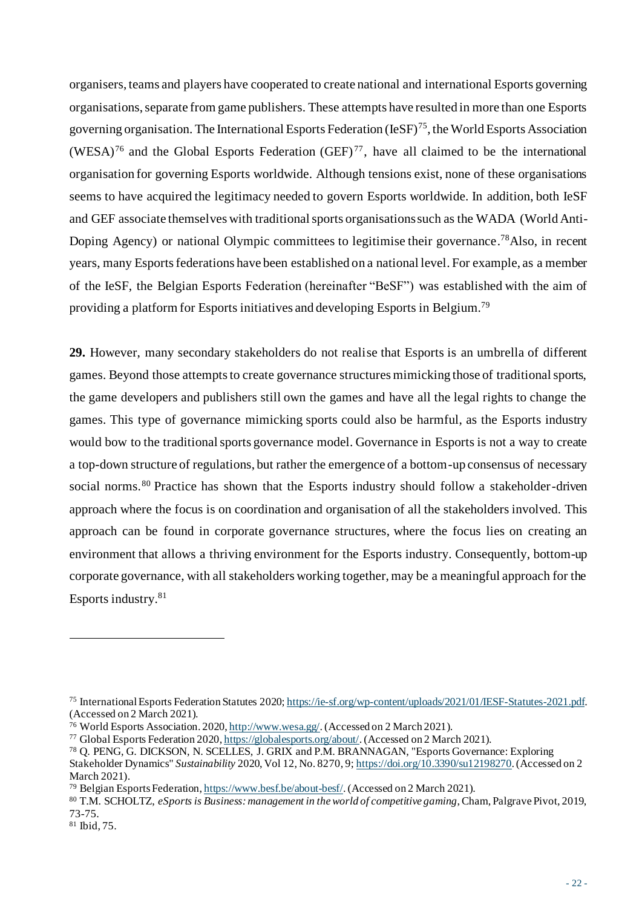organisers, teams and players have cooperated to create national and international Esports governing organisations, separate from game publishers. These attempts have resulted in more than one Esports governing organisation. The International Esports Federation (IeSF)[75], the World Esports Association (WESA)[76] and the Global Esports Federation (GEF)[77], have all claimed to be the international organisation for governing Esports worldwide. Although tensions exist, none of these organisations seems to have acquired the legitimacy needed to govern Esports worldwide. In addition, both IeSF and GEF associate themselves with traditional sports organisations such as the WADA (World Anti-Doping Agency) or national Olympic committees to legitimise their governance.[78]Also, in recent years, many Esports federations have been established on a national level. For example, as a member of the IeSF, the Belgian Esports Federation (hereinafter "BeSF") was established with the aim of providing a platform for Esports initiatives and developing Esports in Belgium.[79]

**29.** However, many secondary stakeholders do not realise that Esports is an umbrella of different games. Beyond those attempts to create governance structures mimicking those of traditional sports, the game developers and publishers still own the games and have all the legal rights to change the games. This type of governance mimicking sports could also be harmful, as the Esports industry would bow to the traditional sports governance model. Governance in Esports is not a way to create a top-down structure of regulations, but rather the emergence of a bottom-up consensus of necessary social norms.[80] Practice has shown that the Esports industry should follow a stakeholder-driven approach where the focus is on coordination and organisation of all the stakeholders involved. This approach can be found in corporate governance structures, where the focus lies on creating an environment that allows a thriving environment for the Esports industry. Consequently, bottom-up corporate governance, with all stakeholders working together, may be a meaningful approach for the Esports industry.[81]

---

[75] International Esports Federation Statutes 2020; https://ie-sf.org/wp-content/uploads/2021/01/IESF-Statutes-2021.pdf. (Accessed on 2 March 2021).

[76] World Esports Association. 2020, http://www.wesa.gg/. (Accessed on 2 March 2021).

[77] Global Esports Federation 2020, https://globalesports.org/about/. (Accessed on 2 March 2021).

[78] Q. PENG, G. DICKSON, N. SCELLES, J. GRIX and P.M. BRANNAGAN, "Esports Governance: Exploring Stakeholder Dynamics" *Sustainability* 2020, Vol 12, No. 8270, 9; https://doi.org/10.3390/su12198270. (Accessed on 2 March 2021).

[79] Belgian Esports Federation, https://www.besf.be/about-besf/. (Accessed on 2 March 2021).

[80] T.M. SCHOLTZ, *eSports is Business: management in the world of competitive gaming*, Cham, Palgrave Pivot, 2019, 73-75.

[81] Ibid, 75.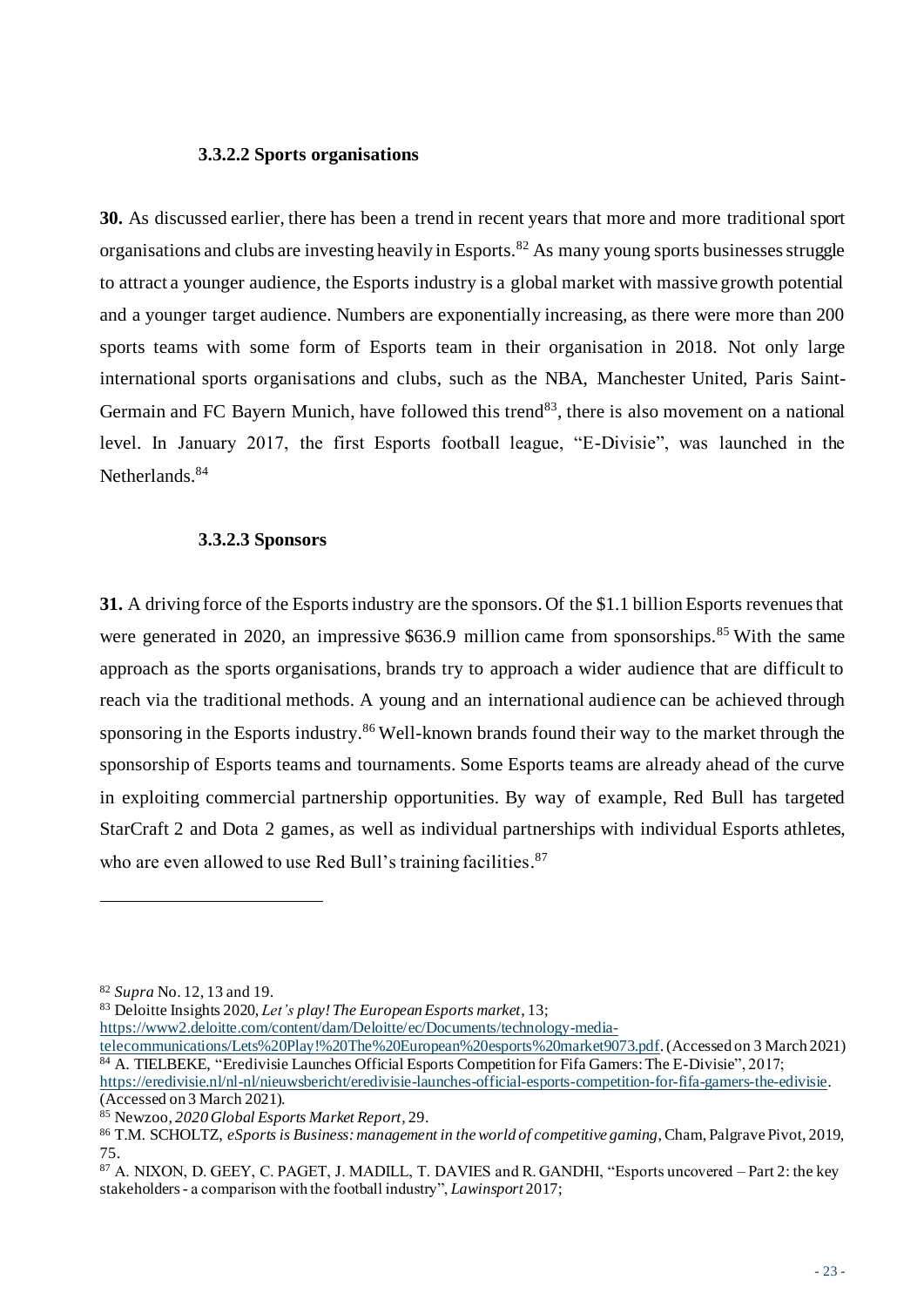#### 3.3.2.2 Sports organisations

**30.** As discussed earlier, there has been a trend in recent years that more and more traditional sport organisations and clubs are investing heavily in Esports.[82] As many young sports businesses struggle to attract a younger audience, the Esports industry is a global market with massive growth potential and a younger target audience. Numbers are exponentially increasing, as there were more than 200 sports teams with some form of Esports team in their organisation in 2018. Not only large international sports organisations and clubs, such as the NBA, Manchester United, Paris Saint-Germain and FC Bayern Munich, have followed this trend[83], there is also movement on a national level. In January 2017, the first Esports football league, "E-Divisie", was launched in the Netherlands.[84]

#### 3.3.2.3 Sponsors

**31.** A driving force of the Esports industry are the sponsors. Of the $1.1 billion Esports revenues that were generated in 2020, an impressive $636.9 million came from sponsorships.[85] With the same approach as the sports organisations, brands try to approach a wider audience that are difficult to reach via the traditional methods. A young and an international audience can be achieved through sponsoring in the Esports industry.[86] Well-known brands found their way to the market through the sponsorship of Esports teams and tournaments. Some Esports teams are already ahead of the curve in exploiting commercial partnership opportunities. By way of example, Red Bull has targeted StarCraft 2 and Dota 2 games, as well as individual partnerships with individual Esports athletes, who are even allowed to use Red Bull's training facilities.[87]

---

[82] *Supra* No. 12, 13 and 19.

[83] Deloitte Insights 2020, *Let's play! The European Esports market*, 13; https://www2.deloitte.com/content/dam/Deloitte/ec/Documents/technology-media-telecommunications/Lets%20Play!%20The%20European%20esports%20market9073.pdf. (Accessed on 3 March 2021)

[84] A. TIELBEKE, "Eredivisie Launches Official Esports Competition for Fifa Gamers: The E-Divisie", 2017; https://eredivisie.nl/nl-nl/nieuwsbericht/eredivisie-launches-official-esports-competition-for-fifa-gamers-the-edivisie. (Accessed on 3 March 2021).

[85] Newzoo, *2020 Global Esports Market Report*, 29.

[86] T.M. SCHOLTZ, *eSports is Business: management in the world of competitive gaming*, Cham, Palgrave Pivot, 2019, 75.

[87] A. NIXON, D. GEEY, C. PAGET, J. MADILL, T. DAVIES and R. GANDHI, "Esports uncovered – Part 2: the key stakeholders - a comparison with the football industry", *Lawinsport* 2017;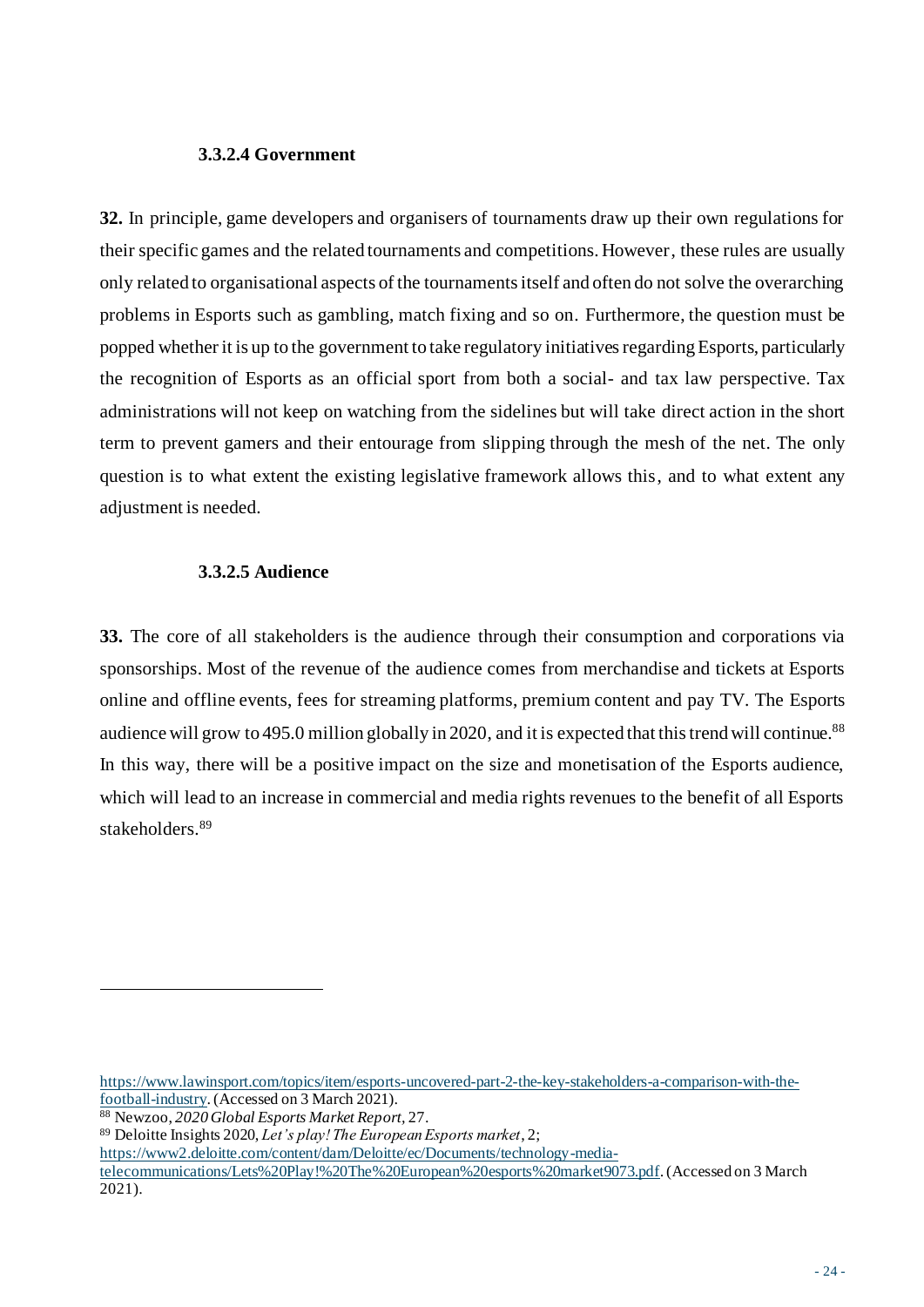#### 3.3.2.4 Government

**32.** In principle, game developers and organisers of tournaments draw up their own regulations for their specific games and the related tournaments and competitions. However, these rules are usually only related to organisational aspects of the tournaments itself and often do not solve the overarching problems in Esports such as gambling, match fixing and so on. Furthermore, the question must be popped whether it is up to the government to take regulatory initiatives regarding Esports, particularly the recognition of Esports as an official sport from both a social- and tax law perspective. Tax administrations will not keep on watching from the sidelines but will take direct action in the short term to prevent gamers and their entourage from slipping through the mesh of the net. The only question is to what extent the existing legislative framework allows this, and to what extent any adjustment is needed.

#### 3.3.2.5 Audience

**33.** The core of all stakeholders is the audience through their consumption and corporations via sponsorships. Most of the revenue of the audience comes from merchandise and tickets at Esports online and offline events, fees for streaming platforms, premium content and pay TV. The Esports audience will grow to 495.0 million globally in 2020, and it is expected that this trend will continue.[88] In this way, there will be a positive impact on the size and monetisation of the Esports audience, which will lead to an increase in commercial and media rights revenues to the benefit of all Esports stakeholders.[89]

---

https://www.lawinsport.com/topics/item/esports-uncovered-part-2-the-key-stakeholders-a-comparison-with-the-football-industry. (Accessed on 3 March 2021).

[88] Newzoo, *2020 Global Esports Market Report*, 27.

[89] Deloitte Insights 2020, *Let's play! The European Esports market*, 2; https://www2.deloitte.com/content/dam/Deloitte/ec/Documents/technology-media-telecommunications/Lets%20Play!%20The%20European%20esports%20market9073.pdf. (Accessed on 3 March 2021).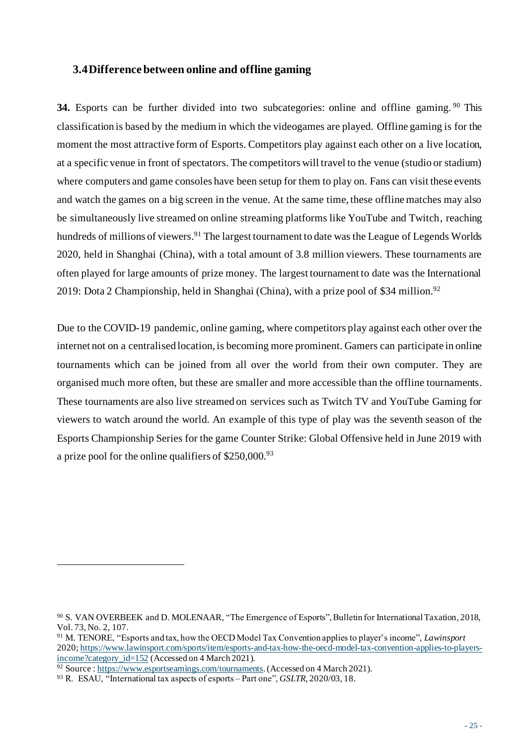## 3.4 Difference between online and offline gaming

**34.** Esports can be further divided into two subcategories: online and offline gaming.[90] This classification is based by the medium in which the videogames are played. Offline gaming is for the moment the most attractive form of Esports. Competitors play against each other on a live location, at a specific venue in front of spectators. The competitors will travel to the venue (studio or stadium) where computers and game consoles have been setup for them to play on. Fans can visit these events and watch the games on a big screen in the venue. At the same time, these offline matches may also be simultaneously live streamed on online streaming platforms like YouTube and Twitch, reaching hundreds of millions of viewers.[91] The largest tournament to date was the League of Legends Worlds 2020, held in Shanghai (China), with a total amount of 3.8 million viewers. These tournaments are often played for large amounts of prize money. The largest tournament to date was the International 2019: Dota 2 Championship, held in Shanghai (China), with a prize pool of $34 million.[92]

Due to the COVID-19 pandemic, online gaming, where competitors play against each other over the internet not on a centralised location, is becoming more prominent. Gamers can participate in online tournaments which can be joined from all over the world from their own computer. They are organised much more often, but these are smaller and more accessible than the offline tournaments. These tournaments are also live streamed on services such as Twitch TV and YouTube Gaming for viewers to watch around the world. An example of this type of play was the seventh season of the Esports Championship Series for the game Counter Strike: Global Offensive held in June 2019 with a prize pool for the online qualifiers of $250,000.[93]

---

[90] S. VAN OVERBEEK and D. MOLENAAR, "The Emergence of Esports", Bulletin for International Taxation, 2018, Vol. 73, No. 2, 107.

[91] M. TENORE, "Esports and tax, how the OECD Model Tax Convention applies to player's income", *Lawinsport* 2020; https://www.lawinsport.com/sports/item/esports-and-tax-how-the-oecd-model-tax-convention-applies-to-players-income?category_id=152 (Accessed on 4 March 2021).

[92] Source : https://www.esportsearnings.com/tournaments. (Accessed on 4 March 2021).

[93] R. ESAU, "International tax aspects of esports – Part one", *GSLTR*, 2020/03, 18.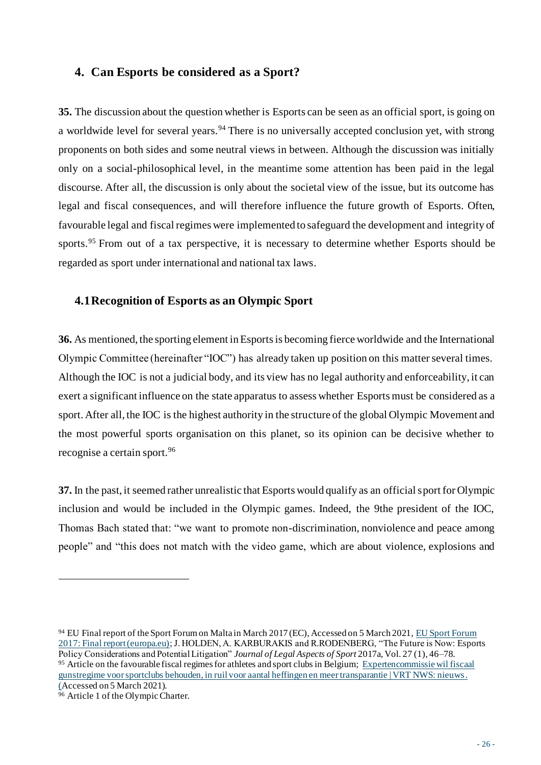## 4. Can Esports be considered as a Sport?

**35.** The discussion about the question whether is Esports can be seen as an official sport, is going on a worldwide level for several years.[94] There is no universally accepted conclusion yet, with strong proponents on both sides and some neutral views in between. Although the discussion was initially only on a social-philosophical level, in the meantime some attention has been paid in the legal discourse. After all, the discussion is only about the societal view of the issue, but its outcome has legal and fiscal consequences, and will therefore influence the future growth of Esports. Often, favourable legal and fiscal regimes were implemented to safeguard the development and integrity of sports.[95] From out of a tax perspective, it is necessary to determine whether Esports should be regarded as sport under international and national tax laws.

### 4.1 Recognition of Esports as an Olympic Sport

**36.** As mentioned, the sporting element in Esports is becoming fierce worldwide and the International Olympic Committee (hereinafter "IOC") has already taken up position on this matter several times. Although the IOC is not a judicial body, and its view has no legal authority and enforceability, it can exert a significant influence on the state apparatus to assess whether Esports must be considered as a sport. After all, the IOC is the highest authority in the structure of the global Olympic Movement and the most powerful sports organisation on this planet, so its opinion can be decisive whether to recognise a certain sport.[96]

**37.** In the past, it seemed rather unrealistic that Esports would qualify as an official sport for Olympic inclusion and would be included in the Olympic games. Indeed, the 9the president of the IOC, Thomas Bach stated that: "we want to promote non-discrimination, nonviolence and peace among people" and "this does not match with the video game, which are about violence, explosions and

---

[94] EU Final report of the Sport Forum on Malta in March 2017 (EC), Accessed on 5 March 2021, EU Sport Forum 2017: Final report (europa.eu); J. HOLDEN, A. KARBURAKIS and R.RODENBERG, "The Future is Now: Esports Policy Considerations and Potential Litigation" *Journal of Legal Aspects of Sport* 2017a, Vol. 27 (1), 46–78.

[95] Article on the favourable fiscal regimes for athletes and sport clubs in Belgium; Expertencommissie wil fiscaal gunstregime voor sportclubs behouden, in ruil voor aantal heffingen en meer transparantie | VRT NWS: nieuws. (Accessed on 5 March 2021).

[96] Article 1 of the Olympic Charter.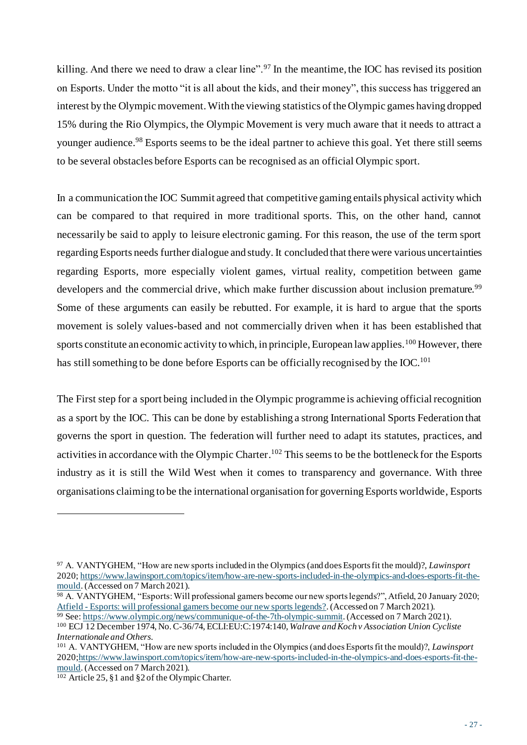killing. And there we need to draw a clear line".[97] In the meantime, the IOC has revised its position on Esports. Under the motto "it is all about the kids, and their money", this success has triggered an interest by the Olympic movement. With the viewing statistics of the Olympic games having dropped 15% during the Rio Olympics, the Olympic Movement is very much aware that it needs to attract a younger audience.[98] Esports seems to be the ideal partner to achieve this goal. Yet there still seems to be several obstacles before Esports can be recognised as an official Olympic sport.

In a communication the IOC Summit agreed that competitive gaming entails physical activity which can be compared to that required in more traditional sports. This, on the other hand, cannot necessarily be said to apply to leisure electronic gaming. For this reason, the use of the term sport regarding Esports needs further dialogue and study. It concluded that there were various uncertainties regarding Esports, more especially violent games, virtual reality, competition between game developers and the commercial drive, which make further discussion about inclusion premature.[99] Some of these arguments can easily be rebutted. For example, it is hard to argue that the sports movement is solely values-based and not commercially driven when it has been established that sports constitute an economic activity to which, in principle, European law applies.[100] However, there has still something to be done before Esports can be officially recognised by the IOC.[101]

The First step for a sport being included in the Olympic programme is achieving official recognition as a sport by the IOC. This can be done by establishing a strong International Sports Federation that governs the sport in question. The federation will further need to adapt its statutes, practices, and activities in accordance with the Olympic Charter.[102] This seems to be the bottleneck for the Esports industry as it is still the Wild West when it comes to transparency and governance. With three organisations claiming to be the international organisation for governing Esports worldwide, Esports

---

[97] A. VANTYGHEM, "How are new sports included in the Olympics (and does Esports fit the mould)?, *Lawinsport* 2020; https://www.lawinsport.com/topics/item/how-are-new-sports-included-in-the-olympics-and-does-esports-fit-the-mould. (Accessed on 7 March 2021).

[98] A. VANTYGHEM, "Esports: Will professional gamers become our new sports legends?", Atfield, 20 January 2020; Atfield - Esports: will professional gamers become our new sports legends?. (Accessed on 7 March 2021).

[99] See: https://www.olympic.org/news/communique-of-the-7th-olympic-summit. (Accessed on 7 March 2021).

[100] ECJ 12 December 1974, No. C-36/74, ECLI:EU:C:1974:140, *Walrave and Koch v Association Union Cycliste Internationale and Others*.

[101] A. VANTYGHEM, "How are new sports included in the Olympics (and does Esports fit the mould)?, *Lawinsport* 2020;https://www.lawinsport.com/topics/item/how-are-new-sports-included-in-the-olympics-and-does-esports-fit-the-mould. (Accessed on 7 March 2021).

[102] Article 25, §1 and §2 of the Olympic Charter.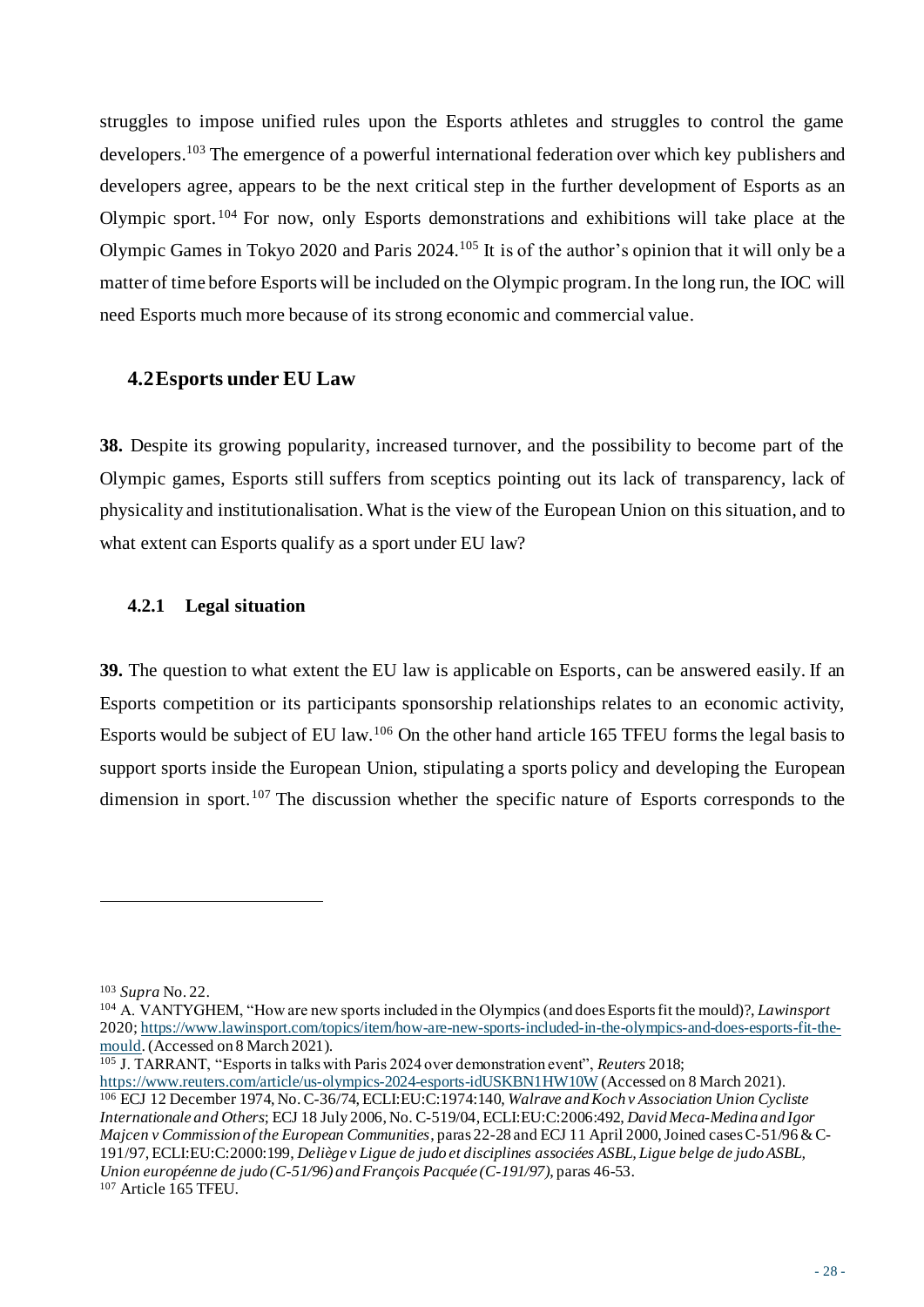struggles to impose unified rules upon the Esports athletes and struggles to control the game developers.[103] The emergence of a powerful international federation over which key publishers and developers agree, appears to be the next critical step in the further development of Esports as an Olympic sport.[104] For now, only Esports demonstrations and exhibitions will take place at the Olympic Games in Tokyo 2020 and Paris 2024.[105] It is of the author's opinion that it will only be a matter of time before Esports will be included on the Olympic program. In the long run, the IOC will need Esports much more because of its strong economic and commercial value.

## 4.2 Esports under EU Law

**38.** Despite its growing popularity, increased turnover, and the possibility to become part of the Olympic games, Esports still suffers from sceptics pointing out its lack of transparency, lack of physicality and institutionalisation. What is the view of the European Union on this situation, and to what extent can Esports qualify as a sport under EU law?

### 4.2.1 Legal situation

**39.** The question to what extent the EU law is applicable on Esports, can be answered easily. If an Esports competition or its participants sponsorship relationships relates to an economic activity, Esports would be subject of EU law.[106] On the other hand article 165 TFEU forms the legal basis to support sports inside the European Union, stipulating a sports policy and developing the European dimension in sport.[107] The discussion whether the specific nature of Esports corresponds to the

---

[103] *Supra* No. 22.

[104] A. VANTYGHEM, "How are new sports included in the Olympics (and does Esports fit the mould)?, *Lawinsport* 2020; https://www.lawinsport.com/topics/item/how-are-new-sports-included-in-the-olympics-and-does-esports-fit-the-mould. (Accessed on 8 March 2021).

[105] J. TARRANT, "Esports in talks with Paris 2024 over demonstration event", *Reuters* 2018; https://www.reuters.com/article/us-olympics-2024-esports-idUSKBN1HW10W (Accessed on 8 March 2021).

[106] ECJ 12 December 1974, No. C-36/74, ECLI:EU:C:1974:140, *Walrave and Koch v Association Union Cycliste Internationale and Others*; ECJ 18 July 2006, No. C-519/04, ECLI:EU:C:2006:492, *David Meca-Medina and Igor Majcen v Commission of the European Communities*, paras 22-28 and ECJ 11 April 2000, Joined cases C-51/96 & C-191/97, ECLI:EU:C:2000:199, *Deliège v Ligue de judo et disciplines associées ASBL, Ligue belge de judo ASBL, Union européenne de judo (C-51/96) and François Pacquée (C-191/97)*, paras 46-53.

[107] Article 165 TFEU.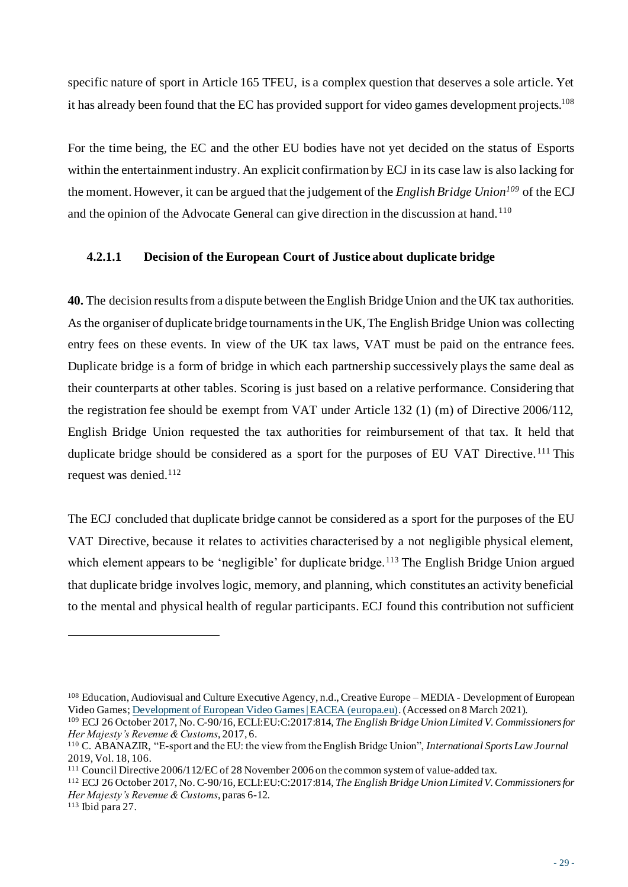specific nature of sport in Article 165 TFEU, is a complex question that deserves a sole article. Yet it has already been found that the EC has provided support for video games development projects.[108]

For the time being, the EC and the other EU bodies have not yet decided on the status of Esports within the entertainment industry. An explicit confirmation by ECJ in its case law is also lacking for the moment. However, it can be argued that the judgement of the *English Bridge Union*[109] of the ECJ and the opinion of the Advocate General can give direction in the discussion at hand.[110]

#### 4.2.1.1 Decision of the European Court of Justice about duplicate bridge

**40.** The decision results from a dispute between the English Bridge Union and the UK tax authorities. As the organiser of duplicate bridge tournaments in the UK, The English Bridge Union was collecting entry fees on these events. In view of the UK tax laws, VAT must be paid on the entrance fees. Duplicate bridge is a form of bridge in which each partnership successively plays the same deal as their counterparts at other tables. Scoring is just based on a relative performance. Considering that the registration fee should be exempt from VAT under Article 132 (1) (m) of Directive 2006/112, English Bridge Union requested the tax authorities for reimbursement of that tax. It held that duplicate bridge should be considered as a sport for the purposes of EU VAT Directive.[111] This request was denied.[112]

The ECJ concluded that duplicate bridge cannot be considered as a sport for the purposes of the EU VAT Directive, because it relates to activities characterised by a not negligible physical element, which element appears to be 'negligible' for duplicate bridge.[113] The English Bridge Union argued that duplicate bridge involves logic, memory, and planning, which constitutes an activity beneficial to the mental and physical health of regular participants. ECJ found this contribution not sufficient

---

[108] Education, Audiovisual and Culture Executive Agency, n.d., Creative Europe – MEDIA - Development of European Video Games; [Development of European Video Games | EACEA (europa.eu)](https://eacea.ec.europa.eu). (Accessed on 8 March 2021).

[109] ECJ 26 October 2017, No. C-90/16, ECLI:EU:C:2017:814, *The English Bridge Union Limited V. Commissioners for Her Majesty's Revenue & Customs*, 2017, 6.

[110] C. ABANAZIR, "E-sport and the EU: the view from the English Bridge Union", *International Sports Law Journal* 2019, Vol. 18, 106.

[111] Council Directive 2006/112/EC of 28 November 2006 on the common system of value-added tax.

[112] ECJ 26 October 2017, No. C-90/16, ECLI:EU:C:2017:814, *The English Bridge Union Limited V. Commissioners for Her Majesty's Revenue & Customs*, paras 6-12.

[113] Ibid para 27.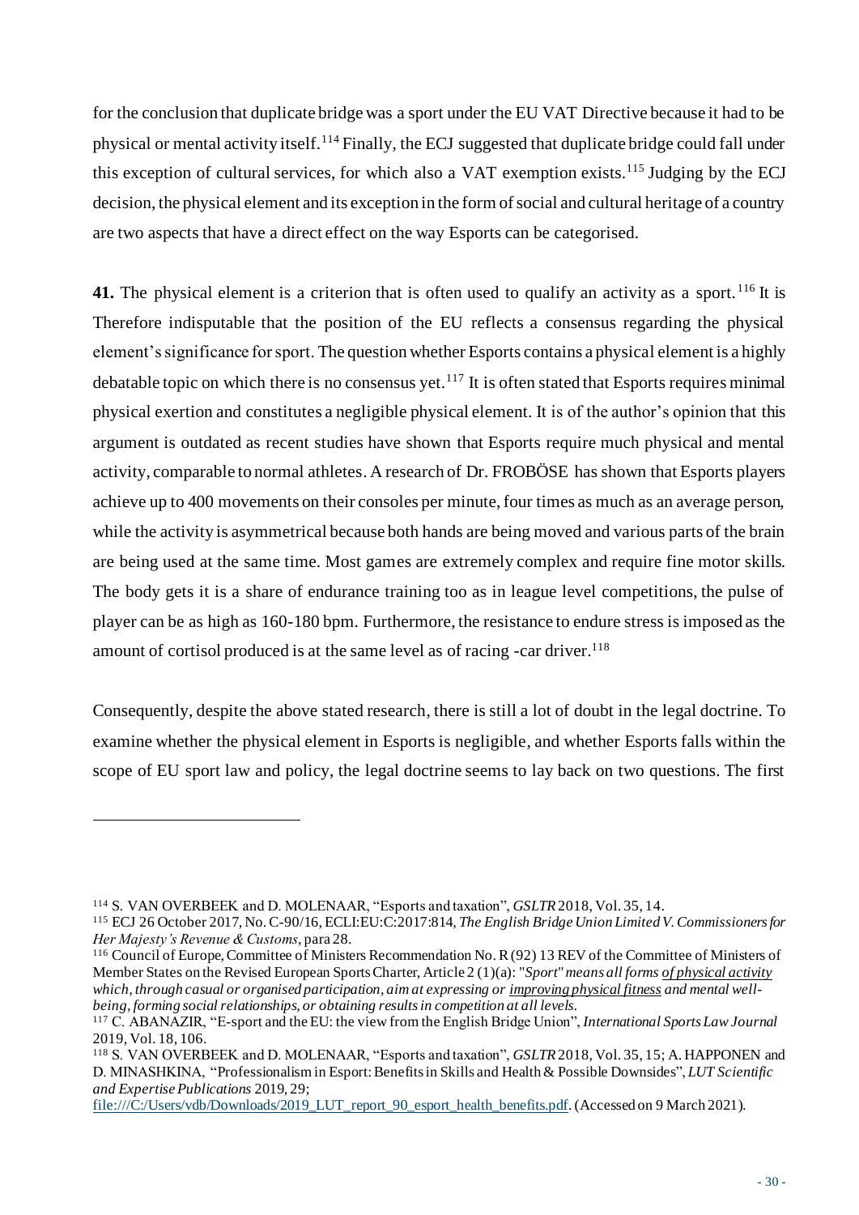for the conclusion that duplicate bridge was a sport under the EU VAT Directive because it had to be physical or mental activity itself.[114] Finally, the ECJ suggested that duplicate bridge could fall under this exception of cultural services, for which also a VAT exemption exists.[115] Judging by the ECJ decision, the physical element and its exception in the form of social and cultural heritage of a country are two aspects that have a direct effect on the way Esports can be categorised.

**41.** The physical element is a criterion that is often used to qualify an activity as a sport.[116] It is Therefore indisputable that the position of the EU reflects a consensus regarding the physical element's significance for sport. The question whether Esports contains a physical element is a highly debatable topic on which there is no consensus yet.[117] It is often stated that Esports requires minimal physical exertion and constitutes a negligible physical element. It is of the author's opinion that this argument is outdated as recent studies have shown that Esports require much physical and mental activity, comparable to normal athletes. A research of Dr. FROBÖSE has shown that Esports players achieve up to 400 movements on their consoles per minute, four times as much as an average person, while the activity is asymmetrical because both hands are being moved and various parts of the brain are being used at the same time. Most games are extremely complex and require fine motor skills. The body gets it is a share of endurance training too as in league level competitions, the pulse of player can be as high as 160-180 bpm. Furthermore, the resistance to endure stress is imposed as the amount of cortisol produced is at the same level as of racing -car driver.[118]

Consequently, despite the above stated research, there is still a lot of doubt in the legal doctrine. To examine whether the physical element in Esports is negligible, and whether Esports falls within the scope of EU sport law and policy, the legal doctrine seems to lay back on two questions. The first

---

[114] S. VAN OVERBEEK and D. MOLENAAR, "Esports and taxation", *GSLTR* 2018, Vol. 35, 14.

[115] ECJ 26 October 2017, No. C-90/16, ECLI:EU:C:2017:814, *The English Bridge Union Limited V. Commissioners for Her Majesty's Revenue & Customs*, para 28.

[116] Council of Europe, Committee of Ministers Recommendation No. R (92) 13 REV of the Committee of Ministers of Member States on the Revised European Sports Charter, Article 2 (1)(a): "*Sport" means all forms <u>of physical activity</u> which, through casual or organised participation, aim at expressing or <u>improving physical fitness</u> and mental well-being, forming social relationships, or obtaining results in competition at all levels.*

[117] C. ABANAZIR, "E-sport and the EU: the view from the English Bridge Union", *International Sports Law Journal* 2019, Vol. 18, 106.

[118] S. VAN OVERBEEK and D. MOLENAAR, "Esports and taxation", *GSLTR* 2018, Vol. 35, 15; A. HAPPONEN and D. MINASHKINA, "Professionalism in Esport: Benefits in Skills and Health & Possible Downsides", *LUT Scientific and Expertise Publications* 2019, 29; file:///C:/Users/vdb/Downloads/2019_LUT_report_90_esport_health_benefits.pdf. (Accessed on 9 March 2021).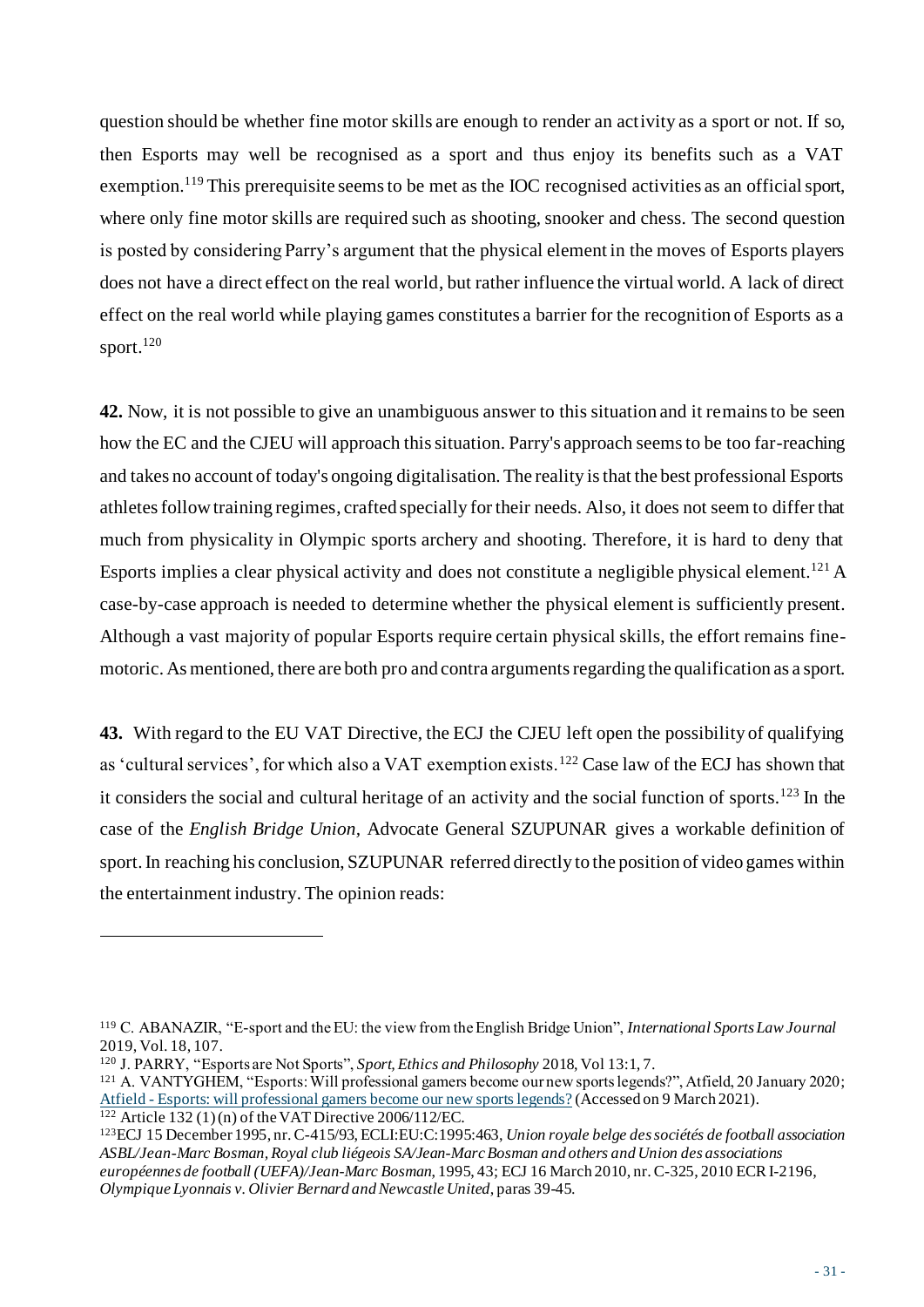question should be whether fine motor skills are enough to render an activity as a sport or not. If so, then Esports may well be recognised as a sport and thus enjoy its benefits such as a VAT exemption.[119] This prerequisite seems to be met as the IOC recognised activities as an official sport, where only fine motor skills are required such as shooting, snooker and chess. The second question is posted by considering Parry's argument that the physical element in the moves of Esports players does not have a direct effect on the real world, but rather influence the virtual world. A lack of direct effect on the real world while playing games constitutes a barrier for the recognition of Esports as a sport.[120]

**42.** Now, it is not possible to give an unambiguous answer to this situation and it remains to be seen how the EC and the CJEU will approach this situation. Parry's approach seems to be too far-reaching and takes no account of today's ongoing digitalisation. The reality is that the best professional Esports athletes follow training regimes, crafted specially for their needs. Also, it does not seem to differ that much from physicality in Olympic sports archery and shooting. Therefore, it is hard to deny that Esports implies a clear physical activity and does not constitute a negligible physical element.[121] A case-by-case approach is needed to determine whether the physical element is sufficiently present. Although a vast majority of popular Esports require certain physical skills, the effort remains fine-motoric. As mentioned, there are both pro and contra arguments regarding the qualification as a sport.

**43.** With regard to the EU VAT Directive, the ECJ the CJEU left open the possibility of qualifying as 'cultural services', for which also a VAT exemption exists.[122] Case law of the ECJ has shown that it considers the social and cultural heritage of an activity and the social function of sports.[123] In the case of the *English Bridge Union*, Advocate General SZUPUNAR gives a workable definition of sport. In reaching his conclusion, SZUPUNAR referred directly to the position of video games within the entertainment industry. The opinion reads:

---

[119] C. ABANAZIR, "E-sport and the EU: the view from the English Bridge Union", *International Sports Law Journal* 2019, Vol. 18, 107.

[120] J. PARRY, "Esports are Not Sports", *Sport, Ethics and Philosophy* 2018, Vol 13:1, 7.

[121] A. VANTYGHEM, "Esports: Will professional gamers become our new sports legends?", Atfield, 20 January 2020; Atfield - Esports: will professional gamers become our new sports legends? (Accessed on 9 March 2021).

[122] Article 132 (1) (n) of the VAT Directive 2006/112/EC.

[123] ECJ 15 December 1995, nr. C-415/93, ECLI:EU:C:1995:463, *Union royale belge des sociétés de football association ASBL/Jean-Marc Bosman, Royal club liégeois SA/Jean-Marc Bosman and others and Union des associations européennes de football (UEFA)/Jean-Marc Bosman*, 1995, 43; ECJ 16 March 2010, nr. C-325, 2010 ECR I-2196, *Olympique Lyonnais v. Olivier Bernard and Newcastle United*, paras 39-45.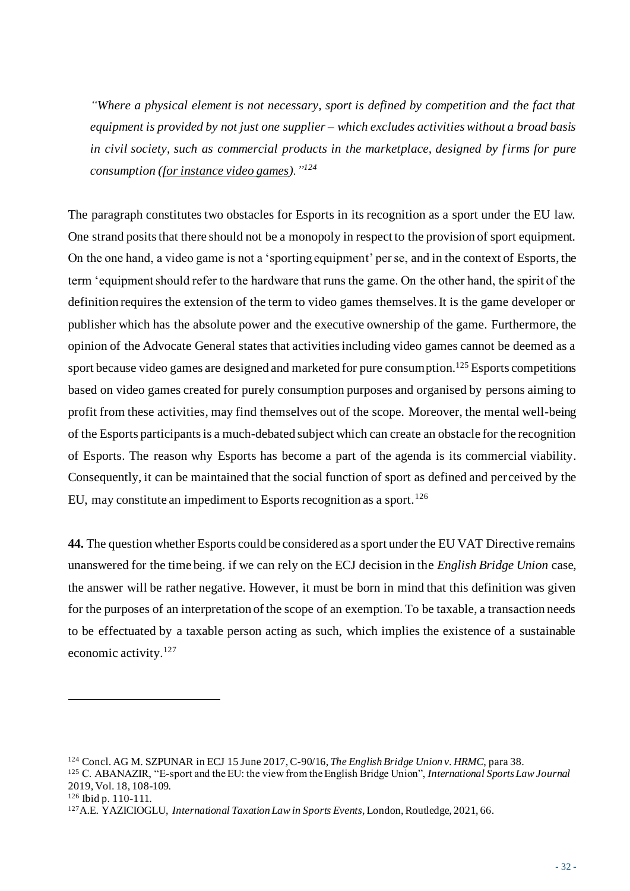> *"Where a physical element is not necessary, sport is defined by competition and the fact that equipment is provided by not just one supplier – which excludes activities without a broad basis in civil society, such as commercial products in the marketplace, designed by firms for pure consumption (<u>for instance video games</u>)."*[124]

The paragraph constitutes two obstacles for Esports in its recognition as a sport under the EU law. One strand posits that there should not be a monopoly in respect to the provision of sport equipment. On the one hand, a video game is not a 'sporting equipment' per se, and in the context of Esports, the term 'equipment should refer to the hardware that runs the game. On the other hand, the spirit of the definition requires the extension of the term to video games themselves. It is the game developer or publisher which has the absolute power and the executive ownership of the game. Furthermore, the opinion of the Advocate General states that activities including video games cannot be deemed as a sport because video games are designed and marketed for pure consumption.[125] Esports competitions based on video games created for purely consumption purposes and organised by persons aiming to profit from these activities, may find themselves out of the scope. Moreover, the mental well-being of the Esports participants is a much-debated subject which can create an obstacle for the recognition of Esports. The reason why Esports has become a part of the agenda is its commercial viability. Consequently, it can be maintained that the social function of sport as defined and perceived by the EU, may constitute an impediment to Esports recognition as a sport.[126]

**44.** The question whether Esports could be considered as a sport under the EU VAT Directive remains unanswered for the time being. if we can rely on the ECJ decision in the *English Bridge Union* case, the answer will be rather negative. However, it must be born in mind that this definition was given for the purposes of an interpretation of the scope of an exemption. To be taxable, a transaction needs to be effectuated by a taxable person acting as such, which implies the existence of a sustainable economic activity.[127]

---

[124] Concl. AG M. SZPUNAR in ECJ 15 June 2017, C-90/16, *The English Bridge Union v. HRMC*, para 38.

[125] C. ABANAZIR, "E-sport and the EU: the view from the English Bridge Union", *International Sports Law Journal* 2019, Vol. 18, 108-109.

[126] Ibid p. 110-111.

[127] A.E. YAZICIOGLU, *International Taxation Law in Sports Events*, London, Routledge, 2021, 66.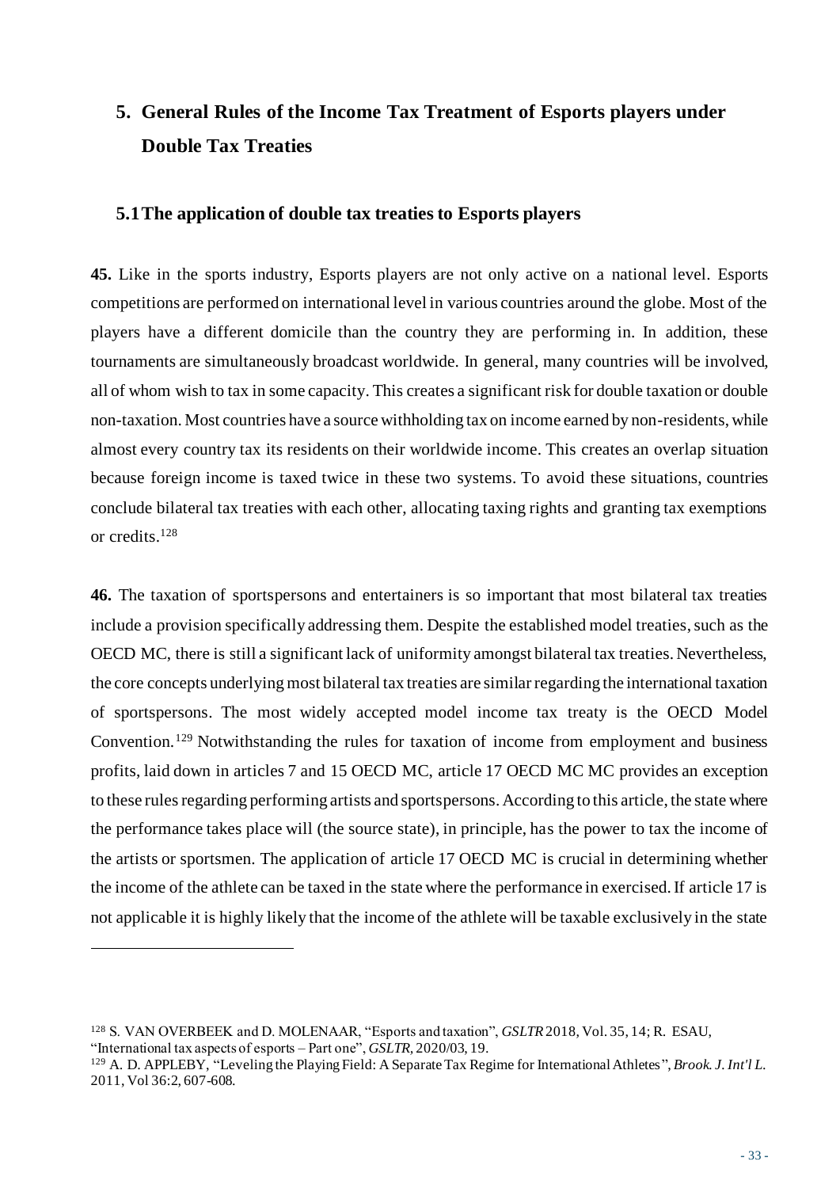## 5. General Rules of the Income Tax Treatment of Esports players under Double Tax Treaties

### 5.1 The application of double tax treaties to Esports players

**45.** Like in the sports industry, Esports players are not only active on a national level. Esports competitions are performed on international level in various countries around the globe. Most of the players have a different domicile than the country they are performing in. In addition, these tournaments are simultaneously broadcast worldwide. In general, many countries will be involved, all of whom wish to tax in some capacity. This creates a significant risk for double taxation or double non-taxation. Most countries have a source withholding tax on income earned by non-residents, while almost every country tax its residents on their worldwide income. This creates an overlap situation because foreign income is taxed twice in these two systems. To avoid these situations, countries conclude bilateral tax treaties with each other, allocating taxing rights and granting tax exemptions or credits.[128]

**46.** The taxation of sportspersons and entertainers is so important that most bilateral tax treaties include a provision specifically addressing them. Despite the established model treaties, such as the OECD MC, there is still a significant lack of uniformity amongst bilateral tax treaties. Nevertheless, the core concepts underlying most bilateral tax treaties are similar regarding the international taxation of sportspersons. The most widely accepted model income tax treaty is the OECD Model Convention.[129] Notwithstanding the rules for taxation of income from employment and business profits, laid down in articles 7 and 15 OECD MC, article 17 OECD MC MC provides an exception to these rules regarding performing artists and sportspersons. According to this article, the state where the performance takes place will (the source state), in principle, has the power to tax the income of the artists or sportsmen. The application of article 17 OECD MC is crucial in determining whether the income of the athlete can be taxed in the state where the performance in exercised. If article 17 is not applicable it is highly likely that the income of the athlete will be taxable exclusively in the state

---

[128] S. VAN OVERBEEK and D. MOLENAAR, "Esports and taxation", *GSLTR* 2018, Vol. 35, 14; R. ESAU, "International tax aspects of esports – Part one", *GSLTR*, 2020/03, 19.

[129] A. D. APPLEBY, "Leveling the Playing Field: A Separate Tax Regime for International Athletes", *Brook. J. Int'l L.* 2011, Vol 36:2, 607-608.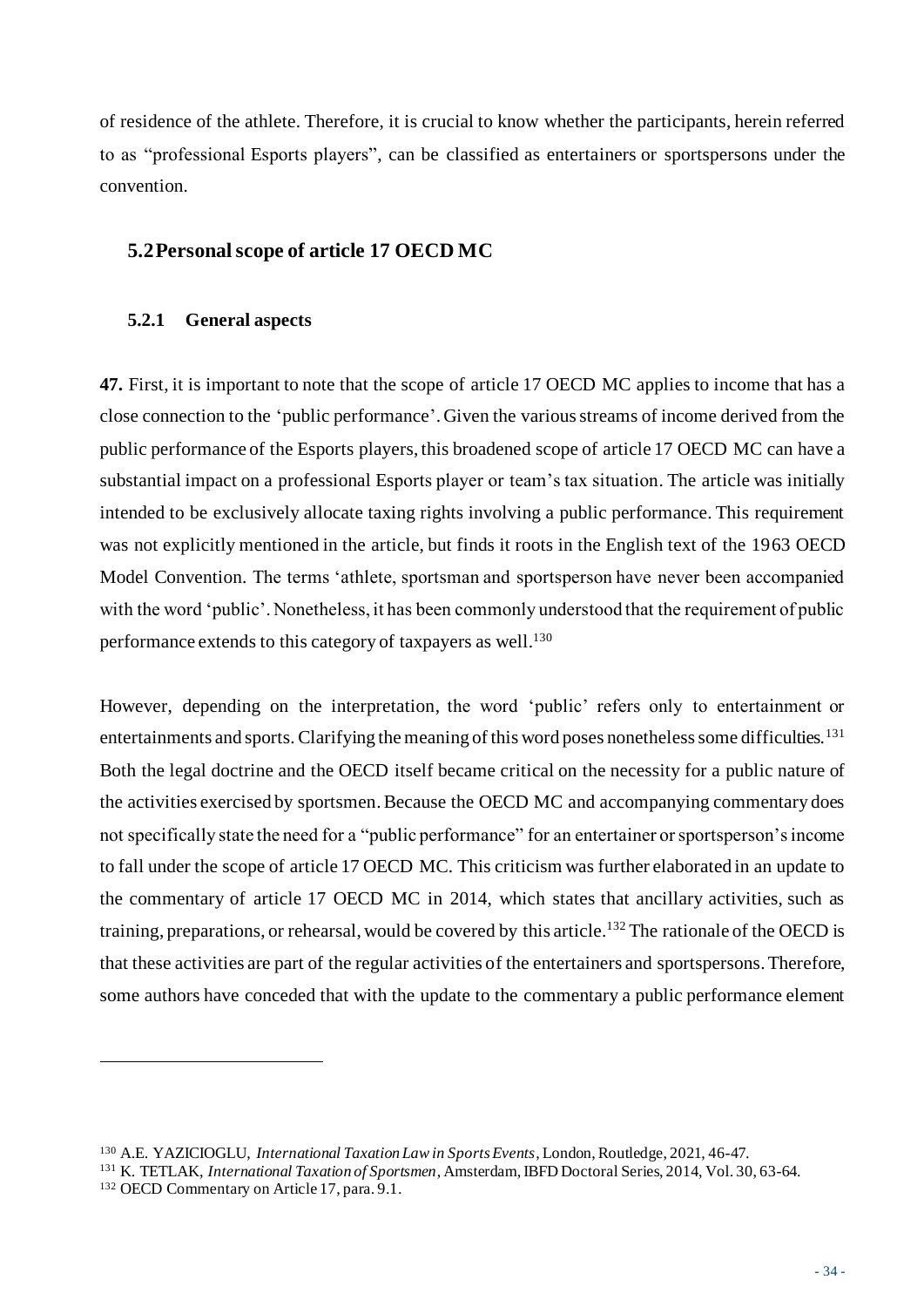of residence of the athlete. Therefore, it is crucial to know whether the participants, herein referred to as "professional Esports players", can be classified as entertainers or sportspersons under the convention.

## 5.2 Personal scope of article 17 OECD MC

### 5.2.1 General aspects

**47.** First, it is important to note that the scope of article 17 OECD MC applies to income that has a close connection to the 'public performance'. Given the various streams of income derived from the public performance of the Esports players, this broadened scope of article 17 OECD MC can have a substantial impact on a professional Esports player or team's tax situation. The article was initially intended to be exclusively allocate taxing rights involving a public performance. This requirement was not explicitly mentioned in the article, but finds it roots in the English text of the 1963 OECD Model Convention. The terms 'athlete, sportsman and sportsperson have never been accompanied with the word 'public'. Nonetheless, it has been commonly understood that the requirement of public performance extends to this category of taxpayers as well.[130]

However, depending on the interpretation, the word 'public' refers only to entertainment or entertainments and sports. Clarifying the meaning of this word poses nonetheless some difficulties.[131] Both the legal doctrine and the OECD itself became critical on the necessity for a public nature of the activities exercised by sportsmen. Because the OECD MC and accompanying commentary does not specifically state the need for a "public performance" for an entertainer or sportsperson's income to fall under the scope of article 17 OECD MC. This criticism was further elaborated in an update to the commentary of article 17 OECD MC in 2014, which states that ancillary activities, such as training, preparations, or rehearsal, would be covered by this article.[132] The rationale of the OECD is that these activities are part of the regular activities of the entertainers and sportspersons. Therefore, some authors have conceded that with the update to the commentary a public performance element

---

[130] A.E. YAZICIOGLU, *International Taxation Law in Sports Events*, London, Routledge, 2021, 46-47.

[131] K. TETLAK, *International Taxation of Sportsmen*, Amsterdam, IBFD Doctoral Series, 2014, Vol. 30, 63-64.

[132] OECD Commentary on Article 17, para. 9.1.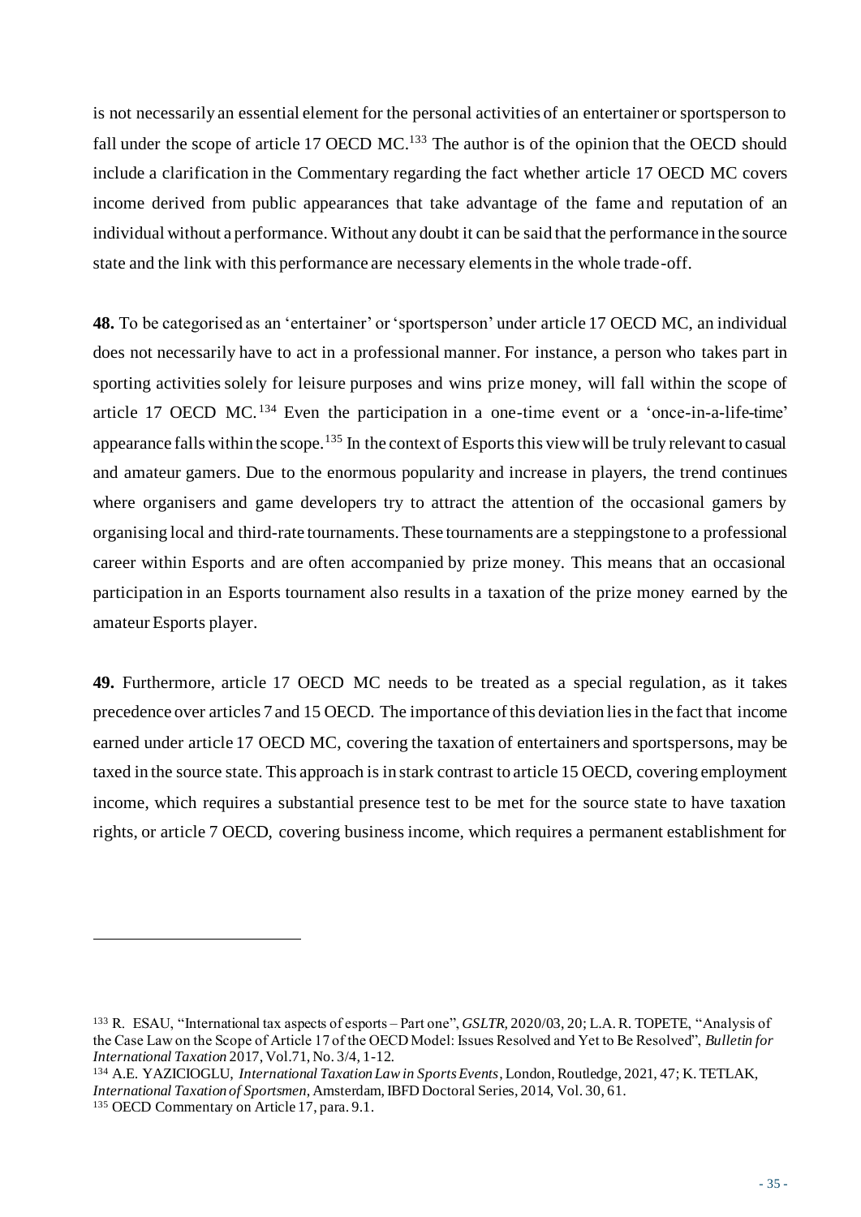is not necessarily an essential element for the personal activities of an entertainer or sportsperson to fall under the scope of article 17 OECD MC.[133] The author is of the opinion that the OECD should include a clarification in the Commentary regarding the fact whether article 17 OECD MC covers income derived from public appearances that take advantage of the fame and reputation of an individual without a performance. Without any doubt it can be said that the performance in the source state and the link with this performance are necessary elements in the whole trade-off.

**48.** To be categorised as an 'entertainer' or 'sportsperson' under article 17 OECD MC, an individual does not necessarily have to act in a professional manner. For instance, a person who takes part in sporting activities solely for leisure purposes and wins prize money, will fall within the scope of article 17 OECD MC.[134] Even the participation in a one-time event or a 'once-in-a-life-time' appearance falls within the scope.[135] In the context of Esports this view will be truly relevant to casual and amateur gamers. Due to the enormous popularity and increase in players, the trend continues where organisers and game developers try to attract the attention of the occasional gamers by organising local and third-rate tournaments. These tournaments are a steppingstone to a professional career within Esports and are often accompanied by prize money. This means that an occasional participation in an Esports tournament also results in a taxation of the prize money earned by the amateur Esports player.

**49.** Furthermore, article 17 OECD MC needs to be treated as a special regulation, as it takes precedence over articles 7 and 15 OECD. The importance of this deviation lies in the fact that income earned under article 17 OECD MC, covering the taxation of entertainers and sportspersons, may be taxed in the source state. This approach is in stark contrast to article 15 OECD, covering employment income, which requires a substantial presence test to be met for the source state to have taxation rights, or article 7 OECD, covering business income, which requires a permanent establishment for

---

[133] R. ESAU, "International tax aspects of esports – Part one", *GSLTR*, 2020/03, 20; L.A. R. TOPETE, "Analysis of the Case Law on the Scope of Article 17 of the OECD Model: Issues Resolved and Yet to Be Resolved", *Bulletin for International Taxation* 2017, Vol.71, No. 3/4, 1-12.

[134] A.E. YAZICIOGLU, *International Taxation Law in Sports Events*, London, Routledge, 2021, 47; K. TETLAK, *International Taxation of Sportsmen*, Amsterdam, IBFD Doctoral Series, 2014, Vol. 30, 61.

[135] OECD Commentary on Article 17, para. 9.1.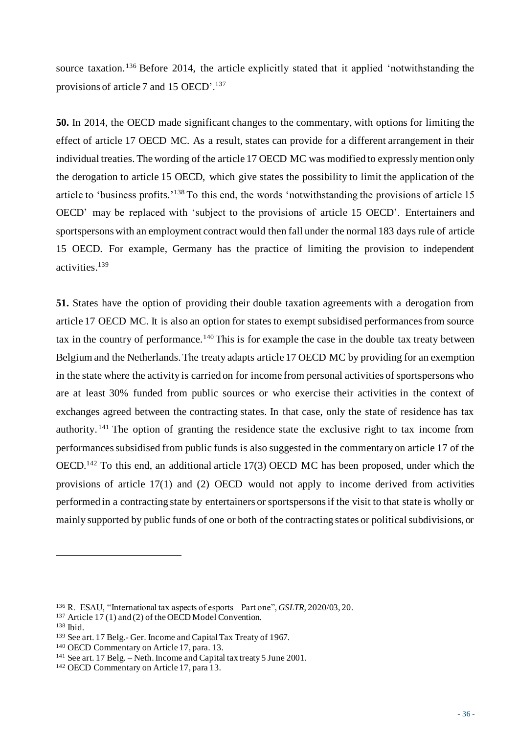source taxation.[136] Before 2014, the article explicitly stated that it applied 'notwithstanding the provisions of article 7 and 15 OECD'.[137]

**50.** In 2014, the OECD made significant changes to the commentary, with options for limiting the effect of article 17 OECD MC. As a result, states can provide for a different arrangement in their individual treaties. The wording of the article 17 OECD MC was modified to expressly mention only the derogation to article 15 OECD, which give states the possibility to limit the application of the article to 'business profits.'[138] To this end, the words 'notwithstanding the provisions of article 15 OECD' may be replaced with 'subject to the provisions of article 15 OECD'. Entertainers and sportspersons with an employment contract would then fall under the normal 183 days rule of article 15 OECD. For example, Germany has the practice of limiting the provision to independent activities.[139]

**51.** States have the option of providing their double taxation agreements with a derogation from article 17 OECD MC. It is also an option for states to exempt subsidised performances from source tax in the country of performance.[140] This is for example the case in the double tax treaty between Belgium and the Netherlands. The treaty adapts article 17 OECD MC by providing for an exemption in the state where the activity is carried on for income from personal activities of sportspersons who are at least 30% funded from public sources or who exercise their activities in the context of exchanges agreed between the contracting states. In that case, only the state of residence has tax authority.[141] The option of granting the residence state the exclusive right to tax income from performances subsidised from public funds is also suggested in the commentary on article 17 of the OECD.[142] To this end, an additional article 17(3) OECD MC has been proposed, under which the provisions of article 17(1) and (2) OECD would not apply to income derived from activities performed in a contracting state by entertainers or sportspersons if the visit to that state is wholly or mainly supported by public funds of one or both of the contracting states or political subdivisions, or

---

[136] R. ESAU, "International tax aspects of esports – Part one", *GSLTR*, 2020/03, 20.

[137] Article 17 (1) and (2) of the OECD Model Convention.

[138] Ibid.

[139] See art. 17 Belg.- Ger. Income and Capital Tax Treaty of 1967.

[140] OECD Commentary on Article 17, para. 13.

[141] See art. 17 Belg. – Neth. Income and Capital tax treaty 5 June 2001.

[142] OECD Commentary on Article 17, para 13.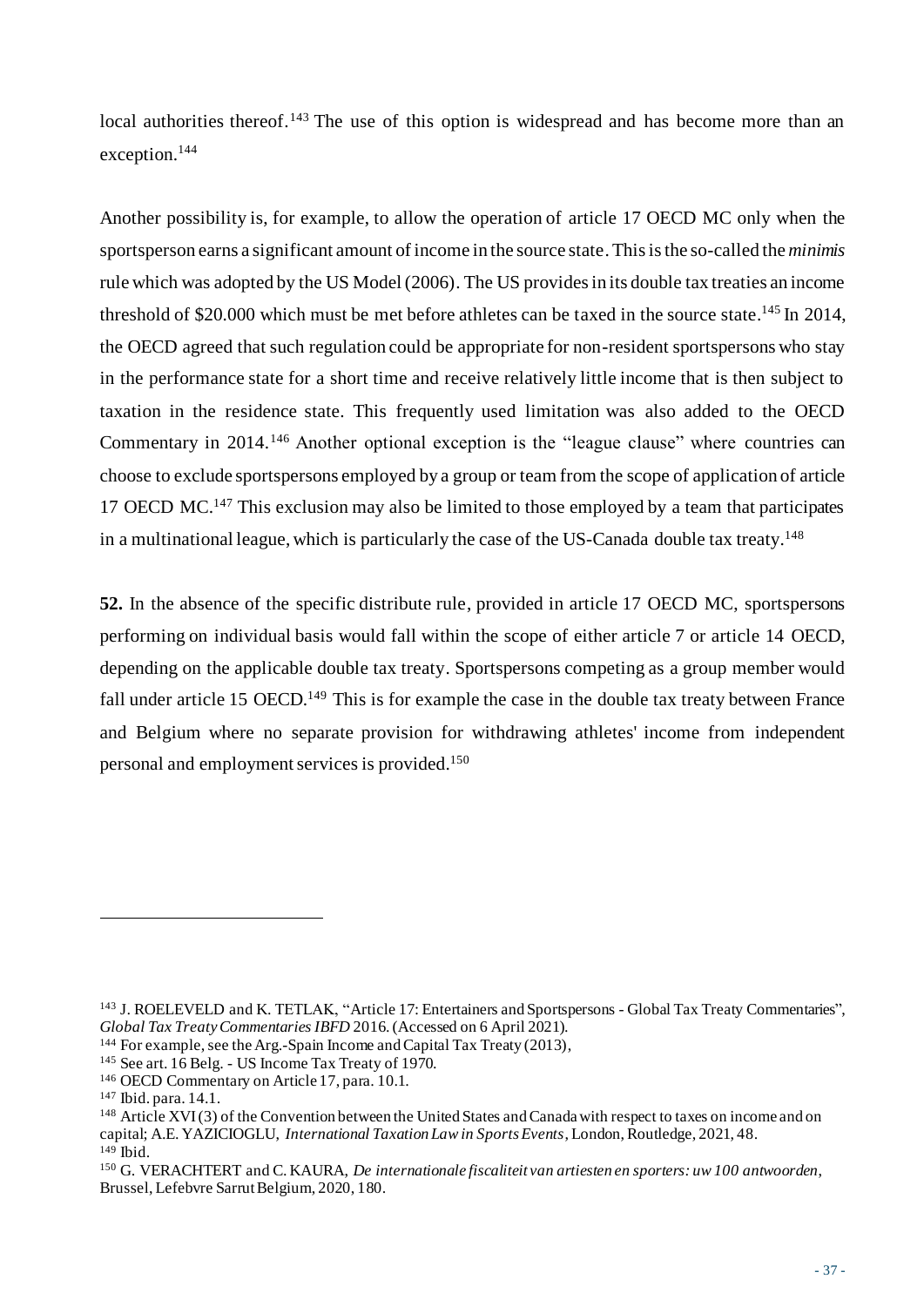local authorities thereof.[143] The use of this option is widespread and has become more than an exception.[144]

Another possibility is, for example, to allow the operation of article 17 OECD MC only when the sportsperson earns a significant amount of income in the source state. This is the so-called the *minimis* rule which was adopted by the US Model (2006). The US provides in its double tax treaties an income threshold of $20.000 which must be met before athletes can be taxed in the source state.[145] In 2014, the OECD agreed that such regulation could be appropriate for non-resident sportspersons who stay in the performance state for a short time and receive relatively little income that is then subject to taxation in the residence state. This frequently used limitation was also added to the OECD Commentary in 2014.[146] Another optional exception is the "league clause" where countries can choose to exclude sportspersons employed by a group or team from the scope of application of article 17 OECD MC.[147] This exclusion may also be limited to those employed by a team that participates in a multinational league, which is particularly the case of the US-Canada double tax treaty.[148]

**52.** In the absence of the specific distribute rule, provided in article 17 OECD MC, sportspersons performing on individual basis would fall within the scope of either article 7 or article 14 OECD, depending on the applicable double tax treaty. Sportspersons competing as a group member would fall under article 15 OECD.[149] This is for example the case in the double tax treaty between France and Belgium where no separate provision for withdrawing athletes' income from independent personal and employment services is provided.[150]

---

[143] J. ROELEVELD and K. TETLAK, "Article 17: Entertainers and Sportspersons - Global Tax Treaty Commentaries", *Global Tax Treaty Commentaries IBFD* 2016. (Accessed on 6 April 2021).

[144] For example, see the Arg.-Spain Income and Capital Tax Treaty (2013),

[145] See art. 16 Belg. - US Income Tax Treaty of 1970.

[146] OECD Commentary on Article 17, para. 10.1.

[147] Ibid. para. 14.1.

[148] Article XVI (3) of the Convention between the United States and Canada with respect to taxes on income and on capital; A.E. YAZICIOGLU, *International Taxation Law in Sports Events*, London, Routledge, 2021, 48.

[149] Ibid.

[150] G. VERACHTERT and C. KAURA, *De internationale fiscaliteit van artiesten en sporters: uw 100 antwoorden*, Brussel, Lefebvre Sarrut Belgium, 2020, 180.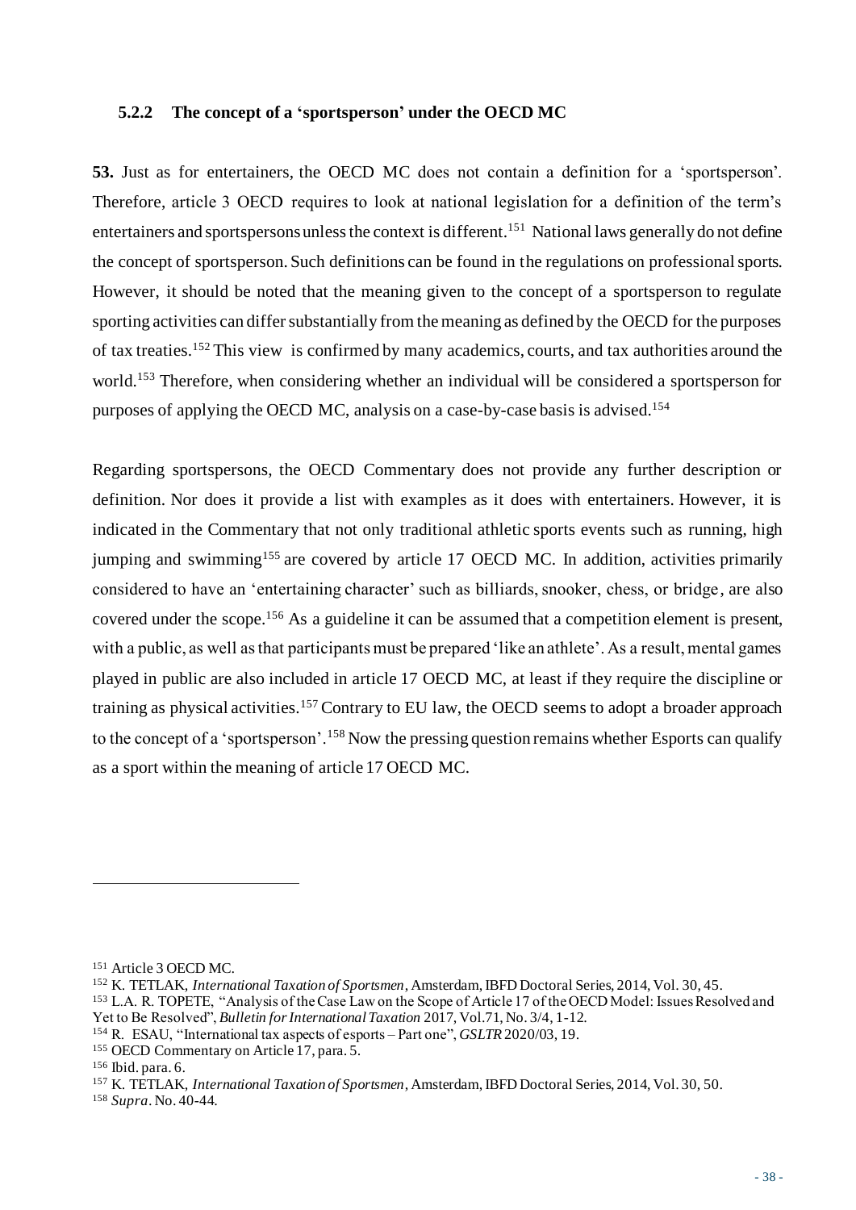### 5.2.2 The concept of a 'sportsperson' under the OECD MC

**53.** Just as for entertainers, the OECD MC does not contain a definition for a 'sportsperson'. Therefore, article 3 OECD requires to look at national legislation for a definition of the term's entertainers and sportspersons unless the context is different.[151] National laws generally do not define the concept of sportsperson. Such definitions can be found in the regulations on professional sports. However, it should be noted that the meaning given to the concept of a sportsperson to regulate sporting activities can differ substantially from the meaning as defined by the OECD for the purposes of tax treaties.[152] This view is confirmed by many academics, courts, and tax authorities around the world.[153] Therefore, when considering whether an individual will be considered a sportsperson for purposes of applying the OECD MC, analysis on a case-by-case basis is advised.[154]

Regarding sportspersons, the OECD Commentary does not provide any further description or definition. Nor does it provide a list with examples as it does with entertainers. However, it is indicated in the Commentary that not only traditional athletic sports events such as running, high jumping and swimming[155] are covered by article 17 OECD MC. In addition, activities primarily considered to have an 'entertaining character' such as billiards, snooker, chess, or bridge, are also covered under the scope.[156] As a guideline it can be assumed that a competition element is present, with a public, as well as that participants must be prepared 'like an athlete'. As a result, mental games played in public are also included in article 17 OECD MC, at least if they require the discipline or training as physical activities.[157] Contrary to EU law, the OECD seems to adopt a broader approach to the concept of a 'sportsperson'.[158] Now the pressing question remains whether Esports can qualify as a sport within the meaning of article 17 OECD MC.

---

[151] Article 3 OECD MC.

[152] K. TETLAK, *International Taxation of Sportsmen*, Amsterdam, IBFD Doctoral Series, 2014, Vol. 30, 45.

[153] L.A. R. TOPETE, "Analysis of the Case Law on the Scope of Article 17 of the OECD Model: Issues Resolved and Yet to Be Resolved", *Bulletin for International Taxation* 2017, Vol.71, No. 3/4, 1-12.

[154] R. ESAU, "International tax aspects of esports – Part one", *GSLTR* 2020/03, 19.

[155] OECD Commentary on Article 17, para. 5.

[156] Ibid. para. 6.

[157] K. TETLAK, *International Taxation of Sportsmen*, Amsterdam, IBFD Doctoral Series, 2014, Vol. 30, 50.

[158] *Supra*. No. 40-44.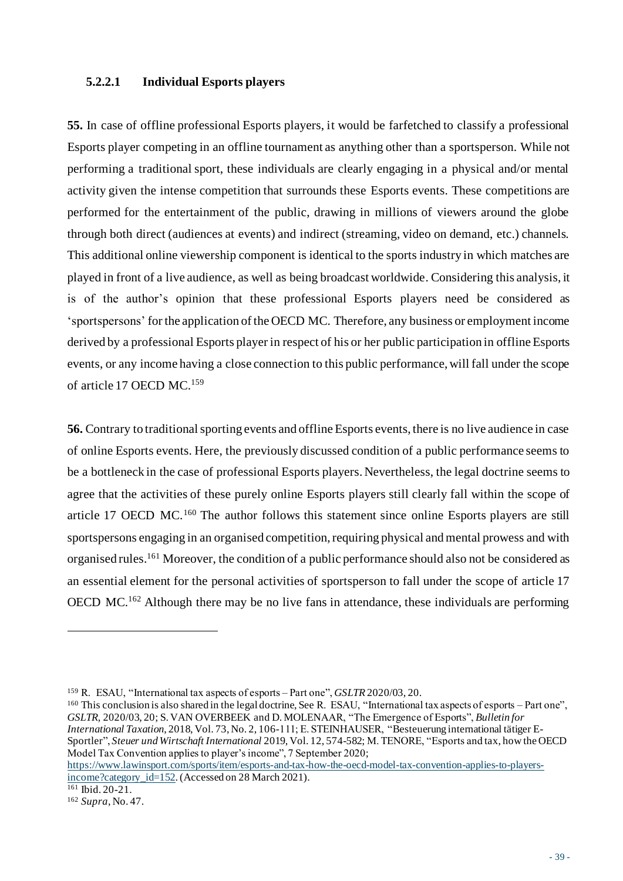#### 5.2.2.1 Individual Esports players

**55.** In case of offline professional Esports players, it would be farfetched to classify a professional Esports player competing in an offline tournament as anything other than a sportsperson. While not performing a traditional sport, these individuals are clearly engaging in a physical and/or mental activity given the intense competition that surrounds these Esports events. These competitions are performed for the entertainment of the public, drawing in millions of viewers around the globe through both direct (audiences at events) and indirect (streaming, video on demand, etc.) channels. This additional online viewership component is identical to the sports industry in which matches are played in front of a live audience, as well as being broadcast worldwide. Considering this analysis, it is of the author's opinion that these professional Esports players need be considered as 'sportspersons' for the application of the OECD MC. Therefore, any business or employment income derived by a professional Esports player in respect of his or her public participation in offline Esports events, or any income having a close connection to this public performance, will fall under the scope of article 17 OECD MC.[159]

**56.** Contrary to traditional sporting events and offline Esports events, there is no live audience in case of online Esports events. Here, the previously discussed condition of a public performance seems to be a bottleneck in the case of professional Esports players. Nevertheless, the legal doctrine seems to agree that the activities of these purely online Esports players still clearly fall within the scope of article 17 OECD MC.[160] The author follows this statement since online Esports players are still sportspersons engaging in an organised competition, requiring physical and mental prowess and with organised rules.[161] Moreover, the condition of a public performance should also not be considered as an essential element for the personal activities of sportsperson to fall under the scope of article 17 OECD MC.[162] Although there may be no live fans in attendance, these individuals are performing

---

[159] R. ESAU, "International tax aspects of esports – Part one", *GSLTR* 2020/03, 20.

[160] This conclusion is also shared in the legal doctrine, See R. ESAU, "International tax aspects of esports – Part one", *GSLTR*, 2020/03, 20; S. VAN OVERBEEK and D. MOLENAAR, "The Emergence of Esports", *Bulletin for International Taxation*, 2018, Vol. 73, No. 2, 106-111; E. STEINHAUSER, "Besteuerung international tätiger E-Sportler", *Steuer und Wirtschaft International* 2019, Vol. 12, 574-582; M. TENORE, "Esports and tax, how the OECD Model Tax Convention applies to player's income", 7 September 2020; https://www.lawinsport.com/sports/item/esports-and-tax-how-the-oecd-model-tax-convention-applies-to-players-income?category_id=152. (Accessed on 28 March 2021).

[161] Ibid. 20-21.

[162] *Supra*, No. 47.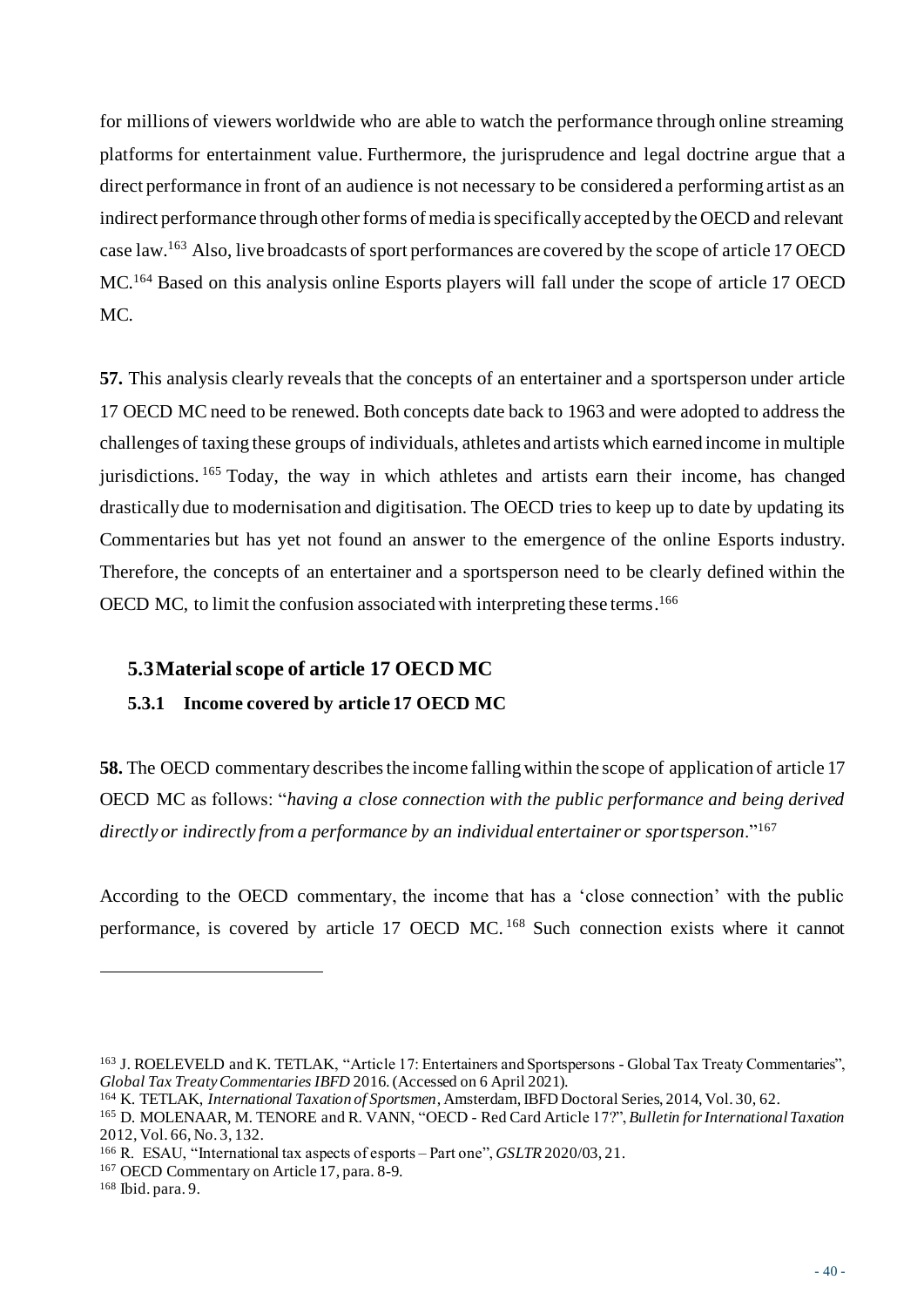for millions of viewers worldwide who are able to watch the performance through online streaming platforms for entertainment value. Furthermore, the jurisprudence and legal doctrine argue that a direct performance in front of an audience is not necessary to be considered a performing artist as an indirect performance through other forms of media is specifically accepted by the OECD and relevant case law.[163] Also, live broadcasts of sport performances are covered by the scope of article 17 OECD MC.[164] Based on this analysis online Esports players will fall under the scope of article 17 OECD MC.

**57.** This analysis clearly reveals that the concepts of an entertainer and a sportsperson under article 17 OECD MC need to be renewed. Both concepts date back to 1963 and were adopted to address the challenges of taxing these groups of individuals, athletes and artists which earned income in multiple jurisdictions.[165] Today, the way in which athletes and artists earn their income, has changed drastically due to modernisation and digitisation. The OECD tries to keep up to date by updating its Commentaries but has yet not found an answer to the emergence of the online Esports industry. Therefore, the concepts of an entertainer and a sportsperson need to be clearly defined within the OECD MC, to limit the confusion associated with interpreting these terms.[166]

## 5.3 Material scope of article 17 OECD MC

### 5.3.1 Income covered by article 17 OECD MC

**58.** The OECD commentary describes the income falling within the scope of application of article 17 OECD MC as follows: "*having a close connection with the public performance and being derived directly or indirectly from a performance by an individual entertainer or sportsperson*."[167]

According to the OECD commentary, the income that has a 'close connection' with the public performance, is covered by article 17 OECD MC.[168] Such connection exists where it cannot

---

[163] J. ROELEVELD and K. TETLAK, "Article 17: Entertainers and Sportspersons - Global Tax Treaty Commentaries", *Global Tax Treaty Commentaries IBFD* 2016. (Accessed on 6 April 2021).

[164] K. TETLAK, *International Taxation of Sportsmen*, Amsterdam, IBFD Doctoral Series, 2014, Vol. 30, 62.

[165] D. MOLENAAR, M. TENORE and R. VANN, "OECD - Red Card Article 17?", *Bulletin for International Taxation* 2012, Vol. 66, No. 3, 132.

[166] R. ESAU, "International tax aspects of esports – Part one", *GSLTR* 2020/03, 21.

[167] OECD Commentary on Article 17, para. 8-9.

[168] Ibid. para. 9.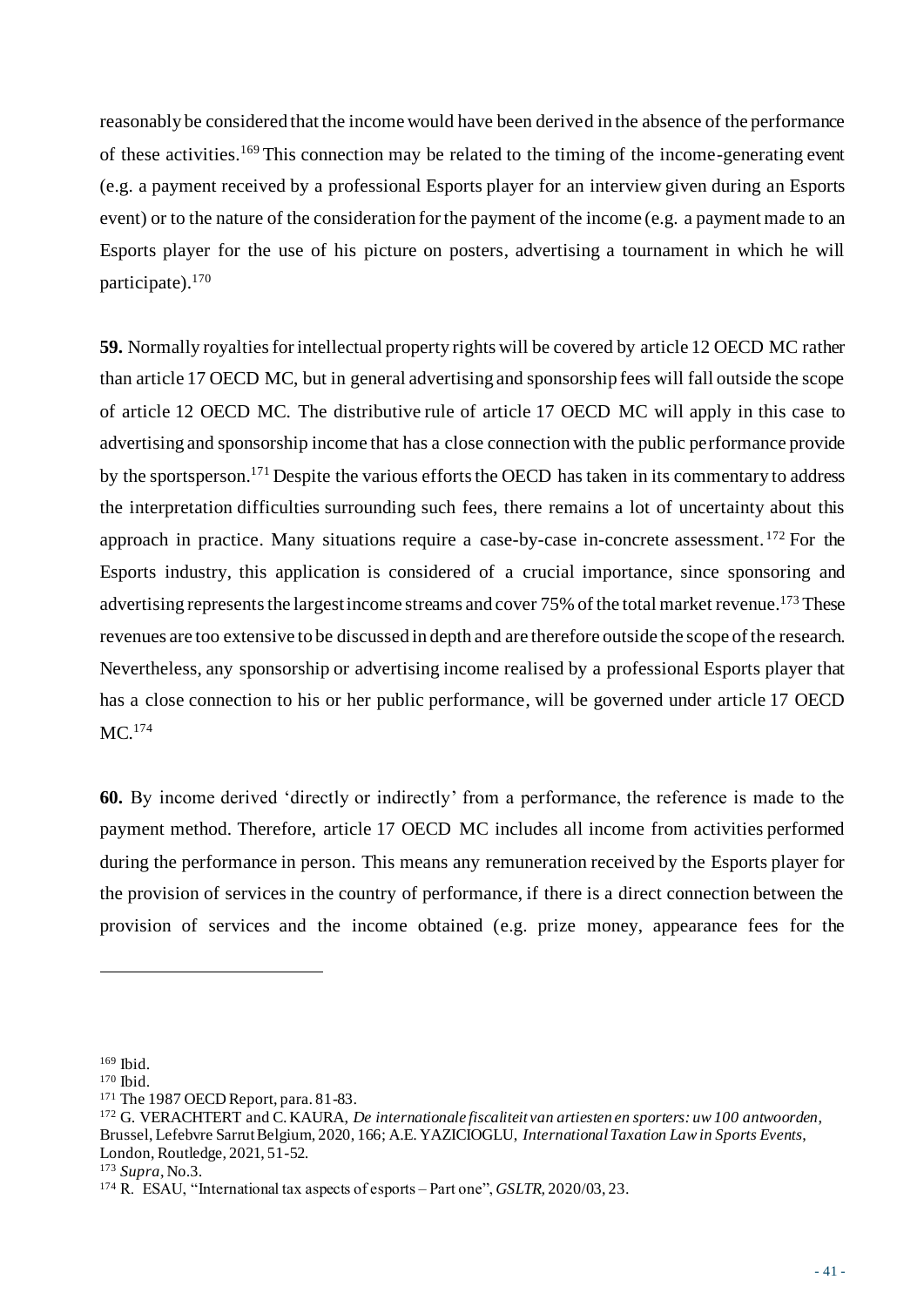reasonably be considered that the income would have been derived in the absence of the performance of these activities.[169] This connection may be related to the timing of the income-generating event (e.g. a payment received by a professional Esports player for an interview given during an Esports event) or to the nature of the consideration for the payment of the income (e.g. a payment made to an Esports player for the use of his picture on posters, advertising a tournament in which he will participate).[170]

**59.** Normally royalties for intellectual property rights will be covered by article 12 OECD MC rather than article 17 OECD MC, but in general advertising and sponsorship fees will fall outside the scope of article 12 OECD MC. The distributive rule of article 17 OECD MC will apply in this case to advertising and sponsorship income that has a close connection with the public performance provide by the sportsperson.[171] Despite the various efforts the OECD has taken in its commentary to address the interpretation difficulties surrounding such fees, there remains a lot of uncertainty about this approach in practice. Many situations require a case-by-case in-concrete assessment.[172] For the Esports industry, this application is considered of a crucial importance, since sponsoring and advertising represents the largest income streams and cover 75% of the total market revenue.[173] These revenues are too extensive to be discussed in depth and are therefore outside the scope of the research. Nevertheless, any sponsorship or advertising income realised by a professional Esports player that has a close connection to his or her public performance, will be governed under article 17 OECD MC.[174]

**60.** By income derived 'directly or indirectly' from a performance, the reference is made to the payment method. Therefore, article 17 OECD MC includes all income from activities performed during the performance in person. This means any remuneration received by the Esports player for the provision of services in the country of performance, if there is a direct connection between the provision of services and the income obtained (e.g. prize money, appearance fees for the

---

[169] Ibid.

[170] Ibid.

[171] The 1987 OECD Report, para. 81-83.

[172] G. VERACHTERT and C. KAURA, *De internationale fiscaliteit van artiesten en sporters: uw 100 antwoorden*, Brussel, Lefebvre Sarrut Belgium, 2020, 166; A.E. YAZICIOGLU, *International Taxation Law in Sports Events*, London, Routledge, 2021, 51-52.

[173] *Supra*, No.3.

[174] R. ESAU, "International tax aspects of esports – Part one", *GSLTR*, 2020/03, 23.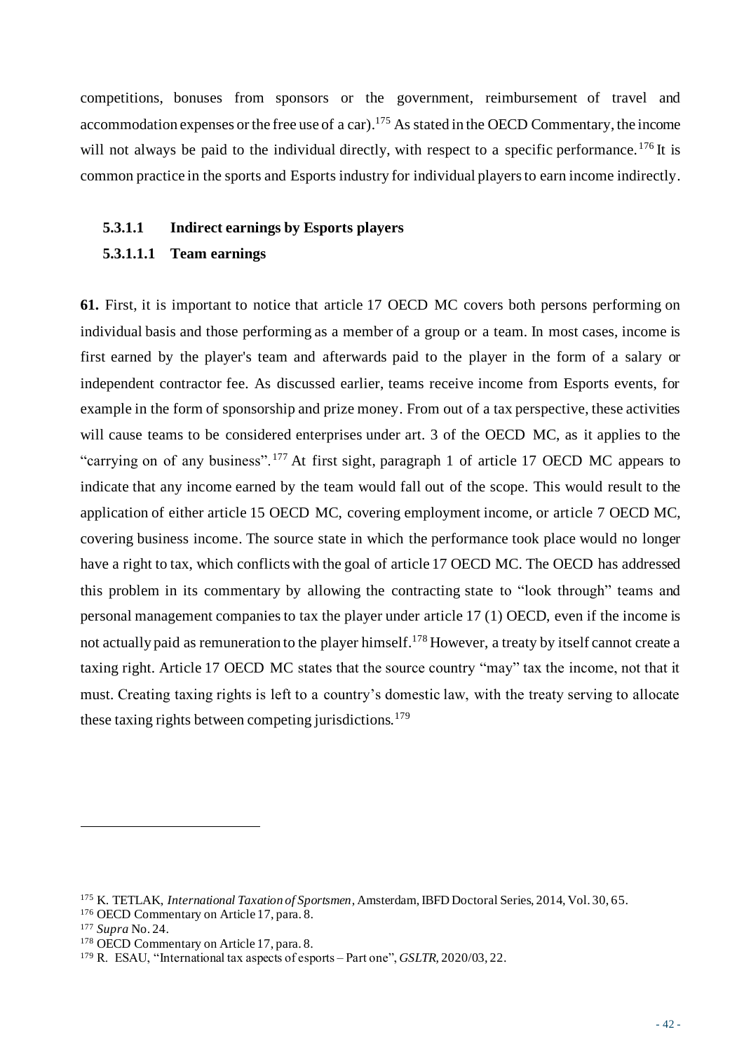competitions, bonuses from sponsors or the government, reimbursement of travel and accommodation expenses or the free use of a car).[175] As stated in the OECD Commentary, the income will not always be paid to the individual directly, with respect to a specific performance.[176] It is common practice in the sports and Esports industry for individual players to earn income indirectly.

#### 5.3.1.1 Indirect earnings by Esports players

##### 5.3.1.1.1 Team earnings

**61.** First, it is important to notice that article 17 OECD MC covers both persons performing on individual basis and those performing as a member of a group or a team. In most cases, income is first earned by the player's team and afterwards paid to the player in the form of a salary or independent contractor fee. As discussed earlier, teams receive income from Esports events, for example in the form of sponsorship and prize money. From out of a tax perspective, these activities will cause teams to be considered enterprises under art. 3 of the OECD MC, as it applies to the "carrying on of any business".[177] At first sight, paragraph 1 of article 17 OECD MC appears to indicate that any income earned by the team would fall out of the scope. This would result to the application of either article 15 OECD MC, covering employment income, or article 7 OECD MC, covering business income. The source state in which the performance took place would no longer have a right to tax, which conflicts with the goal of article 17 OECD MC. The OECD has addressed this problem in its commentary by allowing the contracting state to "look through" teams and personal management companies to tax the player under article 17 (1) OECD, even if the income is not actually paid as remuneration to the player himself.[178] However, a treaty by itself cannot create a taxing right. Article 17 OECD MC states that the source country "may" tax the income, not that it must. Creating taxing rights is left to a country's domestic law, with the treaty serving to allocate these taxing rights between competing jurisdictions.[179]

---

[175] K. TETLAK, *International Taxation of Sportsmen*, Amsterdam, IBFD Doctoral Series, 2014, Vol. 30, 65.

[176] OECD Commentary on Article 17, para. 8.

[177] *Supra* No. 24.

[178] OECD Commentary on Article 17, para. 8.

[179] R. ESAU, "International tax aspects of esports – Part one", *GSLTR*, 2020/03, 22.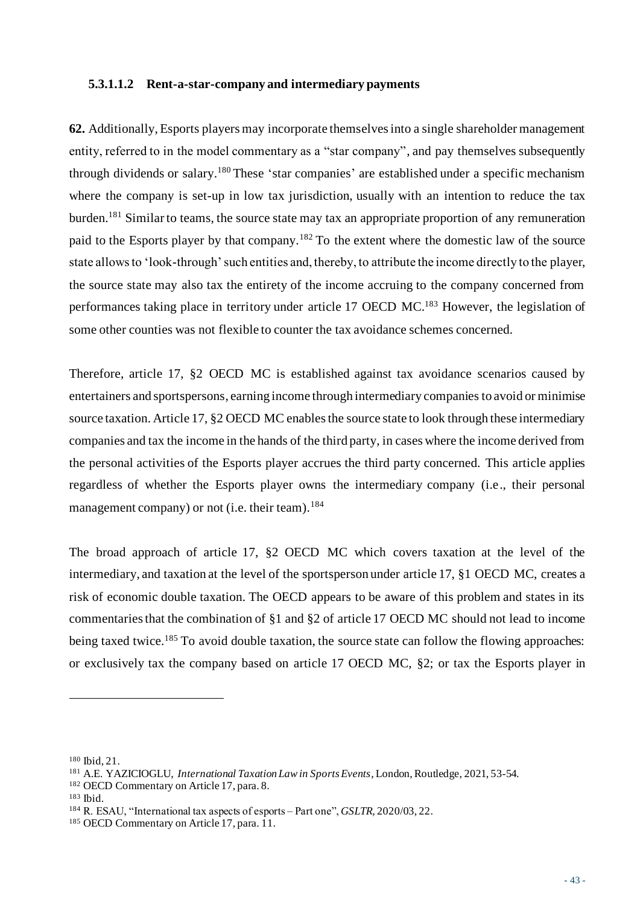#### 5.3.1.1.2 Rent-a-star-company and intermediary payments

**62.** Additionally, Esports players may incorporate themselves into a single shareholder management entity, referred to in the model commentary as a "star company", and pay themselves subsequently through dividends or salary.[180] These 'star companies' are established under a specific mechanism where the company is set-up in low tax jurisdiction, usually with an intention to reduce the tax burden.[181] Similar to teams, the source state may tax an appropriate proportion of any remuneration paid to the Esports player by that company.[182] To the extent where the domestic law of the source state allows to 'look-through' such entities and, thereby, to attribute the income directly to the player, the source state may also tax the entirety of the income accruing to the company concerned from performances taking place in territory under article 17 OECD MC.[183] However, the legislation of some other counties was not flexible to counter the tax avoidance schemes concerned.

Therefore, article 17, §2 OECD MC is established against tax avoidance scenarios caused by entertainers and sportspersons, earning income through intermediary companies to avoid or minimise source taxation. Article 17, §2 OECD MC enables the source state to look through these intermediary companies and tax the income in the hands of the third party, in cases where the income derived from the personal activities of the Esports player accrues the third party concerned. This article applies regardless of whether the Esports player owns the intermediary company (i.e., their personal management company) or not (i.e. their team).[184]

The broad approach of article 17, §2 OECD MC which covers taxation at the level of the intermediary, and taxation at the level of the sportsperson under article 17, §1 OECD MC, creates a risk of economic double taxation. The OECD appears to be aware of this problem and states in its commentaries that the combination of §1 and §2 of article 17 OECD MC should not lead to income being taxed twice.[185] To avoid double taxation, the source state can follow the flowing approaches: or exclusively tax the company based on article 17 OECD MC, §2; or tax the Esports player in

---

[180] Ibid, 21.

[181] A.E. YAZICIOGLU, *International Taxation Law in Sports Events*, London, Routledge, 2021, 53-54.

[182] OECD Commentary on Article 17, para. 8.

[183] Ibid.

[184] R. ESAU, "International tax aspects of esports – Part one", *GSLTR*, 2020/03, 22.

[185] OECD Commentary on Article 17, para. 11.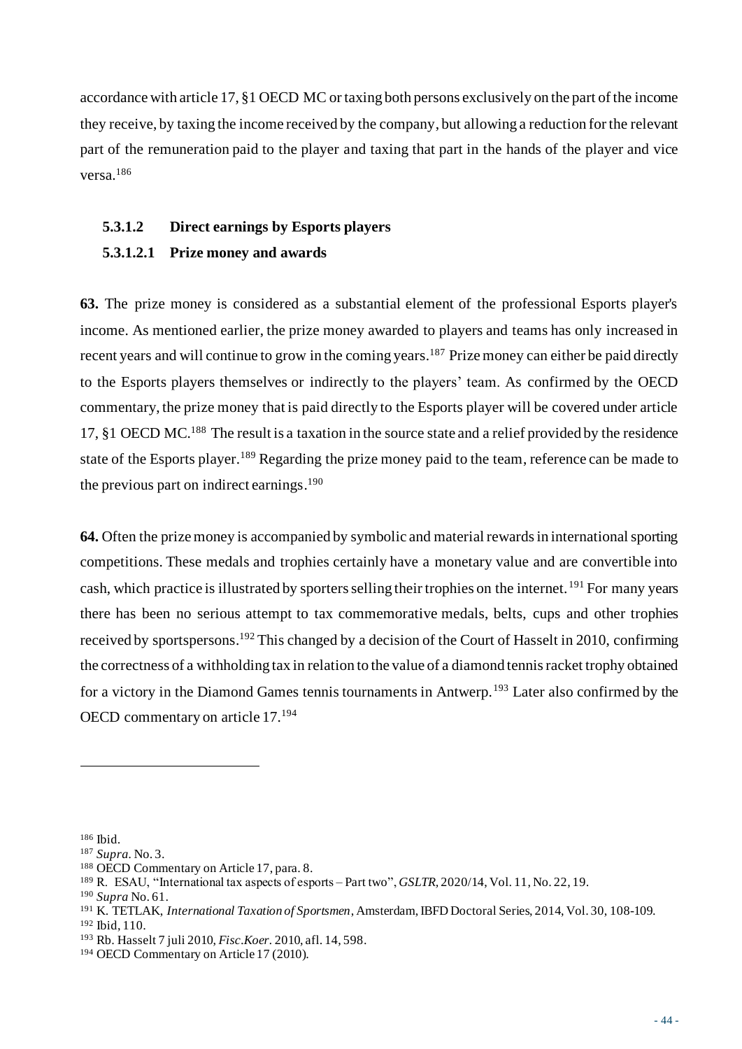accordance with article 17, §1 OECD MC or taxing both persons exclusively on the part of the income they receive, by taxing the income received by the company, but allowing a reduction for the relevant part of the remuneration paid to the player and taxing that part in the hands of the player and vice versa.[186]

#### 5.3.1.2 Direct earnings by Esports players

##### 5.3.1.2.1 Prize money and awards

**63.** The prize money is considered as a substantial element of the professional Esports player's income. As mentioned earlier, the prize money awarded to players and teams has only increased in recent years and will continue to grow in the coming years.[187] Prize money can either be paid directly to the Esports players themselves or indirectly to the players' team. As confirmed by the OECD commentary, the prize money that is paid directly to the Esports player will be covered under article 17, §1 OECD MC.[188] The result is a taxation in the source state and a relief provided by the residence state of the Esports player.[189] Regarding the prize money paid to the team, reference can be made to the previous part on indirect earnings.[190]

**64.** Often the prize money is accompanied by symbolic and material rewards in international sporting competitions. These medals and trophies certainly have a monetary value and are convertible into cash, which practice is illustrated by sporters selling their trophies on the internet.[191] For many years there has been no serious attempt to tax commemorative medals, belts, cups and other trophies received by sportspersons.[192] This changed by a decision of the Court of Hasselt in 2010, confirming the correctness of a withholding tax in relation to the value of a diamond tennis racket trophy obtained for a victory in the Diamond Games tennis tournaments in Antwerp.[193] Later also confirmed by the OECD commentary on article 17.[194]

---

[186] Ibid.

[187] *Supra*. No. 3.

[188] OECD Commentary on Article 17, para. 8.

[189] R. ESAU, "International tax aspects of esports – Part two", *GSLTR*, 2020/14, Vol. 11, No. 22, 19.

[190] *Supra* No. 61.

[191] K. TETLAK, *International Taxation of Sportsmen*, Amsterdam, IBFD Doctoral Series, 2014, Vol. 30, 108-109.

[192] Ibid, 110.

[193] Rb. Hasselt 7 juli 2010, *Fisc.Koer.* 2010, afl. 14, 598.

[194] OECD Commentary on Article 17 (2010).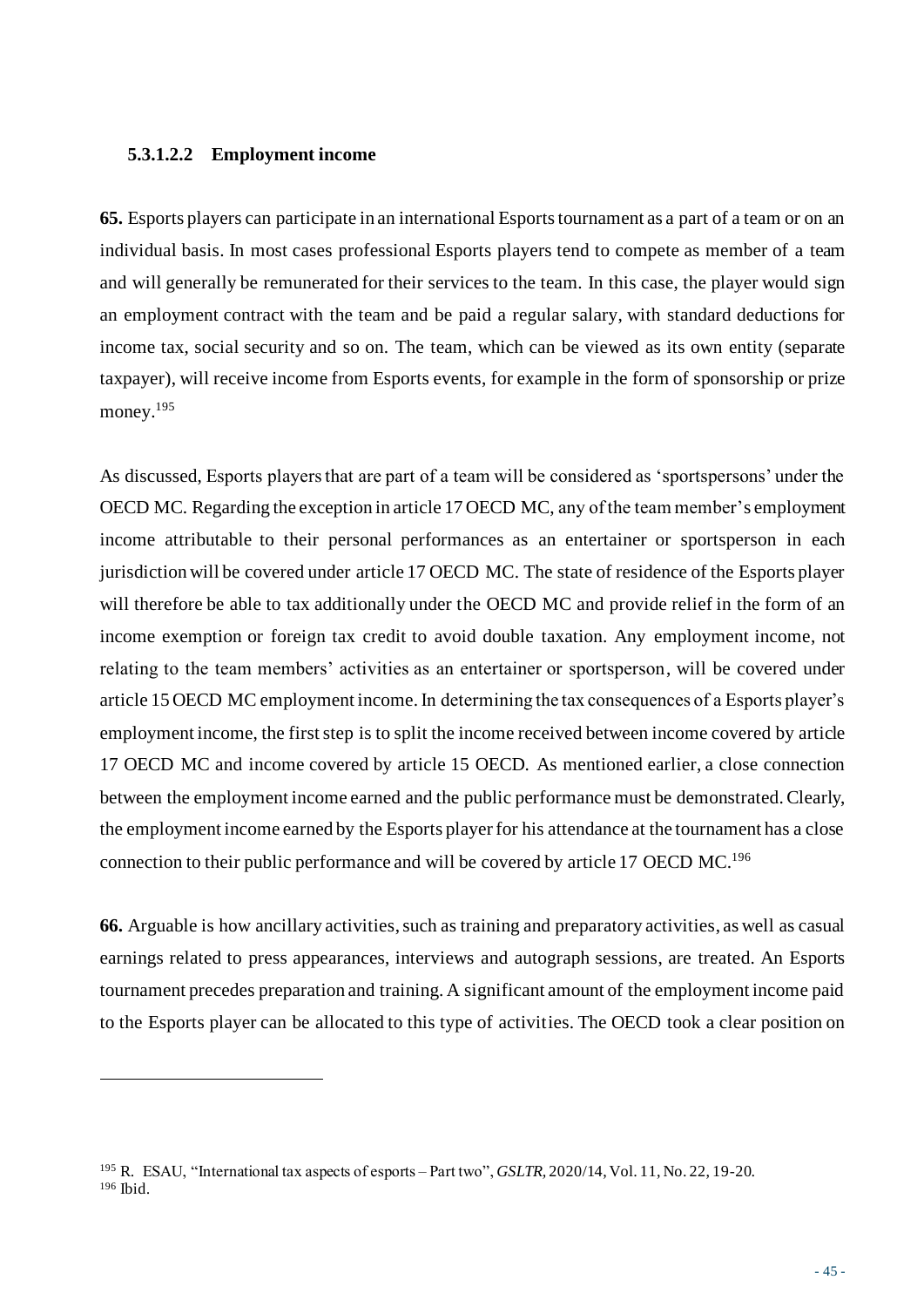#### 5.3.1.2.2 Employment income

**65.** Esports players can participate in an international Esports tournament as a part of a team or on an individual basis. In most cases professional Esports players tend to compete as member of a team and will generally be remunerated for their services to the team. In this case, the player would sign an employment contract with the team and be paid a regular salary, with standard deductions for income tax, social security and so on. The team, which can be viewed as its own entity (separate taxpayer), will receive income from Esports events, for example in the form of sponsorship or prize money.[195]

As discussed, Esports players that are part of a team will be considered as 'sportspersons' under the OECD MC. Regarding the exception in article 17 OECD MC, any of the team member's employment income attributable to their personal performances as an entertainer or sportsperson in each jurisdiction will be covered under article 17 OECD MC. The state of residence of the Esports player will therefore be able to tax additionally under the OECD MC and provide relief in the form of an income exemption or foreign tax credit to avoid double taxation. Any employment income, not relating to the team members' activities as an entertainer or sportsperson, will be covered under article 15 OECD MC employment income. In determining the tax consequences of a Esports player's employment income, the first step is to split the income received between income covered by article 17 OECD MC and income covered by article 15 OECD. As mentioned earlier, a close connection between the employment income earned and the public performance must be demonstrated. Clearly, the employment income earned by the Esports player for his attendance at the tournament has a close connection to their public performance and will be covered by article 17 OECD MC.[196]

**66.** Arguable is how ancillary activities, such as training and preparatory activities, as well as casual earnings related to press appearances, interviews and autograph sessions, are treated. An Esports tournament precedes preparation and training. A significant amount of the employment income paid to the Esports player can be allocated to this type of activities. The OECD took a clear position on

---

[195] R. ESAU, "International tax aspects of esports – Part two", *GSLTR*, 2020/14, Vol. 11, No. 22, 19-20.

[196] Ibid.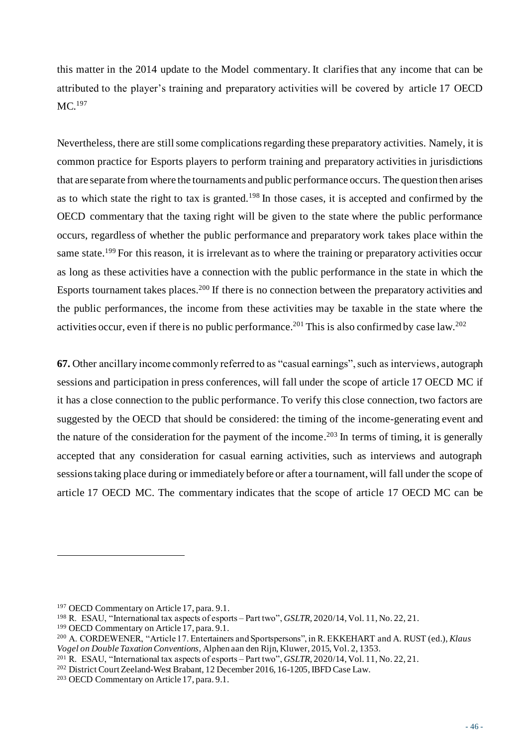this matter in the 2014 update to the Model commentary. It clarifies that any income that can be attributed to the player's training and preparatory activities will be covered by article 17 OECD MC.[197]

Nevertheless, there are still some complications regarding these preparatory activities. Namely, it is common practice for Esports players to perform training and preparatory activities in jurisdictions that are separate from where the tournaments and public performance occurs. The question then arises as to which state the right to tax is granted.[198] In those cases, it is accepted and confirmed by the OECD commentary that the taxing right will be given to the state where the public performance occurs, regardless of whether the public performance and preparatory work takes place within the same state.[199] For this reason, it is irrelevant as to where the training or preparatory activities occur as long as these activities have a connection with the public performance in the state in which the Esports tournament takes places.[200] If there is no connection between the preparatory activities and the public performances, the income from these activities may be taxable in the state where the activities occur, even if there is no public performance.[201] This is also confirmed by case law.[202]

**67.** Other ancillary income commonly referred to as "casual earnings", such as interviews, autograph sessions and participation in press conferences, will fall under the scope of article 17 OECD MC if it has a close connection to the public performance. To verify this close connection, two factors are suggested by the OECD that should be considered: the timing of the income-generating event and the nature of the consideration for the payment of the income.[203] In terms of timing, it is generally accepted that any consideration for casual earning activities, such as interviews and autograph sessions taking place during or immediately before or after a tournament, will fall under the scope of article 17 OECD MC. The commentary indicates that the scope of article 17 OECD MC can be

---

[197] OECD Commentary on Article 17, para. 9.1.

[198] R. ESAU, "International tax aspects of esports – Part two", *GSLTR*, 2020/14, Vol. 11, No. 22, 21.

[199] OECD Commentary on Article 17, para. 9.1.

[200] A. CORDEWENER, "Article 17. Entertainers and Sportspersons", in R. EKKEHART and A. RUST (ed.), *Klaus Vogel on Double Taxation Conventions*, Alphen aan den Rijn, Kluwer, 2015, Vol. 2, 1353.

[201] R. ESAU, "International tax aspects of esports – Part two", *GSLTR*, 2020/14, Vol. 11, No. 22, 21.

[202] District Court Zeeland-West Brabant, 12 December 2016, 16-1205, IBFD Case Law.

[203] OECD Commentary on Article 17, para. 9.1.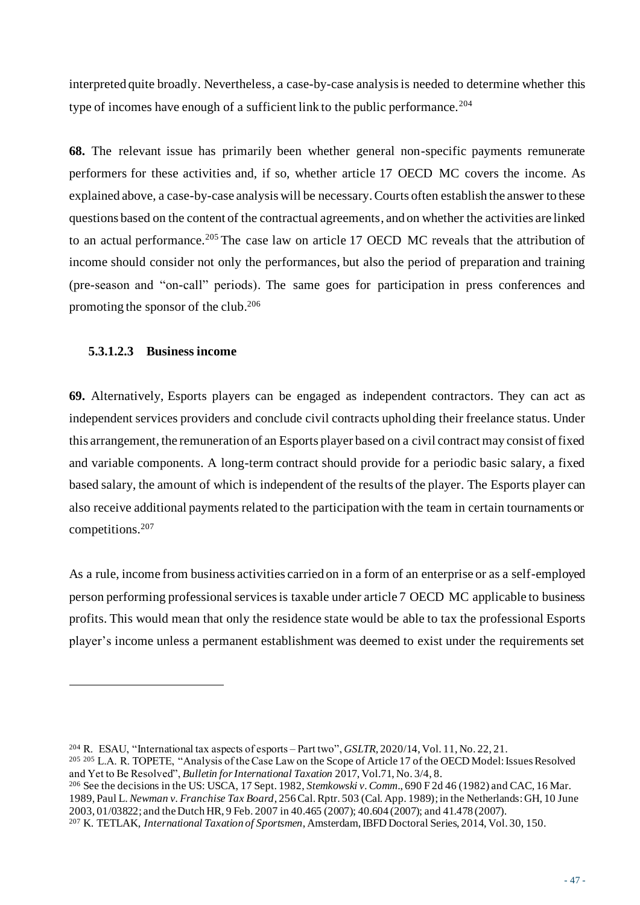interpreted quite broadly. Nevertheless, a case-by-case analysis is needed to determine whether this type of incomes have enough of a sufficient link to the public performance.[204]

**68.** The relevant issue has primarily been whether general non-specific payments remunerate performers for these activities and, if so, whether article 17 OECD MC covers the income. As explained above, a case-by-case analysis will be necessary. Courts often establish the answer to these questions based on the content of the contractual agreements, and on whether the activities are linked to an actual performance.[205] The case law on article 17 OECD MC reveals that the attribution of income should consider not only the performances, but also the period of preparation and training (pre-season and "on-call" periods). The same goes for participation in press conferences and promoting the sponsor of the club.[206]

#### 5.3.1.2.3 Business income

**69.** Alternatively, Esports players can be engaged as independent contractors. They can act as independent services providers and conclude civil contracts upholding their freelance status. Under this arrangement, the remuneration of an Esports player based on a civil contract may consist of fixed and variable components. A long-term contract should provide for a periodic basic salary, a fixed based salary, the amount of which is independent of the results of the player. The Esports player can also receive additional payments related to the participation with the team in certain tournaments or competitions.[207]

As a rule, income from business activities carried on in a form of an enterprise or as a self-employed person performing professional services is taxable under article 7 OECD MC applicable to business profits. This would mean that only the residence state would be able to tax the professional Esports player's income unless a permanent establishment was deemed to exist under the requirements set

---

[204] R. ESAU, "International tax aspects of esports – Part two", *GSLTR*, 2020/14, Vol. 11, No. 22, 21.

[205] [205] L.A. R. TOPETE, "Analysis of the Case Law on the Scope of Article 17 of the OECD Model: Issues Resolved and Yet to Be Resolved", *Bulletin for International Taxation* 2017, Vol.71, No. 3/4, 8.

[206] See the decisions in the US: USCA, 17 Sept. 1982, *Stemkowski v. Comm*., 690 F 2d 46 (1982) and CAC, 16 Mar. 1989, Paul L. *Newman v. Franchise Tax Board*, 256 Cal. Rptr. 503 (Cal. App. 1989); in the Netherlands: GH, 10 June 2003, 01/03822; and the Dutch HR, 9 Feb. 2007 in 40.465 (2007); 40.604 (2007); and 41.478 (2007).

[207] K. TETLAK, *International Taxation of Sportsmen*, Amsterdam, IBFD Doctoral Series, 2014, Vol. 30, 150.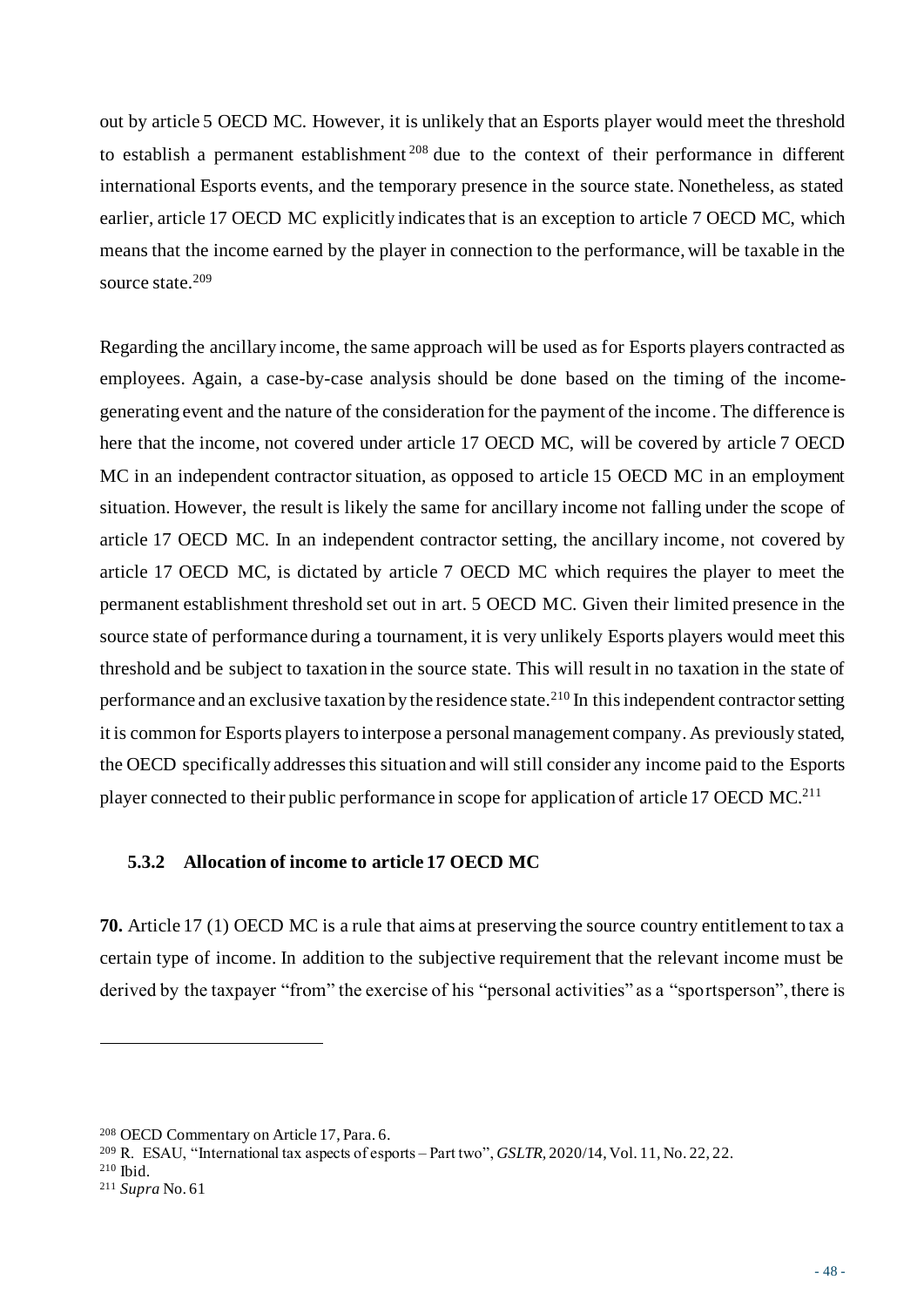out by article 5 OECD MC. However, it is unlikely that an Esports player would meet the threshold to establish a permanent establishment [208] due to the context of their performance in different international Esports events, and the temporary presence in the source state. Nonetheless, as stated earlier, article 17 OECD MC explicitly indicates that is an exception to article 7 OECD MC, which means that the income earned by the player in connection to the performance, will be taxable in the source state.[209]

Regarding the ancillary income, the same approach will be used as for Esports players contracted as employees. Again, a case-by-case analysis should be done based on the timing of the income-generating event and the nature of the consideration for the payment of the income. The difference is here that the income, not covered under article 17 OECD MC, will be covered by article 7 OECD MC in an independent contractor situation, as opposed to article 15 OECD MC in an employment situation. However, the result is likely the same for ancillary income not falling under the scope of article 17 OECD MC. In an independent contractor setting, the ancillary income, not covered by article 17 OECD MC, is dictated by article 7 OECD MC which requires the player to meet the permanent establishment threshold set out in art. 5 OECD MC. Given their limited presence in the source state of performance during a tournament, it is very unlikely Esports players would meet this threshold and be subject to taxation in the source state. This will result in no taxation in the state of performance and an exclusive taxation by the residence state.[210] In this independent contractor setting it is common for Esports players to interpose a personal management company. As previously stated, the OECD specifically addresses this situation and will still consider any income paid to the Esports player connected to their public performance in scope for application of article 17 OECD MC.[211]

### 5.3.2 Allocation of income to article 17 OECD MC

**70.** Article 17 (1) OECD MC is a rule that aims at preserving the source country entitlement to tax a certain type of income. In addition to the subjective requirement that the relevant income must be derived by the taxpayer "from" the exercise of his "personal activities" as a "sportsperson", there is

---

[208] OECD Commentary on Article 17, Para. 6.

[209] R. ESAU, "International tax aspects of esports – Part two", *GSLTR*, 2020/14, Vol. 11, No. 22, 22.

[210] Ibid.

[211] *Supra* No. 61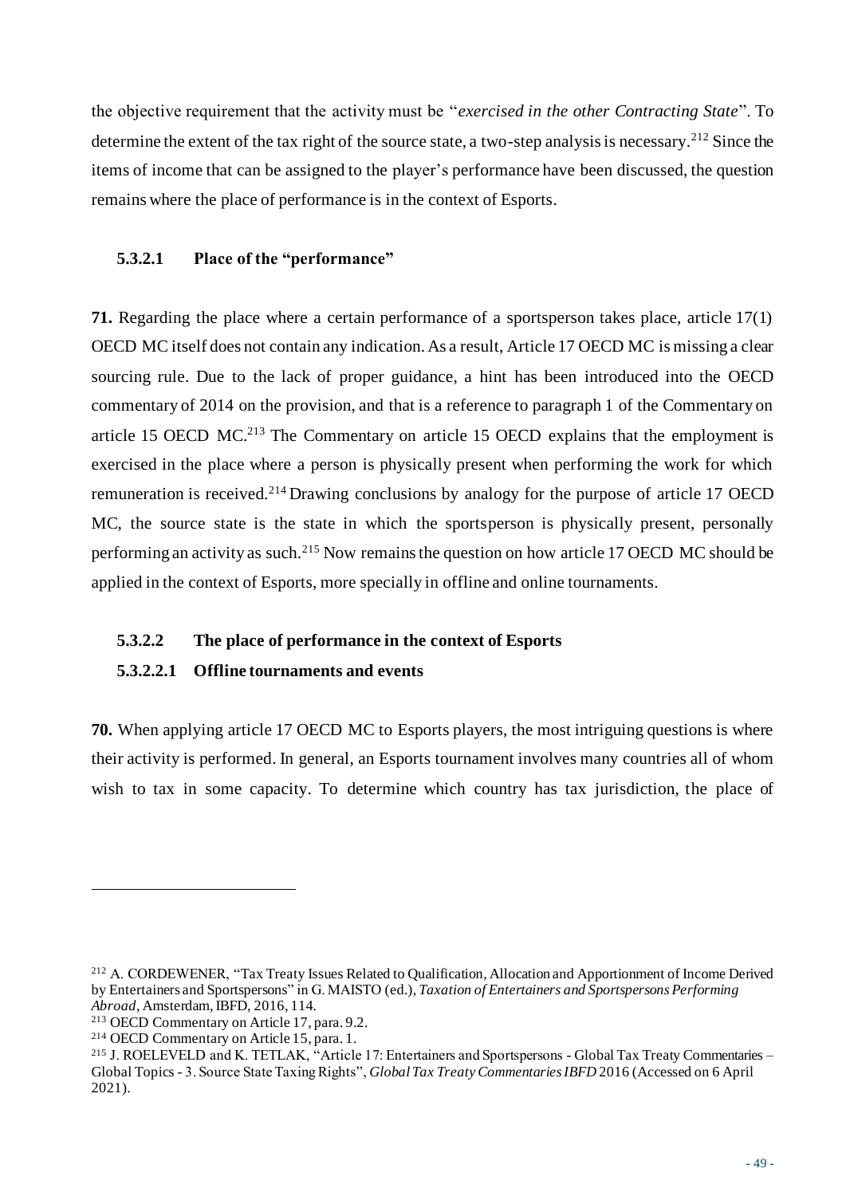the objective requirement that the activity must be "*exercised in the other Contracting State*". To determine the extent of the tax right of the source state, a two-step analysis is necessary.[212] Since the items of income that can be assigned to the player's performance have been discussed, the question remains where the place of performance is in the context of Esports.

#### 5.3.2.1 Place of the "performance"

**71.** Regarding the place where a certain performance of a sportsperson takes place, article 17(1) OECD MC itself does not contain any indication. As a result, Article 17 OECD MC is missing a clear sourcing rule. Due to the lack of proper guidance, a hint has been introduced into the OECD commentary of 2014 on the provision, and that is a reference to paragraph 1 of the Commentary on article 15 OECD MC.[213] The Commentary on article 15 OECD explains that the employment is exercised in the place where a person is physically present when performing the work for which remuneration is received.[214] Drawing conclusions by analogy for the purpose of article 17 OECD MC, the source state is the state in which the sportsperson is physically present, personally performing an activity as such.[215] Now remains the question on how article 17 OECD MC should be applied in the context of Esports, more specially in offline and online tournaments.

#### 5.3.2.2 The place of performance in the context of Esports

##### 5.3.2.2.1 Offline tournaments and events

**70.** When applying article 17 OECD MC to Esports players, the most intriguing questions is where their activity is performed. In general, an Esports tournament involves many countries all of whom wish to tax in some capacity. To determine which country has tax jurisdiction, the place of

---

[212] A. CORDEWENER, "Tax Treaty Issues Related to Qualification, Allocation and Apportionment of Income Derived by Entertainers and Sportspersons" in G. MAISTO (ed.), *Taxation of Entertainers and Sportspersons Performing Abroad*, Amsterdam, IBFD, 2016, 114.

[213] OECD Commentary on Article 17, para. 9.2.

[214] OECD Commentary on Article 15, para. 1.

[215] J. ROELEVELD and K. TETLAK, "Article 17: Entertainers and Sportspersons - Global Tax Treaty Commentaries – Global Topics - 3. Source State Taxing Rights", *Global Tax Treaty Commentaries IBFD* 2016 (Accessed on 6 April 2021).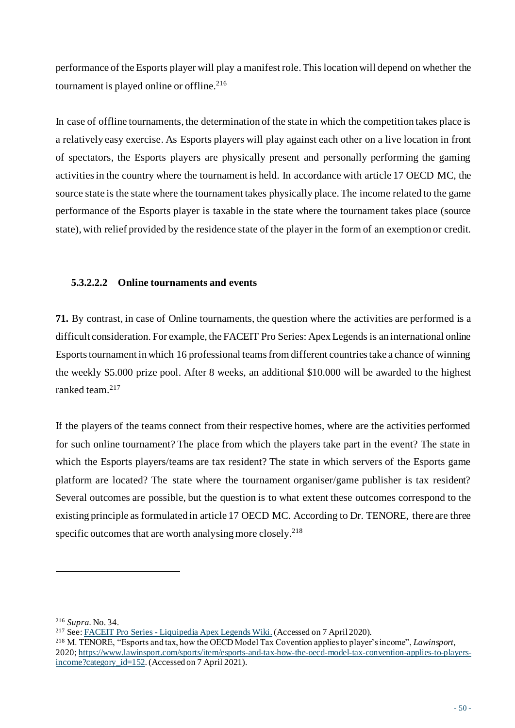performance of the Esports player will play a manifest role. This location will depend on whether the tournament is played online or offline.[216]

In case of offline tournaments, the determination of the state in which the competition takes place is a relatively easy exercise. As Esports players will play against each other on a live location in front of spectators, the Esports players are physically present and personally performing the gaming activities in the country where the tournament is held. In accordance with article 17 OECD MC, the source state is the state where the tournament takes physically place. The income related to the game performance of the Esports player is taxable in the state where the tournament takes place (source state), with relief provided by the residence state of the player in the form of an exemption or credit.

#### 5.3.2.2.2 Online tournaments and events

**71.** By contrast, in case of Online tournaments, the question where the activities are performed is a difficult consideration. For example, the FACEIT Pro Series: Apex Legends is an international online Esports tournament in which 16 professional teams from different countries take a chance of winning the weekly $5.000 prize pool. After 8 weeks, an additional $10.000 will be awarded to the highest ranked team.[217]

If the players of the teams connect from their respective homes, where are the activities performed for such online tournament? The place from which the players take part in the event? The state in which the Esports players/teams are tax resident? The state in which servers of the Esports game platform are located? The state where the tournament organiser/game publisher is tax resident? Several outcomes are possible, but the question is to what extent these outcomes correspond to the existing principle as formulated in article 17 OECD MC. According to Dr. TENORE, there are three specific outcomes that are worth analysing more closely.[218]

---

[216] *Supra*. No. 34.

[217] See: [FACEIT Pro Series - Liquipedia Apex Legends Wiki.](FACEIT Pro Series - Liquipedia Apex Legends Wiki.) (Accessed on 7 April 2020).

[218] M. TENORE, "Esports and tax, how the OECD Model Tax Covention applies to player's income", *Lawinsport*, 2020; [https://www.lawinsport.com/sports/item/esports-and-tax-how-the-oecd-model-tax-convention-applies-to-players-income?category_id=152](https://www.lawinsport.com/sports/item/esports-and-tax-how-the-oecd-model-tax-convention-applies-to-players-income?category_id=152). (Accessed on 7 April 2021).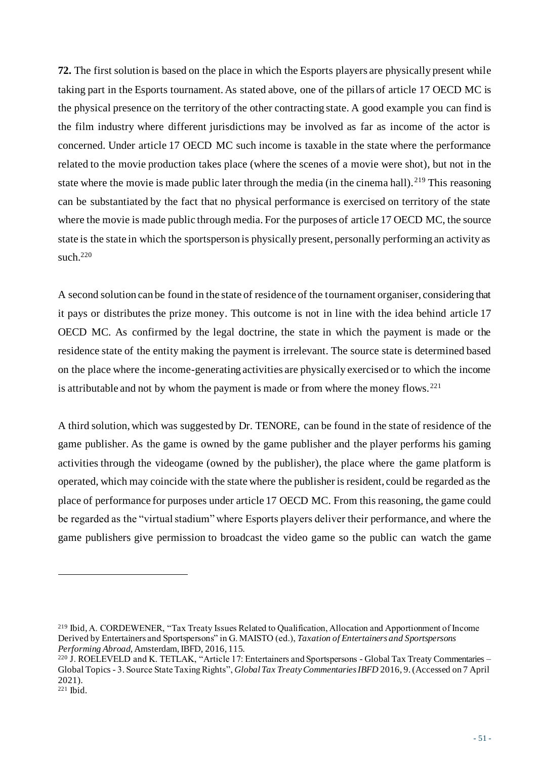**72.** The first solution is based on the place in which the Esports players are physically present while taking part in the Esports tournament. As stated above, one of the pillars of article 17 OECD MC is the physical presence on the territory of the other contracting state. A good example you can find is the film industry where different jurisdictions may be involved as far as income of the actor is concerned. Under article 17 OECD MC such income is taxable in the state where the performance related to the movie production takes place (where the scenes of a movie were shot), but not in the state where the movie is made public later through the media (in the cinema hall).[219] This reasoning can be substantiated by the fact that no physical performance is exercised on territory of the state where the movie is made public through media. For the purposes of article 17 OECD MC, the source state is the state in which the sportsperson is physically present, personally performing an activity as such.[220]

A second solution can be found in the state of residence of the tournament organiser, considering that it pays or distributes the prize money. This outcome is not in line with the idea behind article 17 OECD MC. As confirmed by the legal doctrine, the state in which the payment is made or the residence state of the entity making the payment is irrelevant. The source state is determined based on the place where the income-generating activities are physically exercised or to which the income is attributable and not by whom the payment is made or from where the money flows.[221]

A third solution, which was suggested by Dr. TENORE, can be found in the state of residence of the game publisher. As the game is owned by the game publisher and the player performs his gaming activities through the videogame (owned by the publisher), the place where the game platform is operated, which may coincide with the state where the publisher is resident, could be regarded as the place of performance for purposes under article 17 OECD MC. From this reasoning, the game could be regarded as the "virtual stadium" where Esports players deliver their performance, and where the game publishers give permission to broadcast the video game so the public can watch the game

---

[219] Ibid, A. CORDEWENER, "Tax Treaty Issues Related to Qualification, Allocation and Apportionment of Income Derived by Entertainers and Sportspersons" in G. MAISTO (ed.), *Taxation of Entertainers and Sportspersons Performing Abroad*, Amsterdam, IBFD, 2016, 115.

[220] J. ROELEVELD and K. TETLAK, "Article 17: Entertainers and Sportspersons - Global Tax Treaty Commentaries – Global Topics - 3. Source State Taxing Rights", *Global Tax Treaty Commentaries IBFD* 2016, 9. (Accessed on 7 April 2021).

[221] Ibid.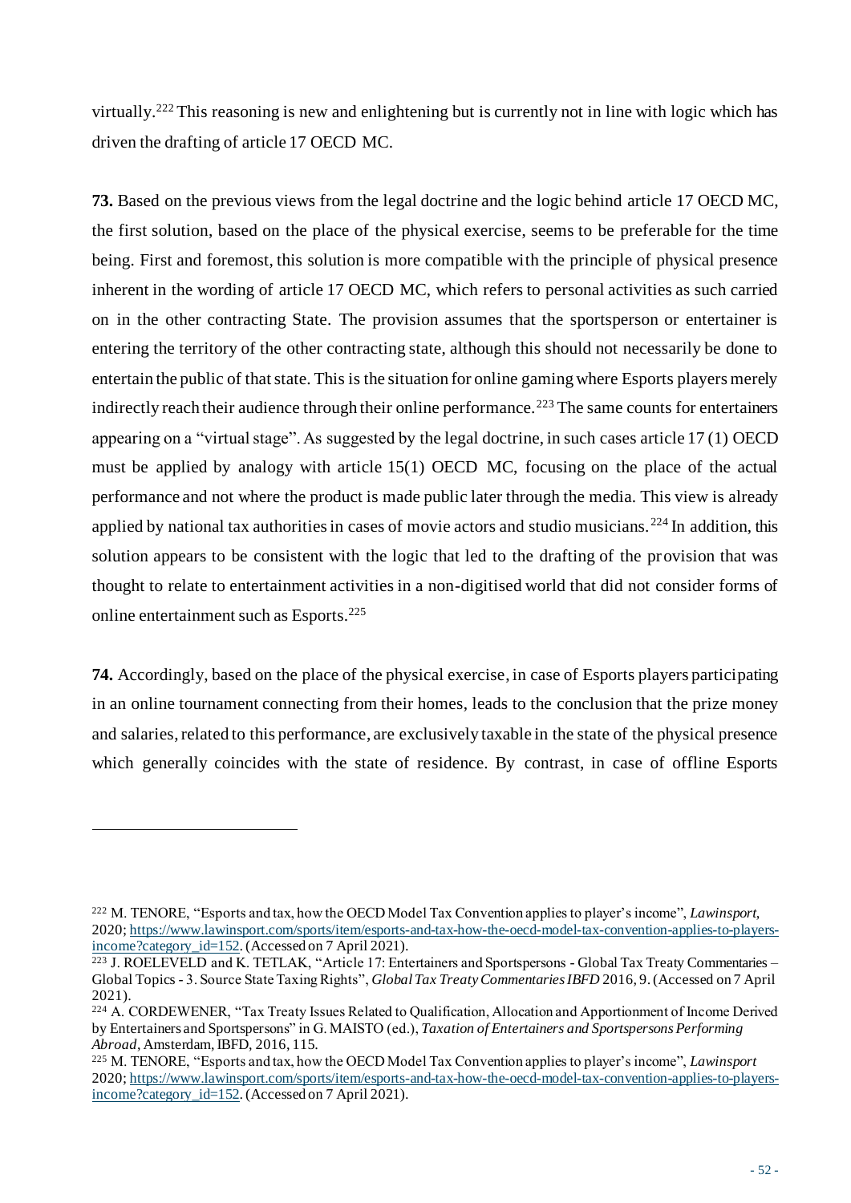virtually.[222] This reasoning is new and enlightening but is currently not in line with logic which has driven the drafting of article 17 OECD MC.

**73.** Based on the previous views from the legal doctrine and the logic behind article 17 OECD MC, the first solution, based on the place of the physical exercise, seems to be preferable for the time being. First and foremost, this solution is more compatible with the principle of physical presence inherent in the wording of article 17 OECD MC, which refers to personal activities as such carried on in the other contracting State. The provision assumes that the sportsperson or entertainer is entering the territory of the other contracting state, although this should not necessarily be done to entertain the public of that state. This is the situation for online gaming where Esports players merely indirectly reach their audience through their online performance.[223] The same counts for entertainers appearing on a "virtual stage". As suggested by the legal doctrine, in such cases article 17 (1) OECD must be applied by analogy with article 15(1) OECD MC, focusing on the place of the actual performance and not where the product is made public later through the media. This view is already applied by national tax authorities in cases of movie actors and studio musicians.[224] In addition, this solution appears to be consistent with the logic that led to the drafting of the provision that was thought to relate to entertainment activities in a non-digitised world that did not consider forms of online entertainment such as Esports.[225]

**74.** Accordingly, based on the place of the physical exercise, in case of Esports players participating in an online tournament connecting from their homes, leads to the conclusion that the prize money and salaries, related to this performance, are exclusively taxable in the state of the physical presence which generally coincides with the state of residence. By contrast, in case of offline Esports

---

[222] M. TENORE, "Esports and tax, how the OECD Model Tax Convention applies to player's income", *Lawinsport*, 2020; https://www.lawinsport.com/sports/item/esports-and-tax-how-the-oecd-model-tax-convention-applies-to-players-income?category_id=152. (Accessed on 7 April 2021).

[223] J. ROELEVELD and K. TETLAK, "Article 17: Entertainers and Sportspersons - Global Tax Treaty Commentaries – Global Topics - 3. Source State Taxing Rights", *Global Tax Treaty Commentaries IBFD* 2016, 9. (Accessed on 7 April 2021).

[224] A. CORDEWENER, "Tax Treaty Issues Related to Qualification, Allocation and Apportionment of Income Derived by Entertainers and Sportspersons" in G. MAISTO (ed.), *Taxation of Entertainers and Sportspersons Performing Abroad*, Amsterdam, IBFD, 2016, 115.

[225] M. TENORE, "Esports and tax, how the OECD Model Tax Convention applies to player's income", *Lawinsport* 2020; https://www.lawinsport.com/sports/item/esports-and-tax-how-the-oecd-model-tax-convention-applies-to-players-income?category_id=152. (Accessed on 7 April 2021).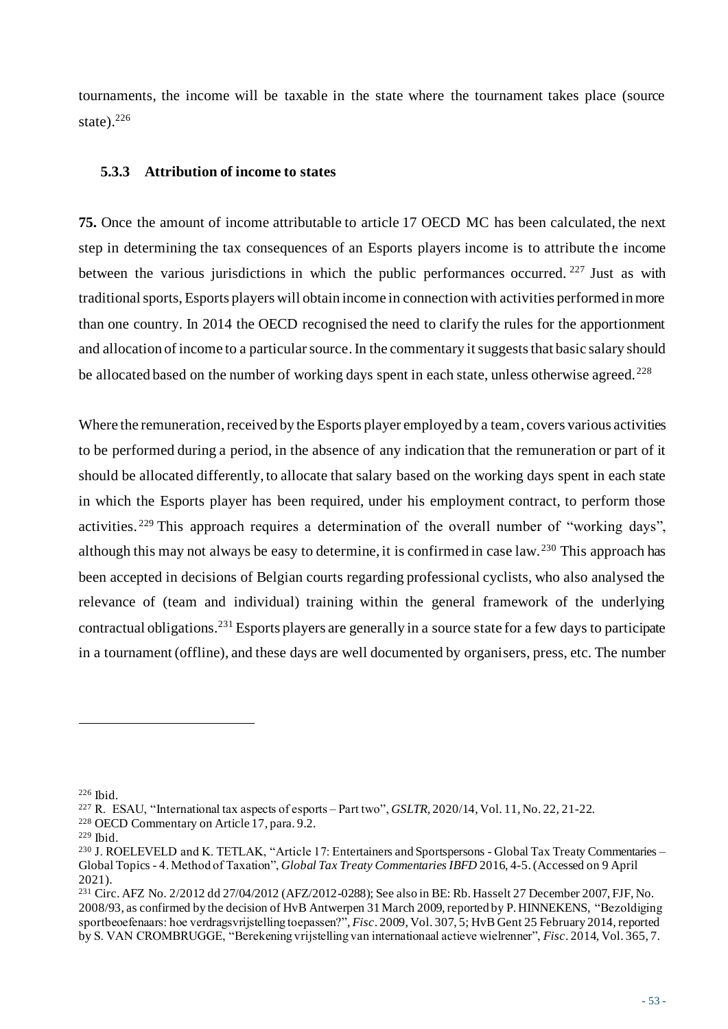tournaments, the income will be taxable in the state where the tournament takes place (source state).[226]

### 5.3.3 Attribution of income to states

**75.** Once the amount of income attributable to article 17 OECD MC has been calculated, the next step in determining the tax consequences of an Esports players income is to attribute the income between the various jurisdictions in which the public performances occurred.[227] Just as with traditional sports, Esports players will obtain income in connection with activities performed in more than one country. In 2014 the OECD recognised the need to clarify the rules for the apportionment and allocation of income to a particular source. In the commentary it suggests that basic salary should be allocated based on the number of working days spent in each state, unless otherwise agreed.[228]

Where the remuneration, received by the Esports player employed by a team, covers various activities to be performed during a period, in the absence of any indication that the remuneration or part of it should be allocated differently, to allocate that salary based on the working days spent in each state in which the Esports player has been required, under his employment contract, to perform those activities.[229] This approach requires a determination of the overall number of "working days", although this may not always be easy to determine, it is confirmed in case law.[230] This approach has been accepted in decisions of Belgian courts regarding professional cyclists, who also analysed the relevance of (team and individual) training within the general framework of the underlying contractual obligations.[231] Esports players are generally in a source state for a few days to participate in a tournament (offline), and these days are well documented by organisers, press, etc. The number

---

[226] Ibid.

[227] R. ESAU, "International tax aspects of esports – Part two", *GSLTR*, 2020/14, Vol. 11, No. 22, 21-22.

[228] OECD Commentary on Article 17, para. 9.2.

[229] Ibid.

[230] J. ROELEVELD and K. TETLAK, "Article 17: Entertainers and Sportspersons - Global Tax Treaty Commentaries – Global Topics - 4. Method of Taxation", *Global Tax Treaty Commentaries IBFD* 2016, 4-5. (Accessed on 9 April 2021).

[231] Circ. AFZ No. 2/2012 dd 27/04/2012 (AFZ/2012-0288); See also in BE: Rb. Hasselt 27 December 2007, FJF, No. 2008/93, as confirmed by the decision of HvB Antwerpen 31 March 2009, reported by P. HINNEKENS, "Bezoldiging sportbeoefenaars: hoe verdragsvrijstelling toepassen?", *Fisc*. 2009, Vol. 307, 5; HvB Gent 25 February 2014, reported by S. VAN CROMBRUGGE, "Berekening vrijstelling van internationaal actieve wielrenner", *Fisc*. 2014, Vol. 365, 7.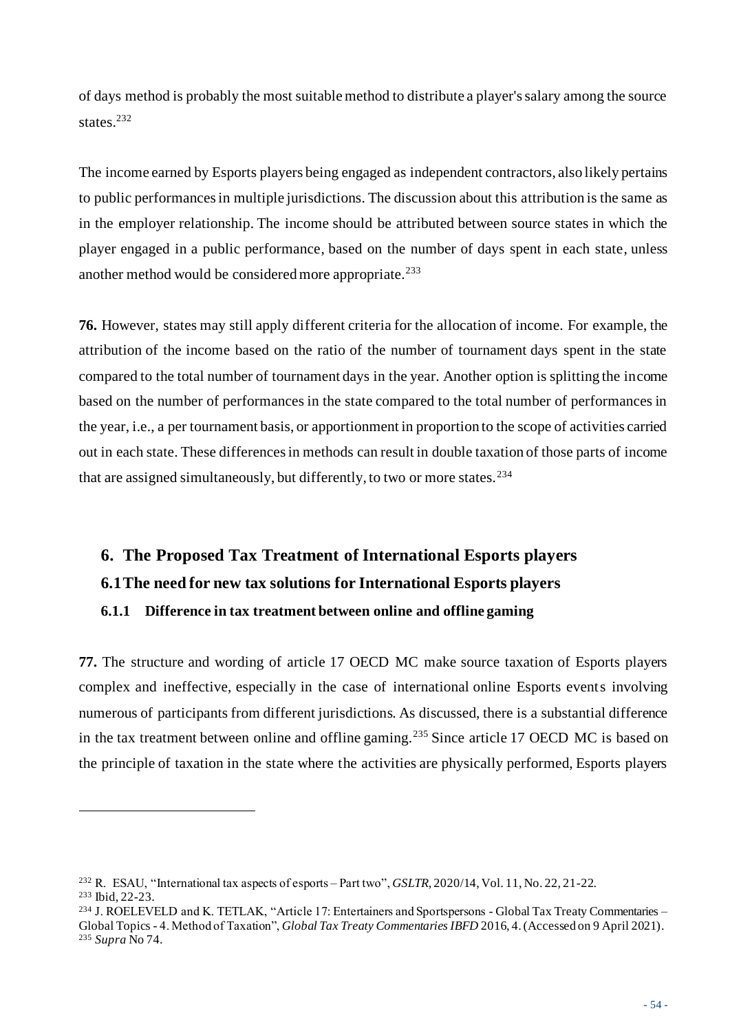of days method is probably the most suitable method to distribute a player's salary among the source states.[232]

The income earned by Esports players being engaged as independent contractors, also likely pertains to public performances in multiple jurisdictions. The discussion about this attribution is the same as in the employer relationship. The income should be attributed between source states in which the player engaged in a public performance, based on the number of days spent in each state, unless another method would be considered more appropriate.[233]

**76.** However, states may still apply different criteria for the allocation of income. For example, the attribution of the income based on the ratio of the number of tournament days spent in the state compared to the total number of tournament days in the year. Another option is splitting the income based on the number of performances in the state compared to the total number of performances in the year, i.e., a per tournament basis, or apportionment in proportion to the scope of activities carried out in each state. These differences in methods can result in double taxation of those parts of income that are assigned simultaneously, but differently, to two or more states.[234]

## 6. The Proposed Tax Treatment of International Esports players

### 6.1 The need for new tax solutions for International Esports players

#### 6.1.1 Difference in tax treatment between online and offline gaming

**77.** The structure and wording of article 17 OECD MC make source taxation of Esports players complex and ineffective, especially in the case of international online Esports events involving numerous of participants from different jurisdictions. As discussed, there is a substantial difference in the tax treatment between online and offline gaming.[235] Since article 17 OECD MC is based on the principle of taxation in the state where the activities are physically performed, Esports players

---

[232] R. ESAU, "International tax aspects of esports – Part two", *GSLTR*, 2020/14, Vol. 11, No. 22, 21-22.
[233] Ibid, 22-23.
[234] J. ROELEVELD and K. TETLAK, "Article 17: Entertainers and Sportspersons - Global Tax Treaty Commentaries – Global Topics - 4. Method of Taxation", *Global Tax Treaty Commentaries IBFD* 2016, 4. (Accessed on 9 April 2021).
[235] *Supra* No 74.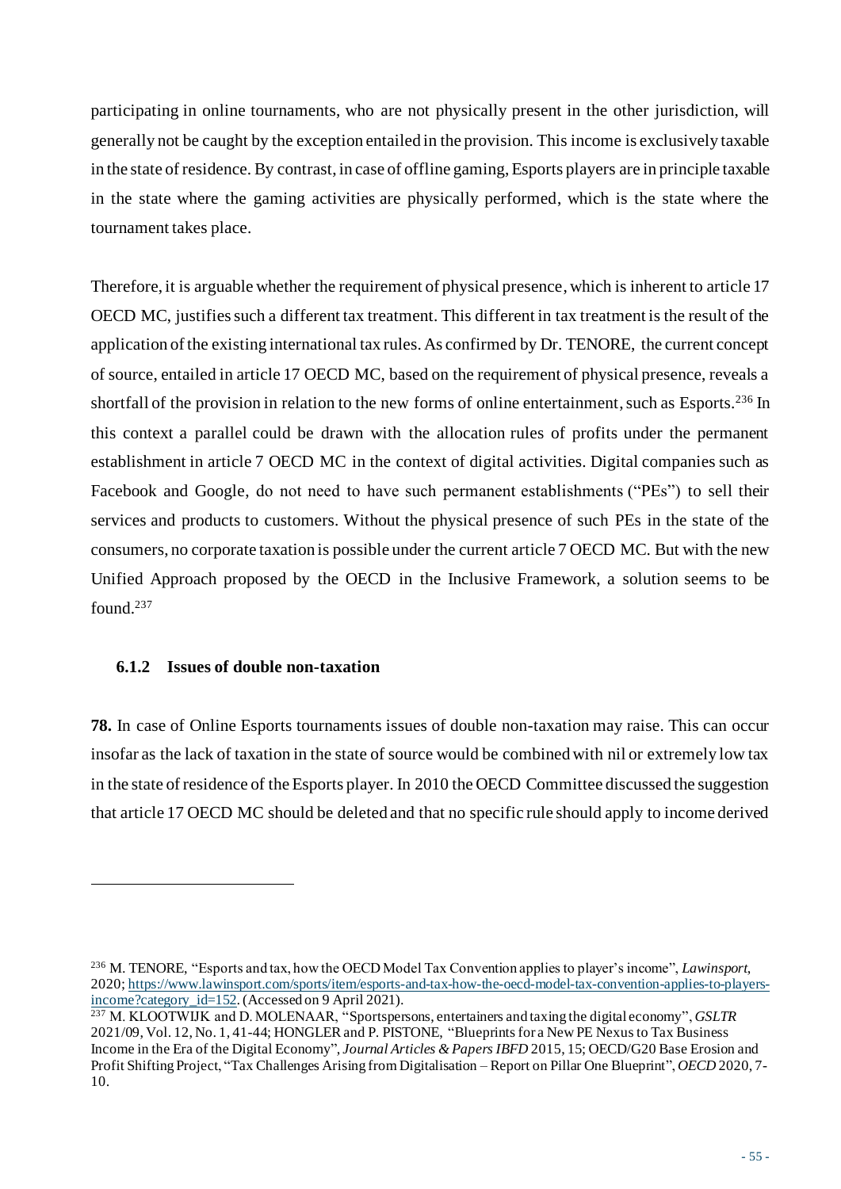participating in online tournaments, who are not physically present in the other jurisdiction, will generally not be caught by the exception entailed in the provision. This income is exclusively taxable in the state of residence. By contrast, in case of offline gaming, Esports players are in principle taxable in the state where the gaming activities are physically performed, which is the state where the tournament takes place.

Therefore, it is arguable whether the requirement of physical presence, which is inherent to article 17 OECD MC, justifies such a different tax treatment. This different in tax treatment is the result of the application of the existing international tax rules. As confirmed by Dr. TENORE, the current concept of source, entailed in article 17 OECD MC, based on the requirement of physical presence, reveals a shortfall of the provision in relation to the new forms of online entertainment, such as Esports.[236] In this context a parallel could be drawn with the allocation rules of profits under the permanent establishment in article 7 OECD MC in the context of digital activities. Digital companies such as Facebook and Google, do not need to have such permanent establishments ("PEs") to sell their services and products to customers. Without the physical presence of such PEs in the state of the consumers, no corporate taxation is possible under the current article 7 OECD MC. But with the new Unified Approach proposed by the OECD in the Inclusive Framework, a solution seems to be found.[237]

### 6.1.2 Issues of double non-taxation

**78.** In case of Online Esports tournaments issues of double non-taxation may raise. This can occur insofar as the lack of taxation in the state of source would be combined with nil or extremely low tax in the state of residence of the Esports player. In 2010 the OECD Committee discussed the suggestion that article 17 OECD MC should be deleted and that no specific rule should apply to income derived

---

[236] M. TENORE, "Esports and tax, how the OECD Model Tax Convention applies to player's income", *Lawinsport*, 2020; https://www.lawinsport.com/sports/item/esports-and-tax-how-the-oecd-model-tax-convention-applies-to-players-income?category_id=152. (Accessed on 9 April 2021).

[237] M. KLOOTWIJK and D. MOLENAAR, "Sportspersons, entertainers and taxing the digital economy", *GSLTR* 2021/09, Vol. 12, No. 1, 41-44; HONGLER and P. PISTONE, "Blueprints for a New PE Nexus to Tax Business Income in the Era of the Digital Economy", *Journal Articles & Papers IBFD* 2015, 15; OECD/G20 Base Erosion and Profit Shifting Project, "Tax Challenges Arising from Digitalisation – Report on Pillar One Blueprint", *OECD* 2020, 7-10.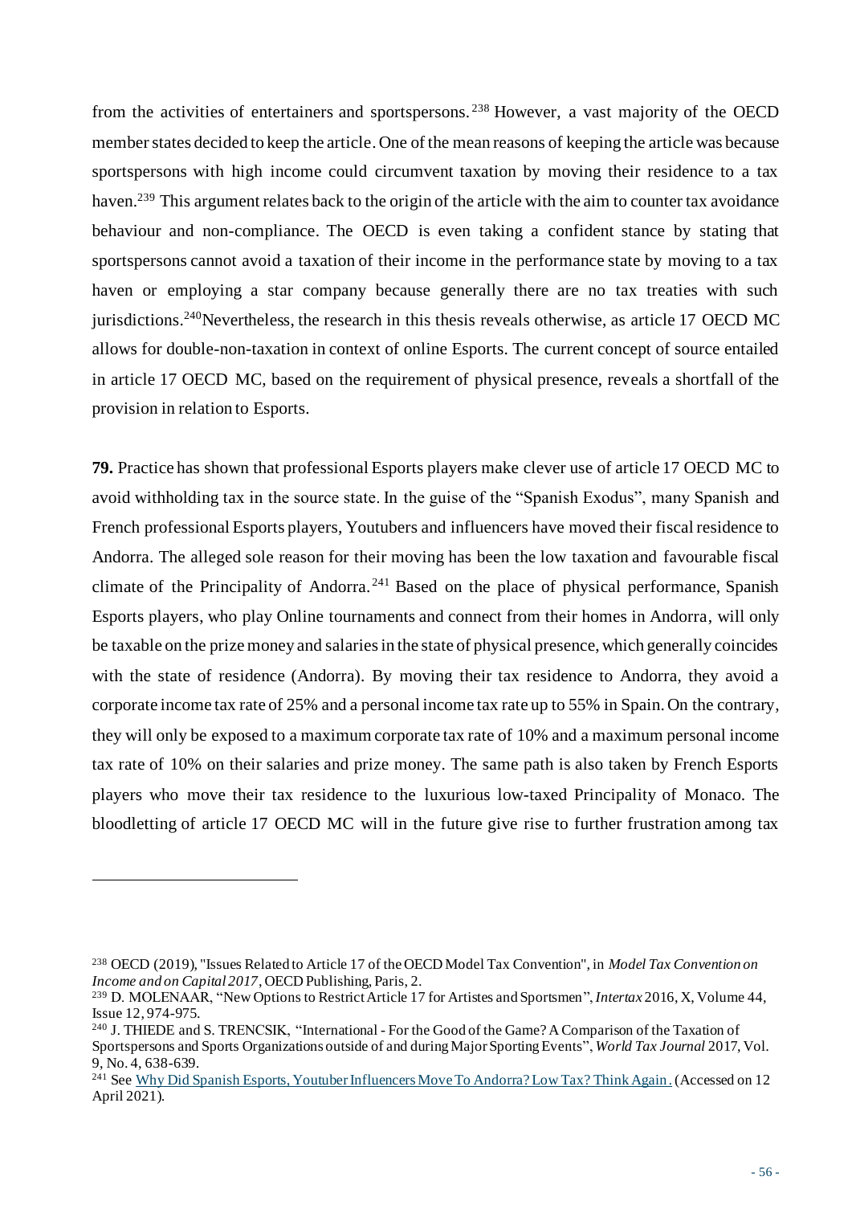from the activities of entertainers and sportspersons.[238] However, a vast majority of the OECD member states decided to keep the article. One of the mean reasons of keeping the article was because sportspersons with high income could circumvent taxation by moving their residence to a tax haven.[239] This argument relates back to the origin of the article with the aim to counter tax avoidance behaviour and non-compliance. The OECD is even taking a confident stance by stating that sportspersons cannot avoid a taxation of their income in the performance state by moving to a tax haven or employing a star company because generally there are no tax treaties with such jurisdictions.[240]Nevertheless, the research in this thesis reveals otherwise, as article 17 OECD MC allows for double-non-taxation in context of online Esports. The current concept of source entailed in article 17 OECD MC, based on the requirement of physical presence, reveals a shortfall of the provision in relation to Esports.

**79.** Practice has shown that professional Esports players make clever use of article 17 OECD MC to avoid withholding tax in the source state. In the guise of the "Spanish Exodus", many Spanish and French professional Esports players, Youtubers and influencers have moved their fiscal residence to Andorra. The alleged sole reason for their moving has been the low taxation and favourable fiscal climate of the Principality of Andorra.[241] Based on the place of physical performance, Spanish Esports players, who play Online tournaments and connect from their homes in Andorra, will only be taxable on the prize money and salaries in the state of physical presence, which generally coincides with the state of residence (Andorra). By moving their tax residence to Andorra, they avoid a corporate income tax rate of 25% and a personal income tax rate up to 55% in Spain. On the contrary, they will only be exposed to a maximum corporate tax rate of 10% and a maximum personal income tax rate of 10% on their salaries and prize money. The same path is also taken by French Esports players who move their tax residence to the luxurious low-taxed Principality of Monaco. The bloodletting of article 17 OECD MC will in the future give rise to further frustration among tax

---

[238] OECD (2019), "Issues Related to Article 17 of the OECD Model Tax Convention", in *Model Tax Convention on Income and on Capital 2017*, OECD Publishing, Paris, 2.

[239] D. MOLENAAR, "New Options to Restrict Article 17 for Artistes and Sportsmen", *Intertax* 2016, X, Volume 44, Issue 12, 974-975.

[240] J. THIEDE and S. TRENCSIK, "International - For the Good of the Game? A Comparison of the Taxation of Sportspersons and Sports Organizations outside of and during Major Sporting Events", *World Tax Journal* 2017, Vol. 9, No. 4, 638-639.

[241] See Why Did Spanish Esports, Youtuber Influencers Move To Andorra? Low Tax? Think Again. (Accessed on 12 April 2021).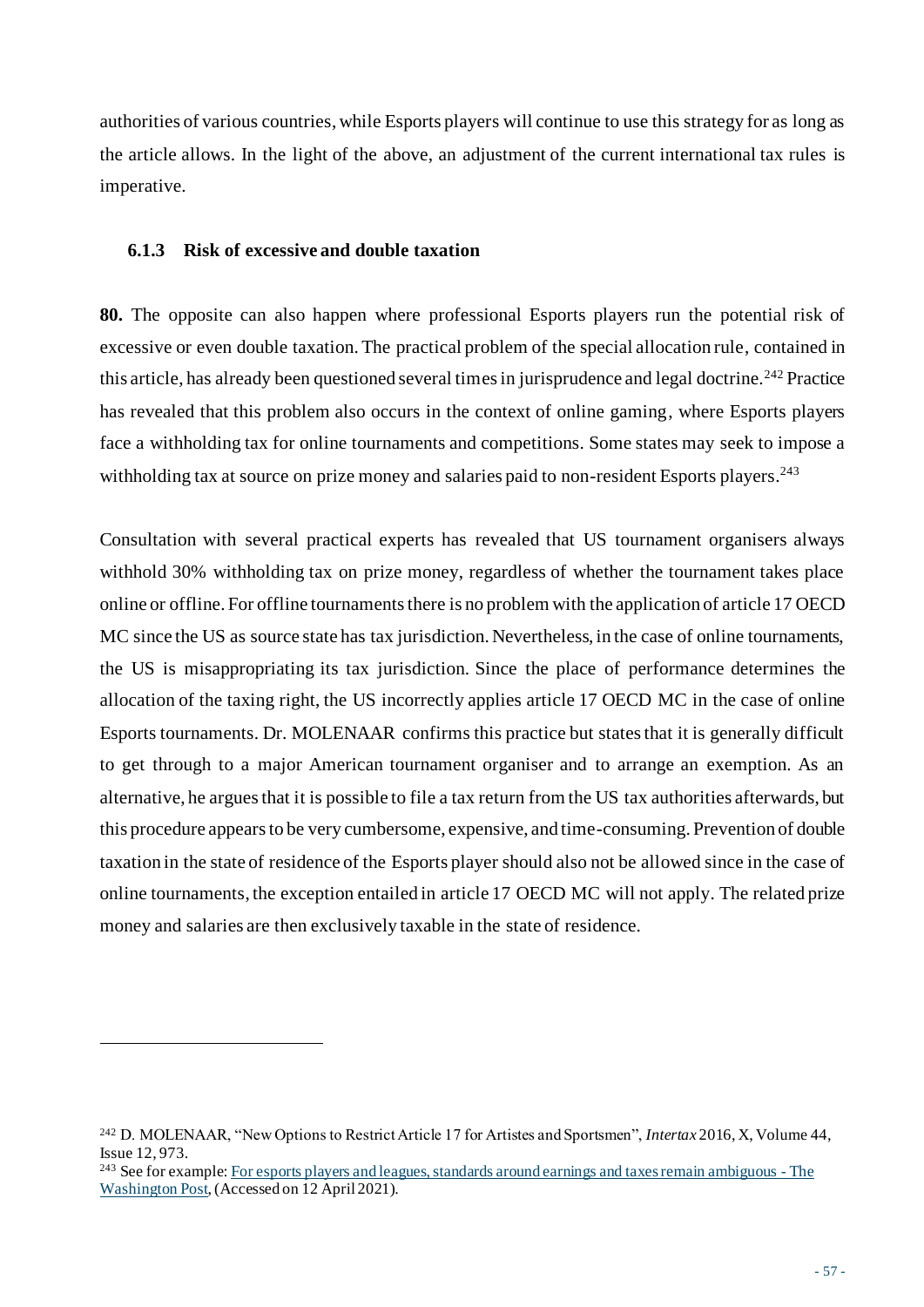authorities of various countries, while Esports players will continue to use this strategy for as long as the article allows. In the light of the above, an adjustment of the current international tax rules is imperative.

### 6.1.3 Risk of excessive and double taxation

**80.** The opposite can also happen where professional Esports players run the potential risk of excessive or even double taxation. The practical problem of the special allocation rule, contained in this article, has already been questioned several times in jurisprudence and legal doctrine.[242] Practice has revealed that this problem also occurs in the context of online gaming, where Esports players face a withholding tax for online tournaments and competitions. Some states may seek to impose a withholding tax at source on prize money and salaries paid to non-resident Esports players.[243]

Consultation with several practical experts has revealed that US tournament organisers always withhold 30% withholding tax on prize money, regardless of whether the tournament takes place online or offline. For offline tournaments there is no problem with the application of article 17 OECD MC since the US as source state has tax jurisdiction. Nevertheless, in the case of online tournaments, the US is misappropriating its tax jurisdiction. Since the place of performance determines the allocation of the taxing right, the US incorrectly applies article 17 OECD MC in the case of online Esports tournaments. Dr. MOLENAAR confirms this practice but states that it is generally difficult to get through to a major American tournament organiser and to arrange an exemption. As an alternative, he argues that it is possible to file a tax return from the US tax authorities afterwards, but this procedure appears to be very cumbersome, expensive, and time-consuming. Prevention of double taxation in the state of residence of the Esports player should also not be allowed since in the case of online tournaments, the exception entailed in article 17 OECD MC will not apply. The related prize money and salaries are then exclusively taxable in the state of residence.

---

[242] D. MOLENAAR, "New Options to Restrict Article 17 for Artistes and Sportsmen", *Intertax* 2016, X, Volume 44, Issue 12, 973.

[243] See for example: For esports players and leagues, standards around earnings and taxes remain ambiguous - The Washington Post, (Accessed on 12 April 2021).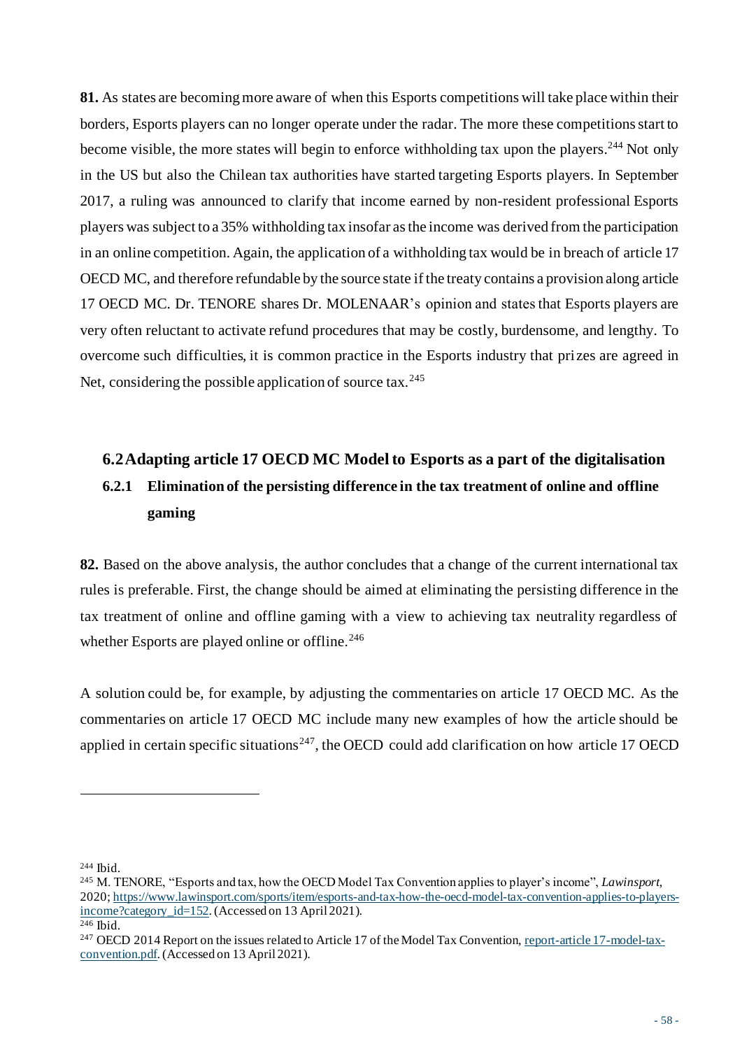**81.** As states are becoming more aware of when this Esports competitions will take place within their borders, Esports players can no longer operate under the radar. The more these competitions start to become visible, the more states will begin to enforce withholding tax upon the players.[244] Not only in the US but also the Chilean tax authorities have started targeting Esports players. In September 2017, a ruling was announced to clarify that income earned by non-resident professional Esports players was subject to a 35% withholding tax insofar as the income was derived from the participation in an online competition. Again, the application of a withholding tax would be in breach of article 17 OECD MC, and therefore refundable by the source state if the treaty contains a provision along article 17 OECD MC. Dr. TENORE shares Dr. MOLENAAR's opinion and states that Esports players are very often reluctant to activate refund procedures that may be costly, burdensome, and lengthy. To overcome such difficulties, it is common practice in the Esports industry that prizes are agreed in Net, considering the possible application of source tax.[245]

## 6.2 Adapting article 17 OECD MC Model to Esports as a part of the digitalisation

### 6.2.1 Elimination of the persisting difference in the tax treatment of online and offline gaming

**82.** Based on the above analysis, the author concludes that a change of the current international tax rules is preferable. First, the change should be aimed at eliminating the persisting difference in the tax treatment of online and offline gaming with a view to achieving tax neutrality regardless of whether Esports are played online or offline.[246]

A solution could be, for example, by adjusting the commentaries on article 17 OECD MC. As the commentaries on article 17 OECD MC include many new examples of how the article should be applied in certain specific situations[247], the OECD could add clarification on how article 17 OECD

---

[244] Ibid.

[245] M. TENORE, "Esports and tax, how the OECD Model Tax Convention applies to player's income", *Lawinsport*, 2020; https://www.lawinsport.com/sports/item/esports-and-tax-how-the-oecd-model-tax-convention-applies-to-players-income?category_id=152. (Accessed on 13 April 2021).

[246] Ibid.

[247] OECD 2014 Report on the issues related to Article 17 of the Model Tax Convention, report-article 17-model-tax-convention.pdf. (Accessed on 13 April 2021).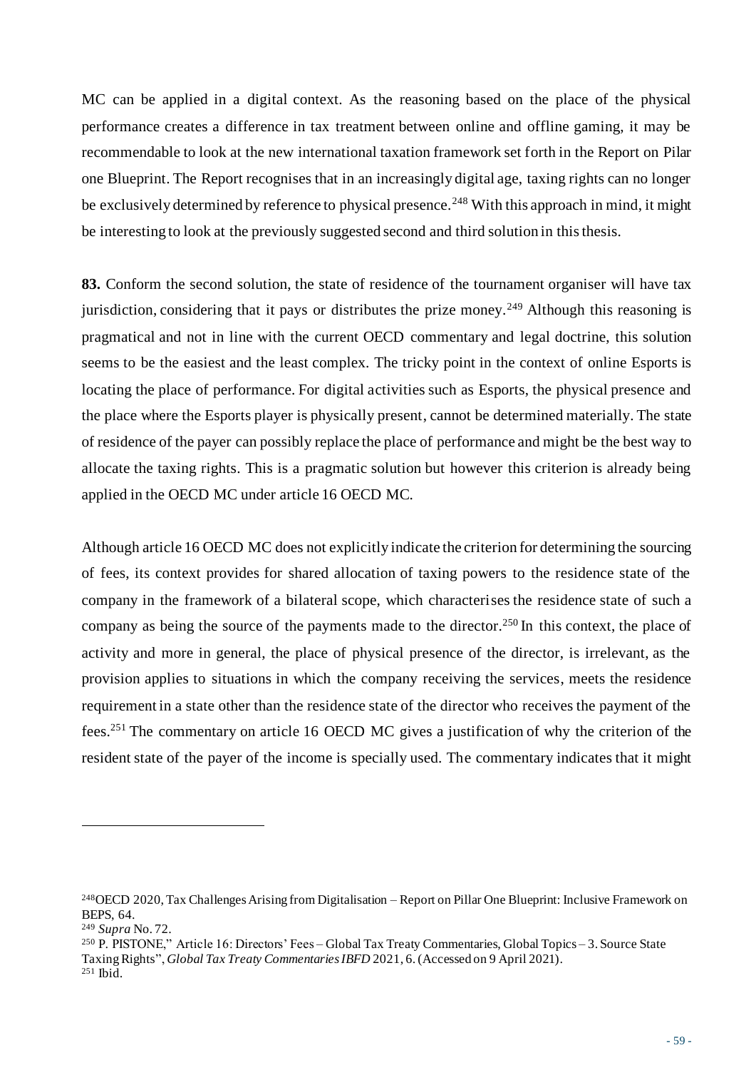MC can be applied in a digital context. As the reasoning based on the place of the physical performance creates a difference in tax treatment between online and offline gaming, it may be recommendable to look at the new international taxation framework set forth in the Report on Pilar one Blueprint. The Report recognises that in an increasingly digital age, taxing rights can no longer be exclusively determined by reference to physical presence.[248] With this approach in mind, it might be interesting to look at the previously suggested second and third solution in this thesis.

**83.** Conform the second solution, the state of residence of the tournament organiser will have tax jurisdiction, considering that it pays or distributes the prize money.[249] Although this reasoning is pragmatical and not in line with the current OECD commentary and legal doctrine, this solution seems to be the easiest and the least complex. The tricky point in the context of online Esports is locating the place of performance. For digital activities such as Esports, the physical presence and the place where the Esports player is physically present, cannot be determined materially. The state of residence of the payer can possibly replace the place of performance and might be the best way to allocate the taxing rights. This is a pragmatic solution but however this criterion is already being applied in the OECD MC under article 16 OECD MC.

Although article 16 OECD MC does not explicitly indicate the criterion for determining the sourcing of fees, its context provides for shared allocation of taxing powers to the residence state of the company in the framework of a bilateral scope, which characterises the residence state of such a company as being the source of the payments made to the director.[250] In this context, the place of activity and more in general, the place of physical presence of the director, is irrelevant, as the provision applies to situations in which the company receiving the services, meets the residence requirement in a state other than the residence state of the director who receives the payment of the fees.[251] The commentary on article 16 OECD MC gives a justification of why the criterion of the resident state of the payer of the income is specially used. The commentary indicates that it might

---

[248] OECD 2020, Tax Challenges Arising from Digitalisation – Report on Pillar One Blueprint: Inclusive Framework on BEPS, 64.

[249] *Supra* No. 72.

[250] P. PISTONE," Article 16: Directors' Fees – Global Tax Treaty Commentaries, Global Topics – 3. Source State Taxing Rights", *Global Tax Treaty Commentaries IBFD* 2021, 6. (Accessed on 9 April 2021).

[251] Ibid.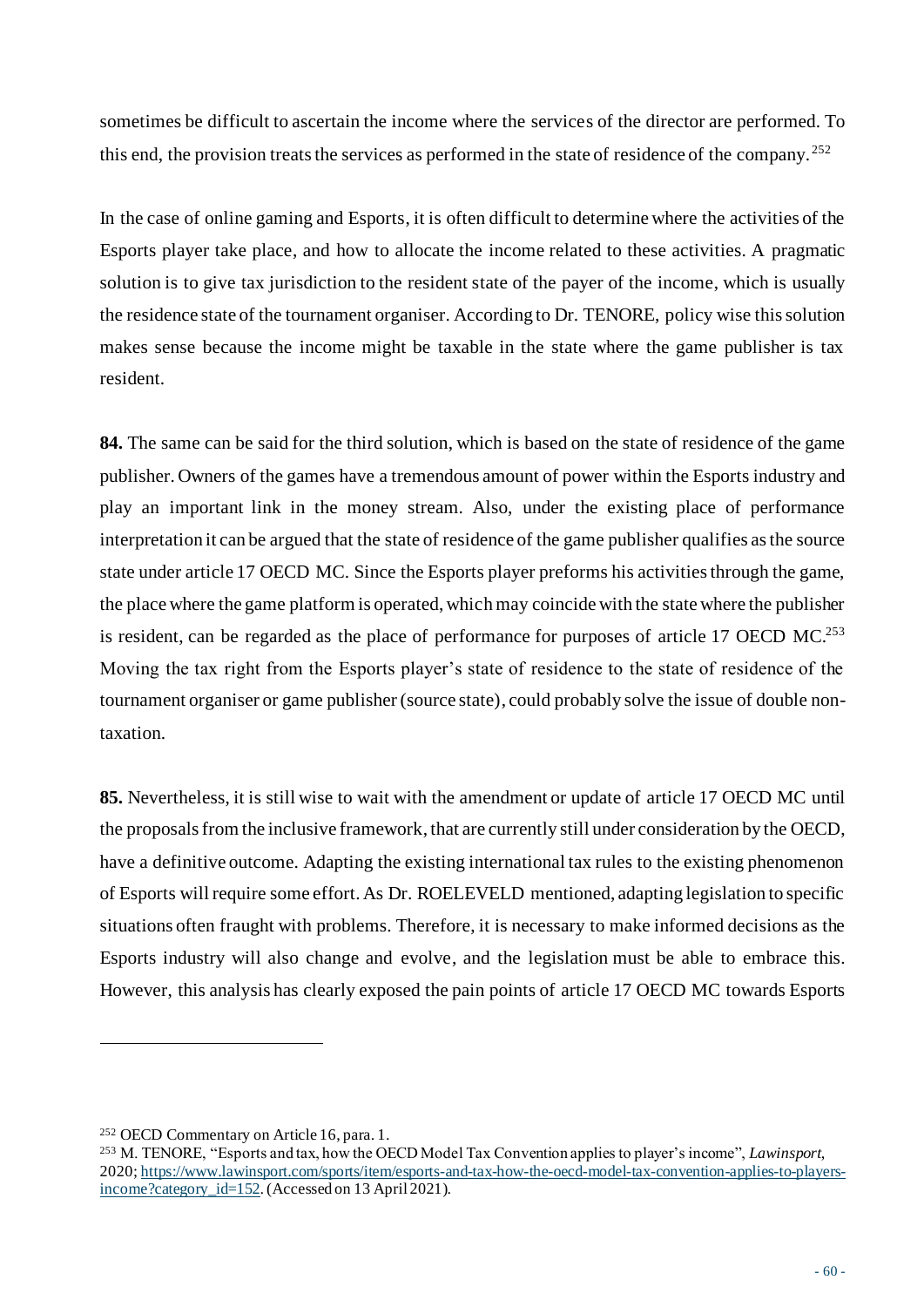sometimes be difficult to ascertain the income where the services of the director are performed. To this end, the provision treats the services as performed in the state of residence of the company.[252]

In the case of online gaming and Esports, it is often difficult to determine where the activities of the Esports player take place, and how to allocate the income related to these activities. A pragmatic solution is to give tax jurisdiction to the resident state of the payer of the income, which is usually the residence state of the tournament organiser. According to Dr. TENORE, policy wise this solution makes sense because the income might be taxable in the state where the game publisher is tax resident.

**84.** The same can be said for the third solution, which is based on the state of residence of the game publisher. Owners of the games have a tremendous amount of power within the Esports industry and play an important link in the money stream. Also, under the existing place of performance interpretation it can be argued that the state of residence of the game publisher qualifies as the source state under article 17 OECD MC. Since the Esports player preforms his activities through the game, the place where the game platform is operated, which may coincide with the state where the publisher is resident, can be regarded as the place of performance for purposes of article 17 OECD MC.[253] Moving the tax right from the Esports player's state of residence to the state of residence of the tournament organiser or game publisher (source state), could probably solve the issue of double non-taxation.

**85.** Nevertheless, it is still wise to wait with the amendment or update of article 17 OECD MC until the proposals from the inclusive framework, that are currently still under consideration by the OECD, have a definitive outcome. Adapting the existing international tax rules to the existing phenomenon of Esports will require some effort. As Dr. ROELEVELD mentioned, adapting legislation to specific situations often fraught with problems. Therefore, it is necessary to make informed decisions as the Esports industry will also change and evolve, and the legislation must be able to embrace this. However, this analysis has clearly exposed the pain points of article 17 OECD MC towards Esports

---

[252] OECD Commentary on Article 16, para. 1.

[253] M. TENORE, "Esports and tax, how the OECD Model Tax Convention applies to player's income", *Lawinsport*, 2020; https://www.lawinsport.com/sports/item/esports-and-tax-how-the-oecd-model-tax-convention-applies-to-players-income?category_id=152. (Accessed on 13 April 2021).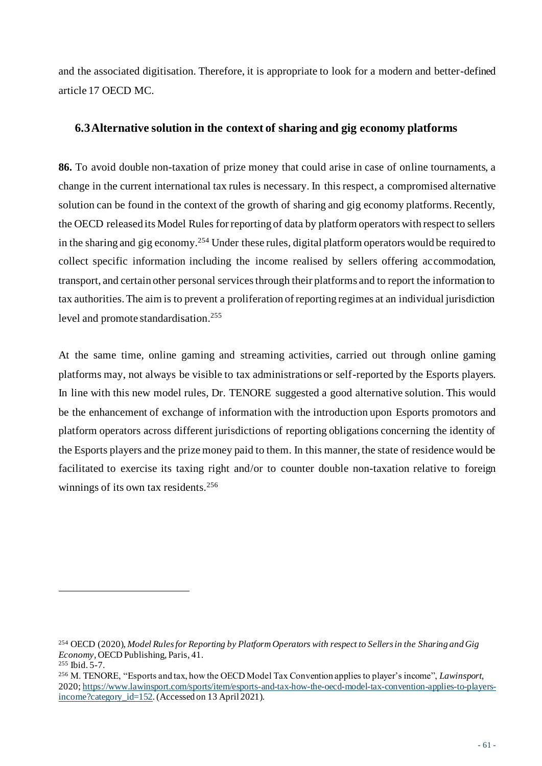and the associated digitisation. Therefore, it is appropriate to look for a modern and better-defined article 17 OECD MC.

## 6.3 Alternative solution in the context of sharing and gig economy platforms

**86.** To avoid double non-taxation of prize money that could arise in case of online tournaments, a change in the current international tax rules is necessary. In this respect, a compromised alternative solution can be found in the context of the growth of sharing and gig economy platforms. Recently, the OECD released its Model Rules for reporting of data by platform operators with respect to sellers in the sharing and gig economy.[254] Under these rules, digital platform operators would be required to collect specific information including the income realised by sellers offering accommodation, transport, and certain other personal services through their platforms and to report the information to tax authorities. The aim is to prevent a proliferation of reporting regimes at an individual jurisdiction level and promote standardisation.[255]

At the same time, online gaming and streaming activities, carried out through online gaming platforms may, not always be visible to tax administrations or self-reported by the Esports players. In line with this new model rules, Dr. TENORE suggested a good alternative solution. This would be the enhancement of exchange of information with the introduction upon Esports promotors and platform operators across different jurisdictions of reporting obligations concerning the identity of the Esports players and the prize money paid to them. In this manner, the state of residence would be facilitated to exercise its taxing right and/or to counter double non-taxation relative to foreign winnings of its own tax residents.[256]

---

[254] OECD (2020), *Model Rules for Reporting by Platform Operators with respect to Sellers in the Sharing and Gig Economy*, OECD Publishing, Paris, 41.

[255] Ibid. 5-7.

[256] M. TENORE, "Esports and tax, how the OECD Model Tax Convention applies to player's income", *Lawinsport*, 2020; https://www.lawinsport.com/sports/item/esports-and-tax-how-the-oecd-model-tax-convention-applies-to-players-income?category_id=152. (Accessed on 13 April 2021).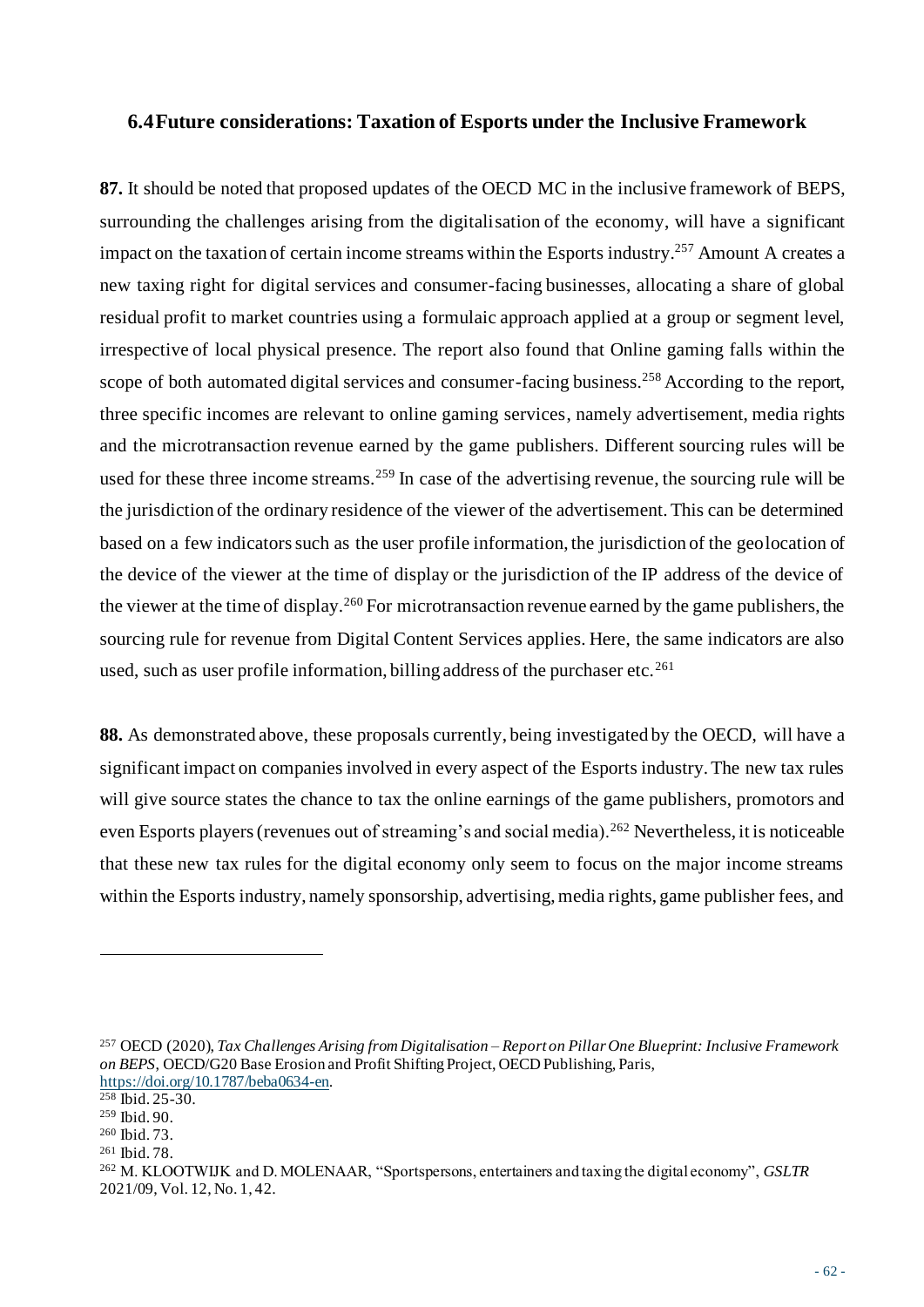## 6.4 Future considerations: Taxation of Esports under the Inclusive Framework

**87.** It should be noted that proposed updates of the OECD MC in the inclusive framework of BEPS, surrounding the challenges arising from the digitalisation of the economy, will have a significant impact on the taxation of certain income streams within the Esports industry.[257] Amount A creates a new taxing right for digital services and consumer-facing businesses, allocating a share of global residual profit to market countries using a formulaic approach applied at a group or segment level, irrespective of local physical presence. The report also found that Online gaming falls within the scope of both automated digital services and consumer-facing business.[258] According to the report, three specific incomes are relevant to online gaming services, namely advertisement, media rights and the microtransaction revenue earned by the game publishers. Different sourcing rules will be used for these three income streams.[259] In case of the advertising revenue, the sourcing rule will be the jurisdiction of the ordinary residence of the viewer of the advertisement. This can be determined based on a few indicators such as the user profile information, the jurisdiction of the geolocation of the device of the viewer at the time of display or the jurisdiction of the IP address of the device of the viewer at the time of display.[260] For microtransaction revenue earned by the game publishers, the sourcing rule for revenue from Digital Content Services applies. Here, the same indicators are also used, such as user profile information, billing address of the purchaser etc.[261]

**88.** As demonstrated above, these proposals currently, being investigated by the OECD, will have a significant impact on companies involved in every aspect of the Esports industry. The new tax rules will give source states the chance to tax the online earnings of the game publishers, promotors and even Esports players (revenues out of streaming's and social media).[262] Nevertheless, it is noticeable that these new tax rules for the digital economy only seem to focus on the major income streams within the Esports industry, namely sponsorship, advertising, media rights, game publisher fees, and

---

[257] OECD (2020), *Tax Challenges Arising from Digitalisation – Report on Pillar One Blueprint: Inclusive Framework on BEPS*, OECD/G20 Base Erosion and Profit Shifting Project, OECD Publishing, Paris, https://doi.org/10.1787/beba0634-en.

[258] Ibid. 25-30.

[259] Ibid. 90.

[260] Ibid. 73.

[261] Ibid. 78.

[262] M. KLOOTWIJK and D. MOLENAAR, "Sportspersons, entertainers and taxing the digital economy", *GSLTR* 2021/09, Vol. 12, No. 1, 42.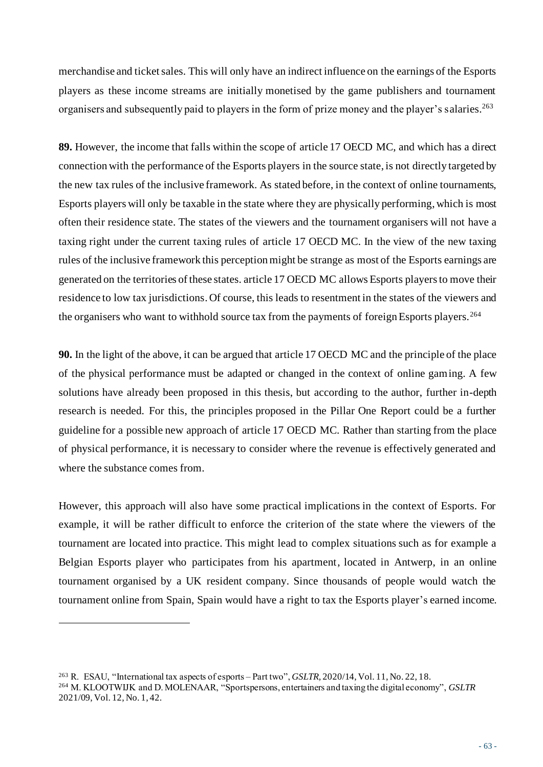merchandise and ticket sales. This will only have an indirect influence on the earnings of the Esports players as these income streams are initially monetised by the game publishers and tournament organisers and subsequently paid to players in the form of prize money and the player's salaries.[263]

**89.** However, the income that falls within the scope of article 17 OECD MC, and which has a direct connection with the performance of the Esports players in the source state, is not directly targeted by the new tax rules of the inclusive framework. As stated before, in the context of online tournaments, Esports players will only be taxable in the state where they are physically performing, which is most often their residence state. The states of the viewers and the tournament organisers will not have a taxing right under the current taxing rules of article 17 OECD MC. In the view of the new taxing rules of the inclusive framework this perception might be strange as most of the Esports earnings are generated on the territories of these states. article 17 OECD MC allows Esports players to move their residence to low tax jurisdictions. Of course, this leads to resentment in the states of the viewers and the organisers who want to withhold source tax from the payments of foreign Esports players.[264]

**90.** In the light of the above, it can be argued that article 17 OECD MC and the principle of the place of the physical performance must be adapted or changed in the context of online gaming. A few solutions have already been proposed in this thesis, but according to the author, further in-depth research is needed. For this, the principles proposed in the Pillar One Report could be a further guideline for a possible new approach of article 17 OECD MC. Rather than starting from the place of physical performance, it is necessary to consider where the revenue is effectively generated and where the substance comes from.

However, this approach will also have some practical implications in the context of Esports. For example, it will be rather difficult to enforce the criterion of the state where the viewers of the tournament are located into practice. This might lead to complex situations such as for example a Belgian Esports player who participates from his apartment, located in Antwerp, in an online tournament organised by a UK resident company. Since thousands of people would watch the tournament online from Spain, Spain would have a right to tax the Esports player's earned income.

---

[263] R. ESAU, "International tax aspects of esports – Part two", *GSLTR*, 2020/14, Vol. 11, No. 22, 18.

[264] M. KLOOTWIJK and D. MOLENAAR, "Sportspersons, entertainers and taxing the digital economy", *GSLTR* 2021/09, Vol. 12, No. 1, 42.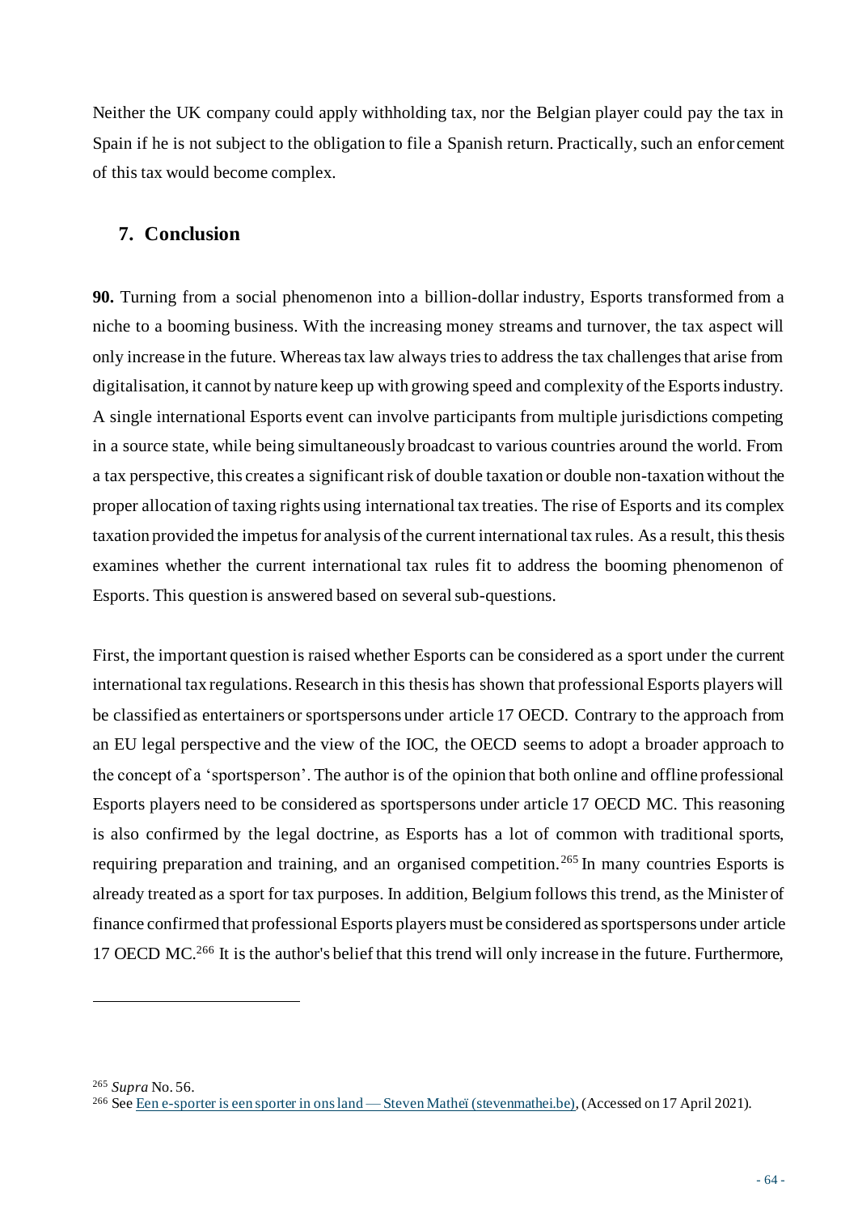Neither the UK company could apply withholding tax, nor the Belgian player could pay the tax in Spain if he is not subject to the obligation to file a Spanish return. Practically, such an enforcement of this tax would become complex.

## 7. Conclusion

**90.** Turning from a social phenomenon into a billion-dollar industry, Esports transformed from a niche to a booming business. With the increasing money streams and turnover, the tax aspect will only increase in the future. Whereas tax law always tries to address the tax challenges that arise from digitalisation, it cannot by nature keep up with growing speed and complexity of the Esports industry. A single international Esports event can involve participants from multiple jurisdictions competing in a source state, while being simultaneously broadcast to various countries around the world. From a tax perspective, this creates a significant risk of double taxation or double non-taxation without the proper allocation of taxing rights using international tax treaties. The rise of Esports and its complex taxation provided the impetus for analysis of the current international tax rules. As a result, this thesis examines whether the current international tax rules fit to address the booming phenomenon of Esports. This question is answered based on several sub-questions.

First, the important question is raised whether Esports can be considered as a sport under the current international tax regulations. Research in this thesis has shown that professional Esports players will be classified as entertainers or sportspersons under article 17 OECD. Contrary to the approach from an EU legal perspective and the view of the IOC, the OECD seems to adopt a broader approach to the concept of a 'sportsperson'. The author is of the opinion that both online and offline professional Esports players need to be considered as sportspersons under article 17 OECD MC. This reasoning is also confirmed by the legal doctrine, as Esports has a lot of common with traditional sports, requiring preparation and training, and an organised competition.[265] In many countries Esports is already treated as a sport for tax purposes. In addition, Belgium follows this trend, as the Minister of finance confirmed that professional Esports players must be considered as sportspersons under article 17 OECD MC.[266] It is the author's belief that this trend will only increase in the future. Furthermore,

---

[265] *Supra* No. 56.

[266] See Een e-sporter is een sporter in ons land — Steven Matheï (stevenmathei.be), (Accessed on 17 April 2021).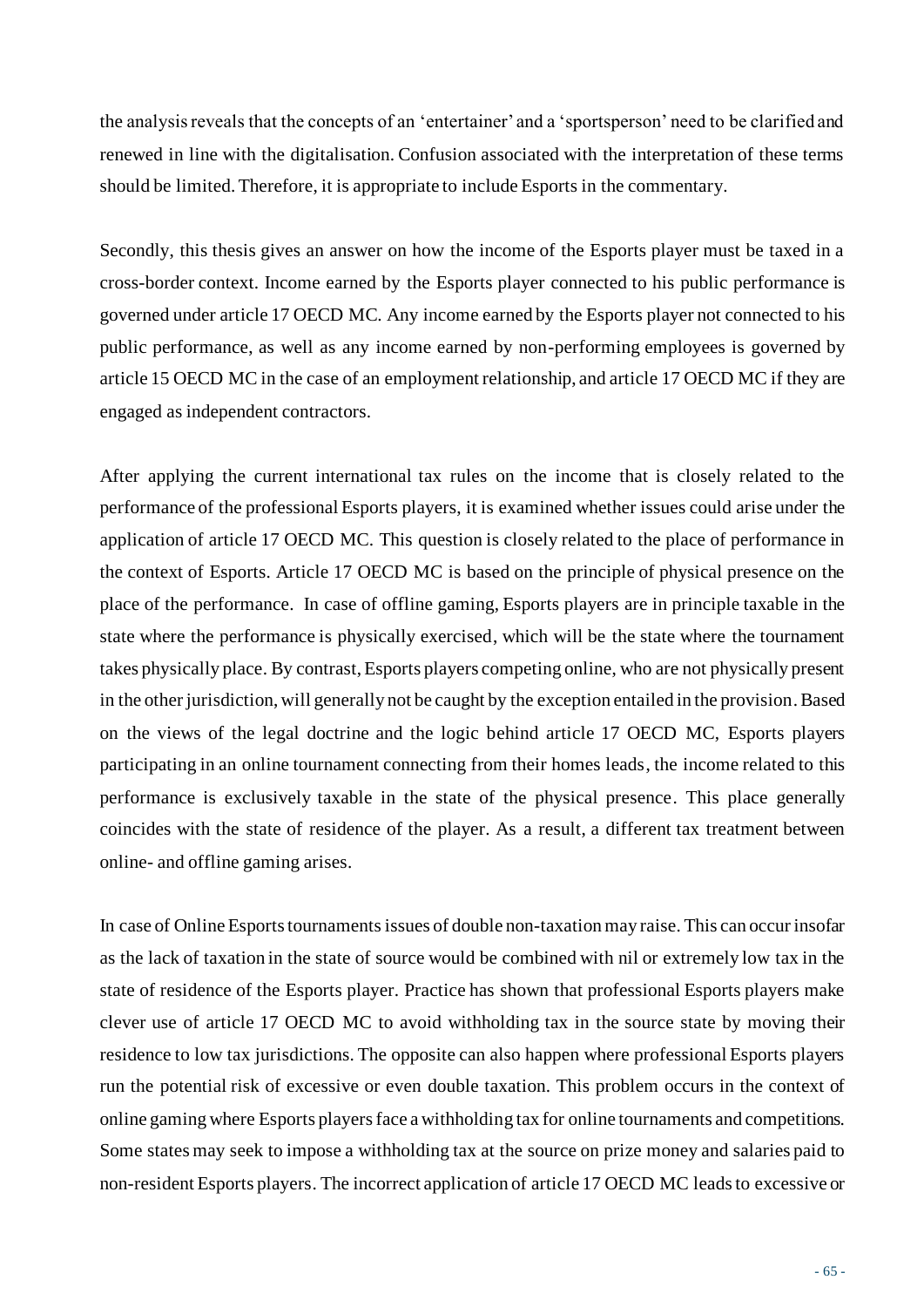the analysis reveals that the concepts of an 'entertainer' and a 'sportsperson' need to be clarified and renewed in line with the digitalisation. Confusion associated with the interpretation of these terms should be limited. Therefore, it is appropriate to include Esports in the commentary.

Secondly, this thesis gives an answer on how the income of the Esports player must be taxed in a cross-border context. Income earned by the Esports player connected to his public performance is governed under article 17 OECD MC. Any income earned by the Esports player not connected to his public performance, as well as any income earned by non-performing employees is governed by article 15 OECD MC in the case of an employment relationship, and article 17 OECD MC if they are engaged as independent contractors.

After applying the current international tax rules on the income that is closely related to the performance of the professional Esports players, it is examined whether issues could arise under the application of article 17 OECD MC. This question is closely related to the place of performance in the context of Esports. Article 17 OECD MC is based on the principle of physical presence on the place of the performance. In case of offline gaming, Esports players are in principle taxable in the state where the performance is physically exercised, which will be the state where the tournament takes physically place. By contrast, Esports players competing online, who are not physically present in the other jurisdiction, will generally not be caught by the exception entailed in the provision. Based on the views of the legal doctrine and the logic behind article 17 OECD MC, Esports players participating in an online tournament connecting from their homes leads, the income related to this performance is exclusively taxable in the state of the physical presence. This place generally coincides with the state of residence of the player. As a result, a different tax treatment between online- and offline gaming arises.

In case of Online Esports tournaments issues of double non-taxation may raise. This can occur insofar as the lack of taxation in the state of source would be combined with nil or extremely low tax in the state of residence of the Esports player. Practice has shown that professional Esports players make clever use of article 17 OECD MC to avoid withholding tax in the source state by moving their residence to low tax jurisdictions. The opposite can also happen where professional Esports players run the potential risk of excessive or even double taxation. This problem occurs in the context of online gaming where Esports players face a withholding tax for online tournaments and competitions. Some states may seek to impose a withholding tax at the source on prize money and salaries paid to non-resident Esports players. The incorrect application of article 17 OECD MC leads to excessive or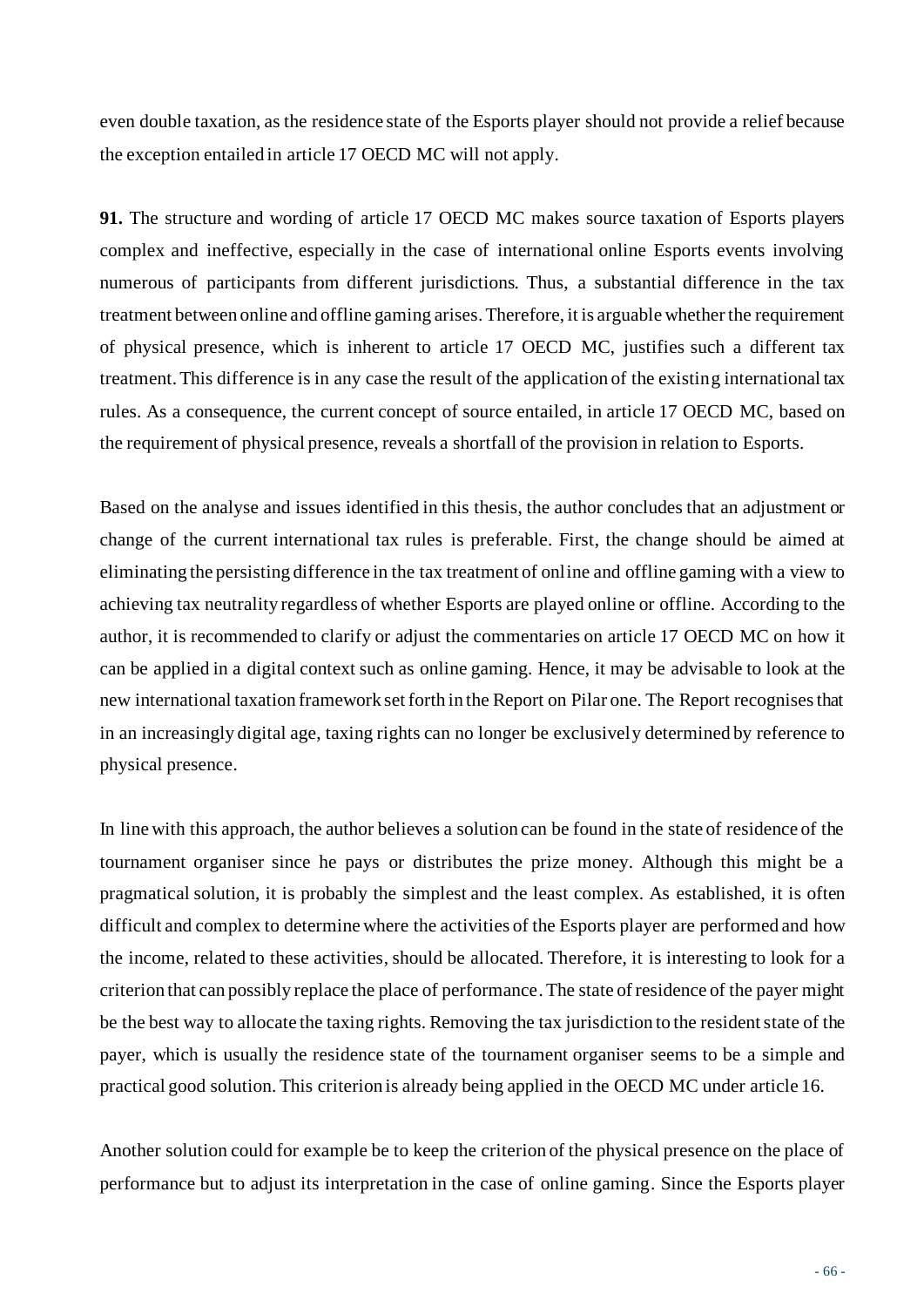even double taxation, as the residence state of the Esports player should not provide a relief because the exception entailed in article 17 OECD MC will not apply.

**91.** The structure and wording of article 17 OECD MC makes source taxation of Esports players complex and ineffective, especially in the case of international online Esports events involving numerous of participants from different jurisdictions. Thus, a substantial difference in the tax treatment between online and offline gaming arises. Therefore, it is arguable whether the requirement of physical presence, which is inherent to article 17 OECD MC, justifies such a different tax treatment. This difference is in any case the result of the application of the existing international tax rules. As a consequence, the current concept of source entailed, in article 17 OECD MC, based on the requirement of physical presence, reveals a shortfall of the provision in relation to Esports.

Based on the analyse and issues identified in this thesis, the author concludes that an adjustment or change of the current international tax rules is preferable. First, the change should be aimed at eliminating the persisting difference in the tax treatment of online and offline gaming with a view to achieving tax neutrality regardless of whether Esports are played online or offline. According to the author, it is recommended to clarify or adjust the commentaries on article 17 OECD MC on how it can be applied in a digital context such as online gaming. Hence, it may be advisable to look at the new international taxation framework set forth in the Report on Pilar one. The Report recognises that in an increasingly digital age, taxing rights can no longer be exclusively determined by reference to physical presence.

In line with this approach, the author believes a solution can be found in the state of residence of the tournament organiser since he pays or distributes the prize money. Although this might be a pragmatical solution, it is probably the simplest and the least complex. As established, it is often difficult and complex to determine where the activities of the Esports player are performed and how the income, related to these activities, should be allocated. Therefore, it is interesting to look for a criterion that can possibly replace the place of performance. The state of residence of the payer might be the best way to allocate the taxing rights. Removing the tax jurisdiction to the resident state of the payer, which is usually the residence state of the tournament organiser seems to be a simple and practical good solution. This criterion is already being applied in the OECD MC under article 16.

Another solution could for example be to keep the criterion of the physical presence on the place of performance but to adjust its interpretation in the case of online gaming. Since the Esports player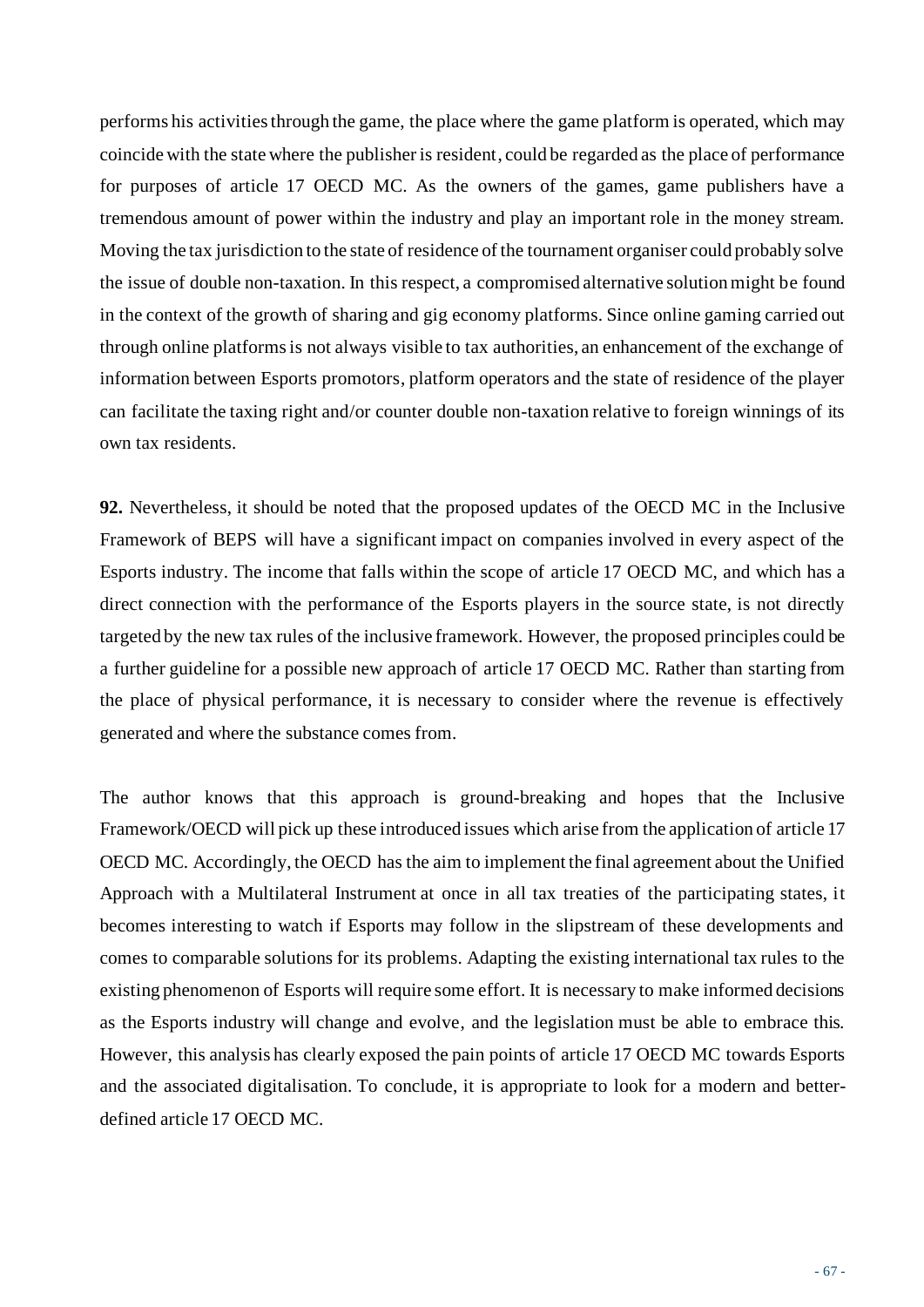performs his activities through the game, the place where the game platform is operated, which may coincide with the state where the publisher is resident, could be regarded as the place of performance for purposes of article 17 OECD MC. As the owners of the games, game publishers have a tremendous amount of power within the industry and play an important role in the money stream. Moving the tax jurisdiction to the state of residence of the tournament organiser could probably solve the issue of double non-taxation. In this respect, a compromised alternative solution might be found in the context of the growth of sharing and gig economy platforms. Since online gaming carried out through online platforms is not always visible to tax authorities, an enhancement of the exchange of information between Esports promotors, platform operators and the state of residence of the player can facilitate the taxing right and/or counter double non-taxation relative to foreign winnings of its own tax residents.

**92.** Nevertheless, it should be noted that the proposed updates of the OECD MC in the Inclusive Framework of BEPS will have a significant impact on companies involved in every aspect of the Esports industry. The income that falls within the scope of article 17 OECD MC, and which has a direct connection with the performance of the Esports players in the source state, is not directly targeted by the new tax rules of the inclusive framework. However, the proposed principles could be a further guideline for a possible new approach of article 17 OECD MC. Rather than starting from the place of physical performance, it is necessary to consider where the revenue is effectively generated and where the substance comes from.

The author knows that this approach is ground-breaking and hopes that the Inclusive Framework/OECD will pick up these introduced issues which arise from the application of article 17 OECD MC. Accordingly, the OECD has the aim to implement the final agreement about the Unified Approach with a Multilateral Instrument at once in all tax treaties of the participating states, it becomes interesting to watch if Esports may follow in the slipstream of these developments and comes to comparable solutions for its problems. Adapting the existing international tax rules to the existing phenomenon of Esports will require some effort. It is necessary to make informed decisions as the Esports industry will change and evolve, and the legislation must be able to embrace this. However, this analysis has clearly exposed the pain points of article 17 OECD MC towards Esports and the associated digitalisation. To conclude, it is appropriate to look for a modern and better-defined article 17 OECD MC.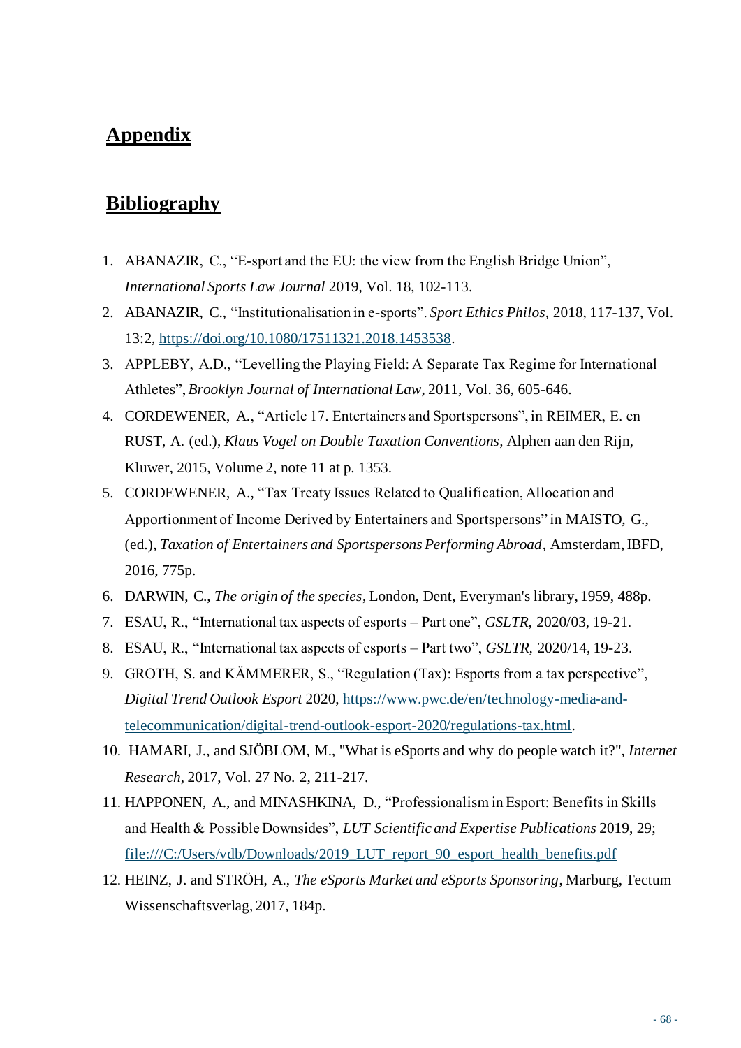# **Appendix**

## **Bibliography**

1. ABANAZIR, C., "E-sport and the EU: the view from the English Bridge Union", *International Sports Law Journal* 2019, Vol. 18, 102-113.
2. ABANAZIR, C., "Institutionalisation in e-sports". *Sport Ethics Philos,* 2018, 117-137, Vol. 13:2, https://doi.org/10.1080/17511321.2018.1453538.
3. APPLEBY, A.D., "Levelling the Playing Field: A Separate Tax Regime for International Athletes", *Brooklyn Journal of International Law*, 2011, Vol. 36, 605-646.
4. CORDEWENER, A., "Article 17. Entertainers and Sportspersons", in REIMER, E. en RUST, A. (ed.), *Klaus Vogel on Double Taxation Conventions,* Alphen aan den Rijn, Kluwer, 2015, Volume 2, note 11 at p. 1353.
5. CORDEWENER, A., "Tax Treaty Issues Related to Qualification, Allocation and Apportionment of Income Derived by Entertainers and Sportspersons" in MAISTO, G., (ed.), *Taxation of Entertainers and Sportspersons Performing Abroad*, Amsterdam, IBFD, 2016, 775p.
6. DARWIN, C., *The origin of the species*, London, Dent, Everyman's library, 1959, 488p.
7. ESAU, R., "International tax aspects of esports – Part one", *GSLTR,* 2020/03, 19-21.
8. ESAU, R., "International tax aspects of esports – Part two", *GSLTR,* 2020/14, 19-23.
9. GROTH, S. and KÄMMERER, S., "Regulation (Tax): Esports from a tax perspective", *Digital Trend Outlook Esport* 2020, https://www.pwc.de/en/technology-media-and-telecommunication/digital-trend-outlook-esport-2020/regulations-tax.html.
10. HAMARI, J., and SJÖBLOM, M., "What is eSports and why do people watch it?", *Internet Research*, 2017, Vol. 27 No. 2, 211-217.
11. HAPPONEN, A., and MINASHKINA, D., "Professionalism in Esport: Benefits in Skills and Health & Possible Downsides", *LUT Scientific and Expertise Publications* 2019, 29; file:///C:/Users/vdb/Downloads/2019_LUT_report_90_esport_health_benefits.pdf
12. HEINZ, J. and STRÖH, A., *The eSports Market and eSports Sponsoring*, Marburg, Tectum Wissenschaftsverlag, 2017, 184p.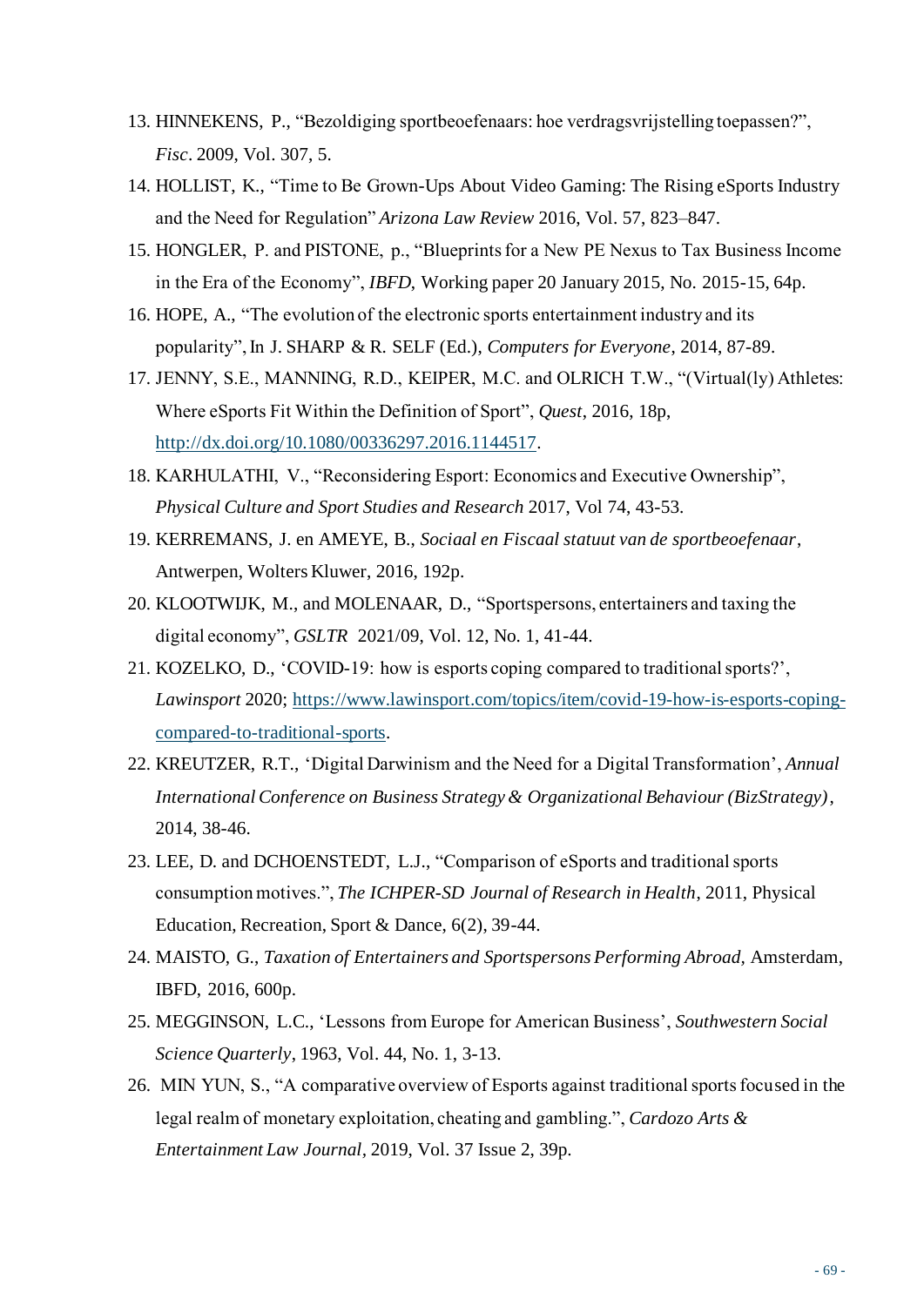13. HINNEKENS, P., "Bezoldiging sportbeoefenaars: hoe verdragsvrijstelling toepassen?", *Fisc*. 2009, Vol. 307, 5.
14. HOLLIST, K., "Time to Be Grown-Ups About Video Gaming: The Rising eSports Industry and the Need for Regulation" *Arizona Law Review* 2016, Vol. 57, 823–847.
15. HONGLER, P. and PISTONE, p., "Blueprints for a New PE Nexus to Tax Business Income in the Era of the Economy", *IBFD*, Working paper 20 January 2015, No. 2015-15, 64p.
16. HOPE, A., "The evolution of the electronic sports entertainment industry and its popularity", In J. SHARP & R. SELF (Ed.), *Computers for Everyone*, 2014, 87-89.
17. JENNY, S.E., MANNING, R.D., KEIPER, M.C. and OLRICH T.W., "(Virtual(ly) Athletes: Where eSports Fit Within the Definition of Sport", *Quest*, 2016, 18p, http://dx.doi.org/10.1080/00336297.2016.1144517.
18. KARHULATHI, V., "Reconsidering Esport: Economics and Executive Ownership", *Physical Culture and Sport Studies and Research* 2017, Vol 74, 43-53.
19. KERREMANS, J. en AMEYE, B., *Sociaal en Fiscaal statuut van de sportbeoefenaar*, Antwerpen, Wolters Kluwer, 2016, 192p.
20. KLOOTWIJK, M., and MOLENAAR, D., "Sportspersons, entertainers and taxing the digital economy", *GSLTR* 2021/09, Vol. 12, No. 1, 41-44.
21. KOZELKO, D., 'COVID-19: how is esports coping compared to traditional sports?', *Lawinsport* 2020; https://www.lawinsport.com/topics/item/covid-19-how-is-esports-coping-compared-to-traditional-sports.
22. KREUTZER, R.T., 'Digital Darwinism and the Need for a Digital Transformation', *Annual International Conference on Business Strategy & Organizational Behaviour (BizStrategy)*, 2014, 38-46.
23. LEE, D. and DCHOENSTEDT, L.J., "Comparison of eSports and traditional sports consumption motives.", *The ICHPER-SD Journal of Research in Health*, 2011, Physical Education, Recreation, Sport & Dance, 6(2), 39-44.
24. MAISTO, G., *Taxation of Entertainers and Sportspersons Performing Abroad*, Amsterdam, IBFD, 2016, 600p.
25. MEGGINSON, L.C., 'Lessons from Europe for American Business', *Southwestern Social Science Quarterly*, 1963, Vol. 44, No. 1, 3-13.
26. MIN YUN, S., "A comparative overview of Esports against traditional sports focused in the legal realm of monetary exploitation, cheating and gambling.", *Cardozo Arts & Entertainment Law Journal*, 2019, Vol. 37 Issue 2, 39p.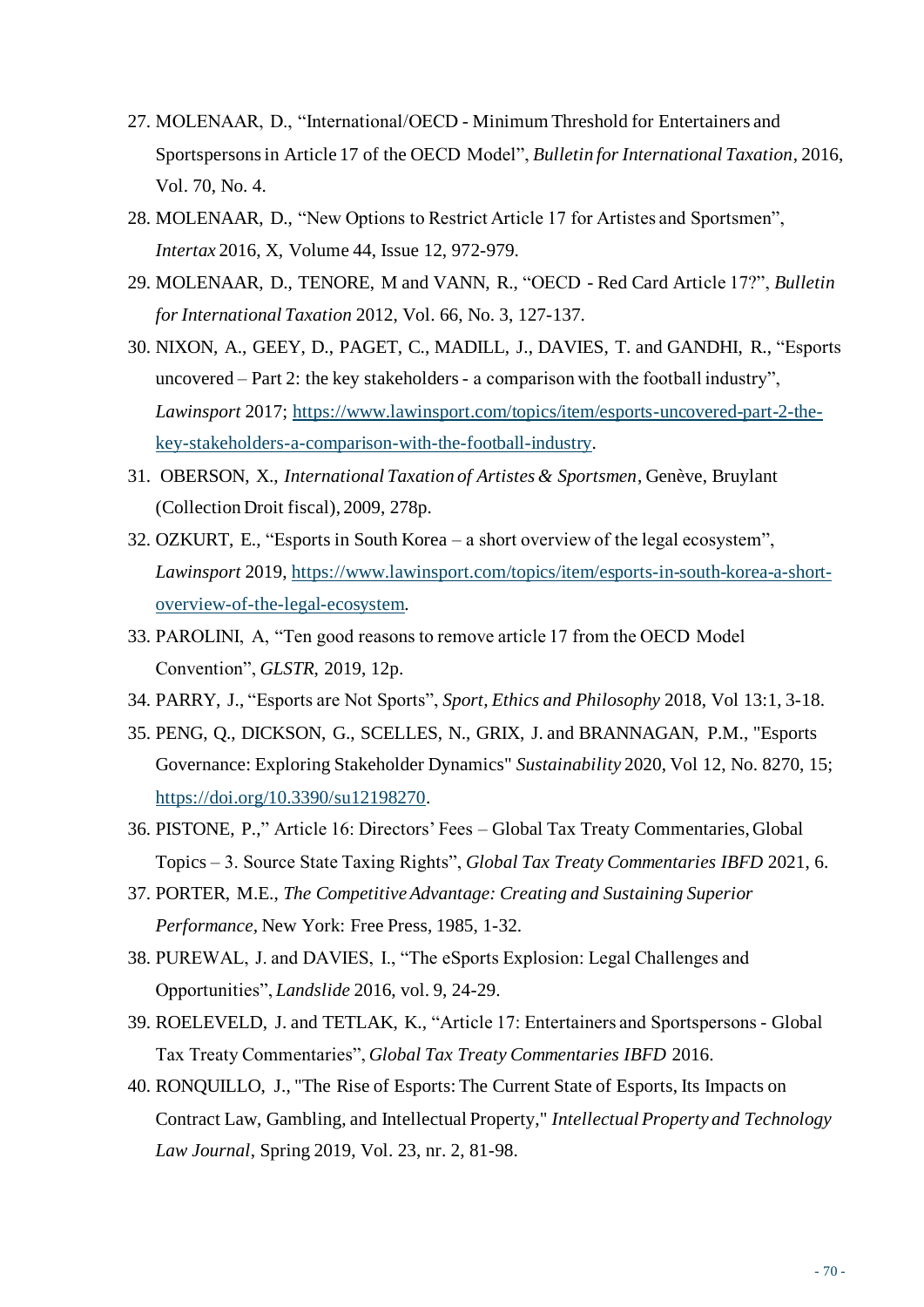27. MOLENAAR, D., “International/OECD - Minimum Threshold for Entertainers and Sportspersons in Article 17 of the OECD Model”, *Bulletin for International Taxation*, 2016, Vol. 70, No. 4.
28. MOLENAAR, D., “New Options to Restrict Article 17 for Artistes and Sportsmen”, *Intertax* 2016, X, Volume 44, Issue 12, 972-979.
29. MOLENAAR, D., TENORE, M and VANN, R., “OECD - Red Card Article 17?”, *Bulletin for International Taxation* 2012, Vol. 66, No. 3, 127-137.
30. NIXON, A., GEEY, D., PAGET, C., MADILL, J., DAVIES, T. and GANDHI, R., “Esports uncovered – Part 2: the key stakeholders - a comparison with the football industry”, *Lawinsport* 2017; [https://www.lawinsport.com/topics/item/esports-uncovered-part-2-the-key-stakeholders-a-comparison-with-the-football-industry](https://www.lawinsport.com/topics/item/esports-uncovered-part-2-the-key-stakeholders-a-comparison-with-the-football-industry).
31. OBERSON, X., *International Taxation of Artistes & Sportsmen*, Genève, Bruylant (Collection Droit fiscal), 2009, 278p.
32. OZKURT, E., “Esports in South Korea – a short overview of the legal ecosystem”, *Lawinsport* 2019, [https://www.lawinsport.com/topics/item/esports-in-south-korea-a-short-overview-of-the-legal-ecosystem](https://www.lawinsport.com/topics/item/esports-in-south-korea-a-short-overview-of-the-legal-ecosystem).
33. PAROLINI, A, “Ten good reasons to remove article 17 from the OECD Model Convention”, *GLSTR*, 2019, 12p.
34. PARRY, J., “Esports are Not Sports”, *Sport, Ethics and Philosophy* 2018, Vol 13:1, 3-18.
35. PENG, Q., DICKSON, G., SCELLES, N., GRIX, J. and BRANNAGAN, P.M., "Esports Governance: Exploring Stakeholder Dynamics" *Sustainability* 2020, Vol 12, No. 8270, 15; [https://doi.org/10.3390/su12198270](https://doi.org/10.3390/su12198270).
36. PISTONE, P.,” Article 16: Directors’ Fees – Global Tax Treaty Commentaries, Global Topics – 3. Source State Taxing Rights”, *Global Tax Treaty Commentaries IBFD* 2021, 6.
37. PORTER, M.E., *The Competitive Advantage: Creating and Sustaining Superior Performance,* New York: Free Press, 1985, 1-32.
38. PUREWAL, J. and DAVIES, I., “The eSports Explosion: Legal Challenges and Opportunities”, *Landslide* 2016, vol. 9, 24-29.
39. ROELEVELD, J. and TETLAK, K., “Article 17: Entertainers and Sportspersons - Global Tax Treaty Commentaries”, *Global Tax Treaty Commentaries IBFD* 2016.
40. RONQUILLO, J., "The Rise of Esports: The Current State of Esports, Its Impacts on Contract Law, Gambling, and Intellectual Property," *Intellectual Property and Technology Law Journal*, Spring 2019, Vol. 23, nr. 2, 81-98.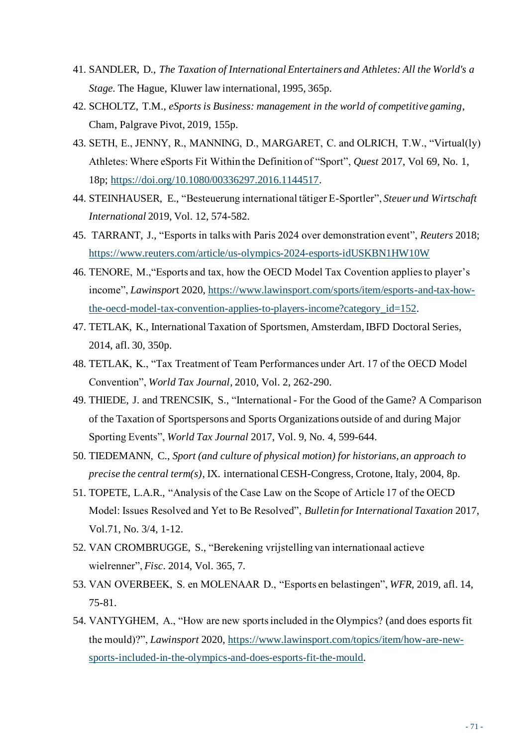41. SANDLER, D., *The Taxation of International Entertainers and Athletes: All the World's a Stage*. The Hague, Kluwer law international, 1995, 365p.
42. SCHOLTZ, T.M., *eSports is Business: management in the world of competitive gaming*, Cham, Palgrave Pivot, 2019, 155p.
43. SETH, E., JENNY, R., MANNING, D., MARGARET, C. and OLRICH, T.W., "Virtual(ly) Athletes: Where eSports Fit Within the Definition of "Sport", *Quest* 2017, Vol 69, No. 1, 18p; https://doi.org/10.1080/00336297.2016.1144517.
44. STEINHAUSER, E., "Besteuerung international tätiger E-Sportler", *Steuer und Wirtschaft International* 2019, Vol. 12, 574-582.
45. TARRANT, J., "Esports in talks with Paris 2024 over demonstration event", *Reuters* 2018; https://www.reuters.com/article/us-olympics-2024-esports-idUSKBN1HW10W
46. TENORE, M.,"Esports and tax, how the OECD Model Tax Covention applies to player's income", *Lawinsport* 2020, https://www.lawinsport.com/sports/item/esports-and-tax-how-the-oecd-model-tax-convention-applies-to-players-income?category_id=152.
47. TETLAK, K., International Taxation of Sportsmen, Amsterdam, IBFD Doctoral Series, 2014, afl. 30, 350p.
48. TETLAK, K., "Tax Treatment of Team Performances under Art. 17 of the OECD Model Convention", *World Tax Journal*, 2010, Vol. 2, 262-290.
49. THIEDE, J. and TRENCSIK, S., "International - For the Good of the Game? A Comparison of the Taxation of Sportspersons and Sports Organizations outside of and during Major Sporting Events", *World Tax Journal* 2017, Vol. 9, No. 4, 599-644.
50. TIEDEMANN, C., *Sport (and culture of physical motion) for historians, an approach to precise the central term(s)*, IX. international CESH-Congress, Crotone, Italy, 2004, 8p.
51. TOPETE, L.A.R., "Analysis of the Case Law on the Scope of Article 17 of the OECD Model: Issues Resolved and Yet to Be Resolved", *Bulletin for International Taxation* 2017, Vol.71, No. 3/4, 1-12.
52. VAN CROMBRUGGE, S., "Berekening vrijstelling van internationaal actieve wielrenner", *Fisc*. 2014, Vol. 365, 7.
53. VAN OVERBEEK, S. en MOLENAAR D., "Esports en belastingen", *WFR,* 2019, afl. 14, 75-81.
54. VANTYGHEM, A., "How are new sports included in the Olympics? (and does esports fit the mould)?", *Lawinsport* 2020, https://www.lawinsport.com/topics/item/how-are-new-sports-included-in-the-olympics-and-does-esports-fit-the-mould.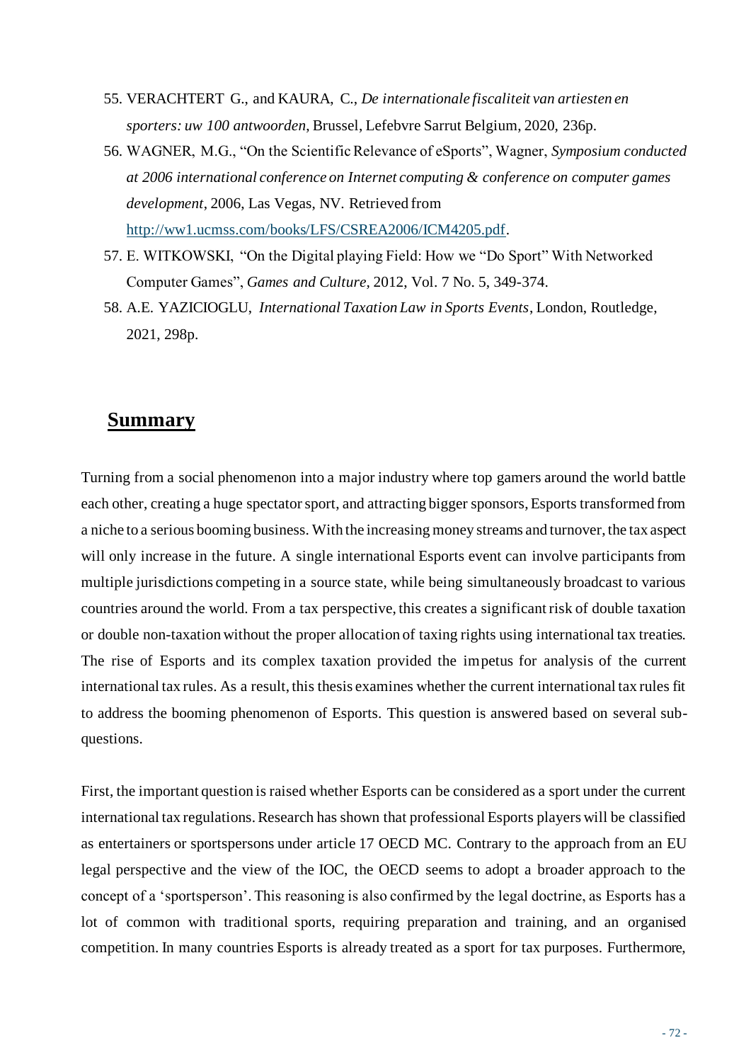55. VERACHTERT G., and KAURA, C., *De internationale fiscaliteit van artiesten en sporters: uw 100 antwoorden*, Brussel, Lefebvre Sarrut Belgium, 2020, 236p.
56. WAGNER, M.G., "On the Scientific Relevance of eSports", Wagner, *Symposium conducted at 2006 international conference on Internet computing & conference on computer games development*, 2006, Las Vegas, NV. Retrieved from http://ww1.ucmss.com/books/LFS/CSREA2006/ICM4205.pdf.
57. E. WITKOWSKI, "On the Digital playing Field: How we "Do Sport" With Networked Computer Games", *Games and Culture*, 2012, Vol. 7 No. 5, 349-374.
58. A.E. YAZICIOGLU, *International Taxation Law in Sports Events*, London, Routledge, 2021, 298p.

# Summary

Turning from a social phenomenon into a major industry where top gamers around the world battle each other, creating a huge spectator sport, and attracting bigger sponsors, Esports transformed from a niche to a serious booming business. With the increasing money streams and turnover, the tax aspect will only increase in the future. A single international Esports event can involve participants from multiple jurisdictions competing in a source state, while being simultaneously broadcast to various countries around the world. From a tax perspective, this creates a significant risk of double taxation or double non-taxation without the proper allocation of taxing rights using international tax treaties. The rise of Esports and its complex taxation provided the impetus for analysis of the current international tax rules. As a result, this thesis examines whether the current international tax rules fit to address the booming phenomenon of Esports. This question is answered based on several sub-questions.

First, the important question is raised whether Esports can be considered as a sport under the current international tax regulations. Research has shown that professional Esports players will be classified as entertainers or sportspersons under article 17 OECD MC. Contrary to the approach from an EU legal perspective and the view of the IOC, the OECD seems to adopt a broader approach to the concept of a 'sportsperson'. This reasoning is also confirmed by the legal doctrine, as Esports has a lot of common with traditional sports, requiring preparation and training, and an organised competition. In many countries Esports is already treated as a sport for tax purposes. Furthermore,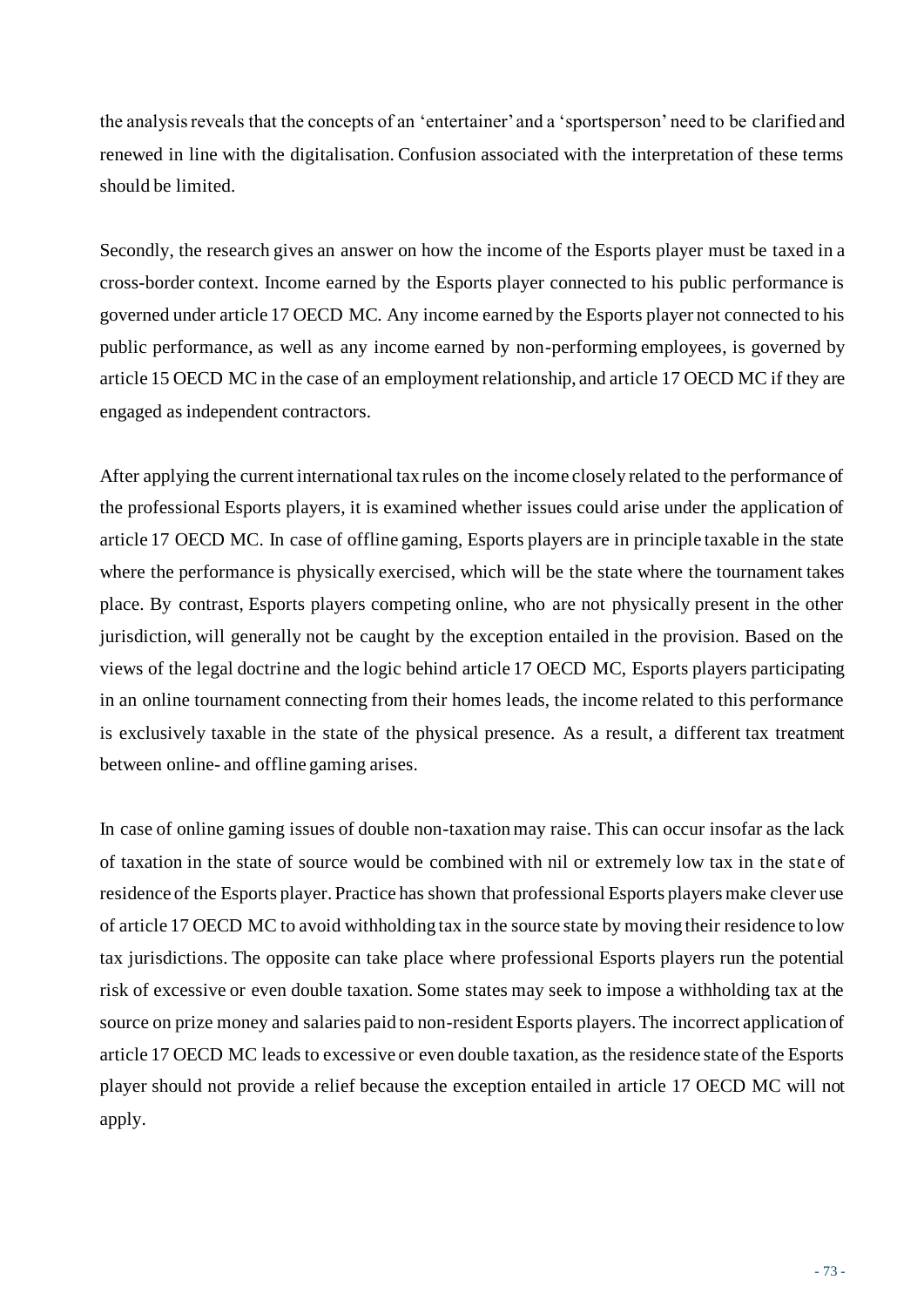the analysis reveals that the concepts of an 'entertainer' and a 'sportsperson' need to be clarified and renewed in line with the digitalisation. Confusion associated with the interpretation of these terms should be limited.

Secondly, the research gives an answer on how the income of the Esports player must be taxed in a cross-border context. Income earned by the Esports player connected to his public performance is governed under article 17 OECD MC. Any income earned by the Esports player not connected to his public performance, as well as any income earned by non-performing employees, is governed by article 15 OECD MC in the case of an employment relationship, and article 17 OECD MC if they are engaged as independent contractors.

After applying the current international tax rules on the income closely related to the performance of the professional Esports players, it is examined whether issues could arise under the application of article 17 OECD MC. In case of offline gaming, Esports players are in principle taxable in the state where the performance is physically exercised, which will be the state where the tournament takes place. By contrast, Esports players competing online, who are not physically present in the other jurisdiction, will generally not be caught by the exception entailed in the provision. Based on the views of the legal doctrine and the logic behind article 17 OECD MC, Esports players participating in an online tournament connecting from their homes leads, the income related to this performance is exclusively taxable in the state of the physical presence. As a result, a different tax treatment between online- and offline gaming arises.

In case of online gaming issues of double non-taxation may raise. This can occur insofar as the lack of taxation in the state of source would be combined with nil or extremely low tax in the state of residence of the Esports player. Practice has shown that professional Esports players make clever use of article 17 OECD MC to avoid withholding tax in the source state by moving their residence to low tax jurisdictions. The opposite can take place where professional Esports players run the potential risk of excessive or even double taxation. Some states may seek to impose a withholding tax at the source on prize money and salaries paid to non-resident Esports players. The incorrect application of article 17 OECD MC leads to excessive or even double taxation, as the residence state of the Esports player should not provide a relief because the exception entailed in article 17 OECD MC will not apply.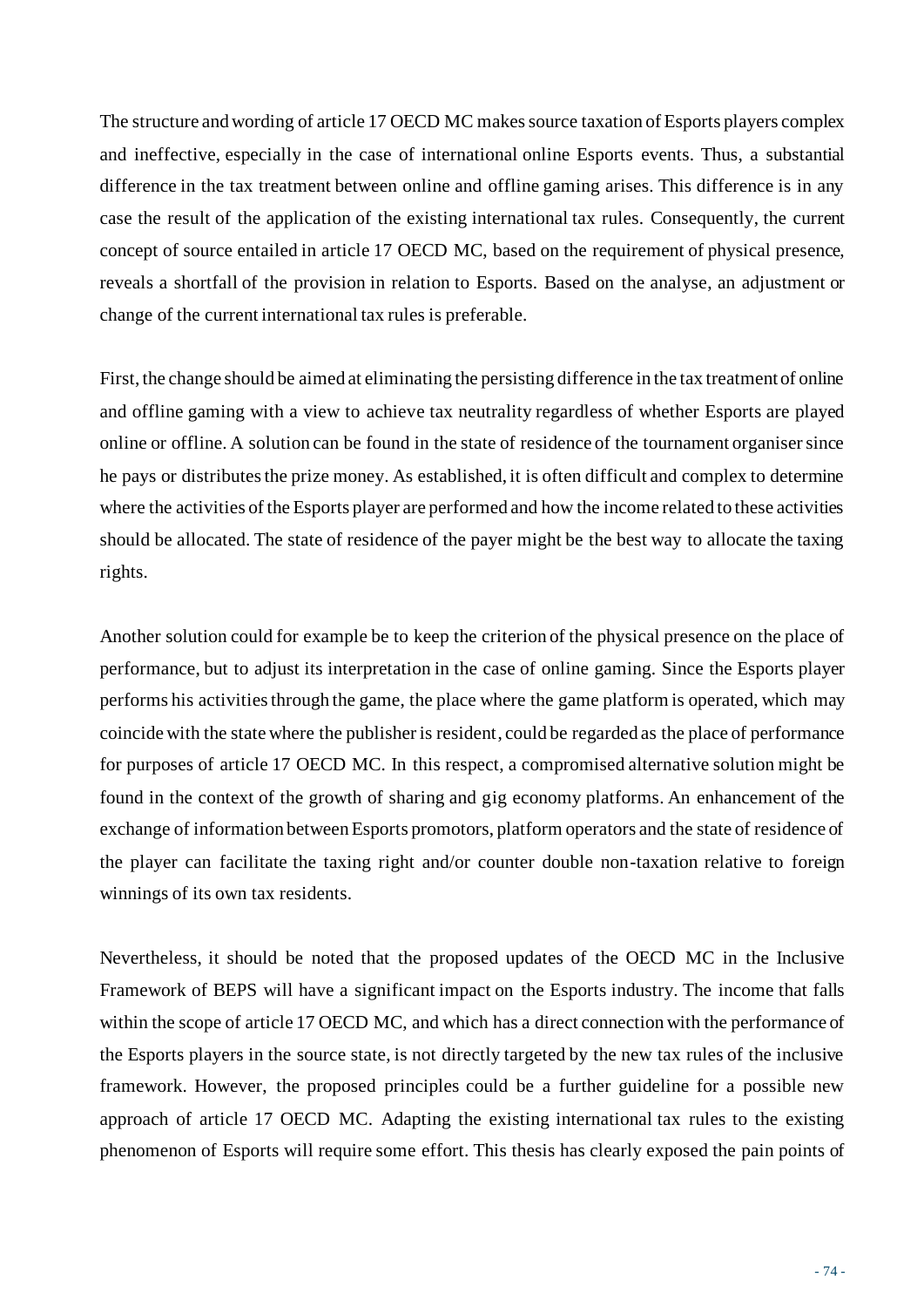The structure and wording of article 17 OECD MC makes source taxation of Esports players complex and ineffective, especially in the case of international online Esports events. Thus, a substantial difference in the tax treatment between online and offline gaming arises. This difference is in any case the result of the application of the existing international tax rules. Consequently, the current concept of source entailed in article 17 OECD MC, based on the requirement of physical presence, reveals a shortfall of the provision in relation to Esports. Based on the analyse, an adjustment or change of the current international tax rules is preferable.

First, the change should be aimed at eliminating the persisting difference in the tax treatment of online and offline gaming with a view to achieve tax neutrality regardless of whether Esports are played online or offline. A solution can be found in the state of residence of the tournament organiser since he pays or distributes the prize money. As established, it is often difficult and complex to determine where the activities of the Esports player are performed and how the income related to these activities should be allocated. The state of residence of the payer might be the best way to allocate the taxing rights.

Another solution could for example be to keep the criterion of the physical presence on the place of performance, but to adjust its interpretation in the case of online gaming. Since the Esports player performs his activities through the game, the place where the game platform is operated, which may coincide with the state where the publisher is resident, could be regarded as the place of performance for purposes of article 17 OECD MC. In this respect, a compromised alternative solution might be found in the context of the growth of sharing and gig economy platforms. An enhancement of the exchange of information between Esports promotors, platform operators and the state of residence of the player can facilitate the taxing right and/or counter double non-taxation relative to foreign winnings of its own tax residents.

Nevertheless, it should be noted that the proposed updates of the OECD MC in the Inclusive Framework of BEPS will have a significant impact on the Esports industry. The income that falls within the scope of article 17 OECD MC, and which has a direct connection with the performance of the Esports players in the source state, is not directly targeted by the new tax rules of the inclusive framework. However, the proposed principles could be a further guideline for a possible new approach of article 17 OECD MC. Adapting the existing international tax rules to the existing phenomenon of Esports will require some effort. This thesis has clearly exposed the pain points of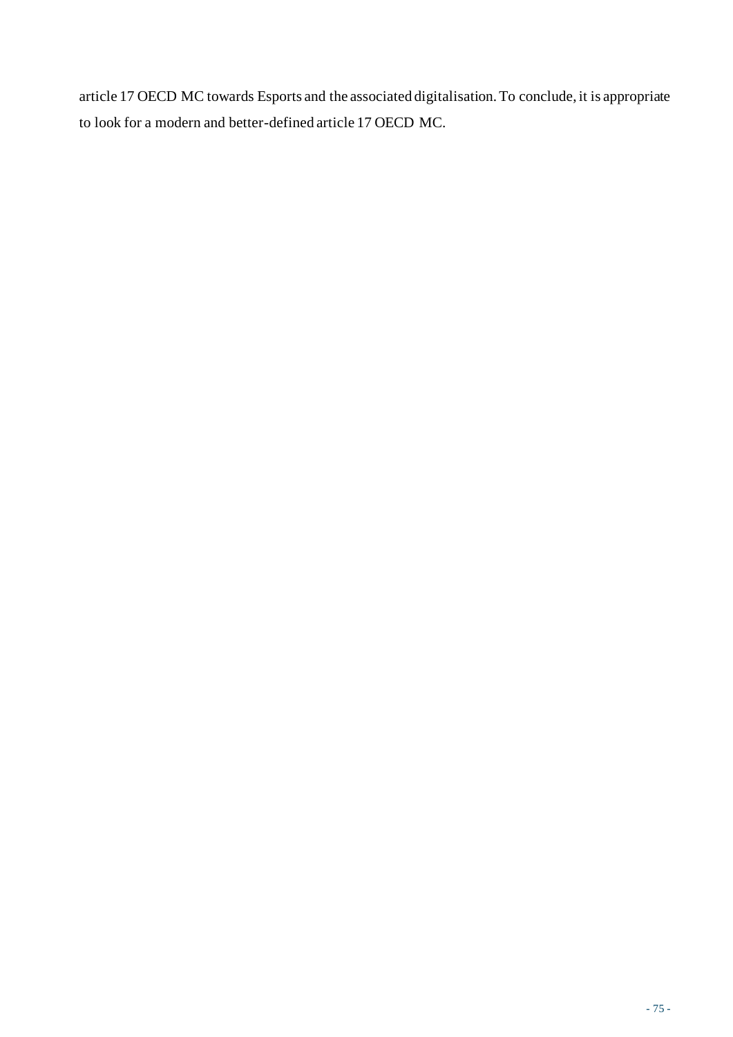article 17 OECD MC towards Esports and the associated digitalisation. To conclude, it is appropriate to look for a modern and better-defined article 17 OECD MC.